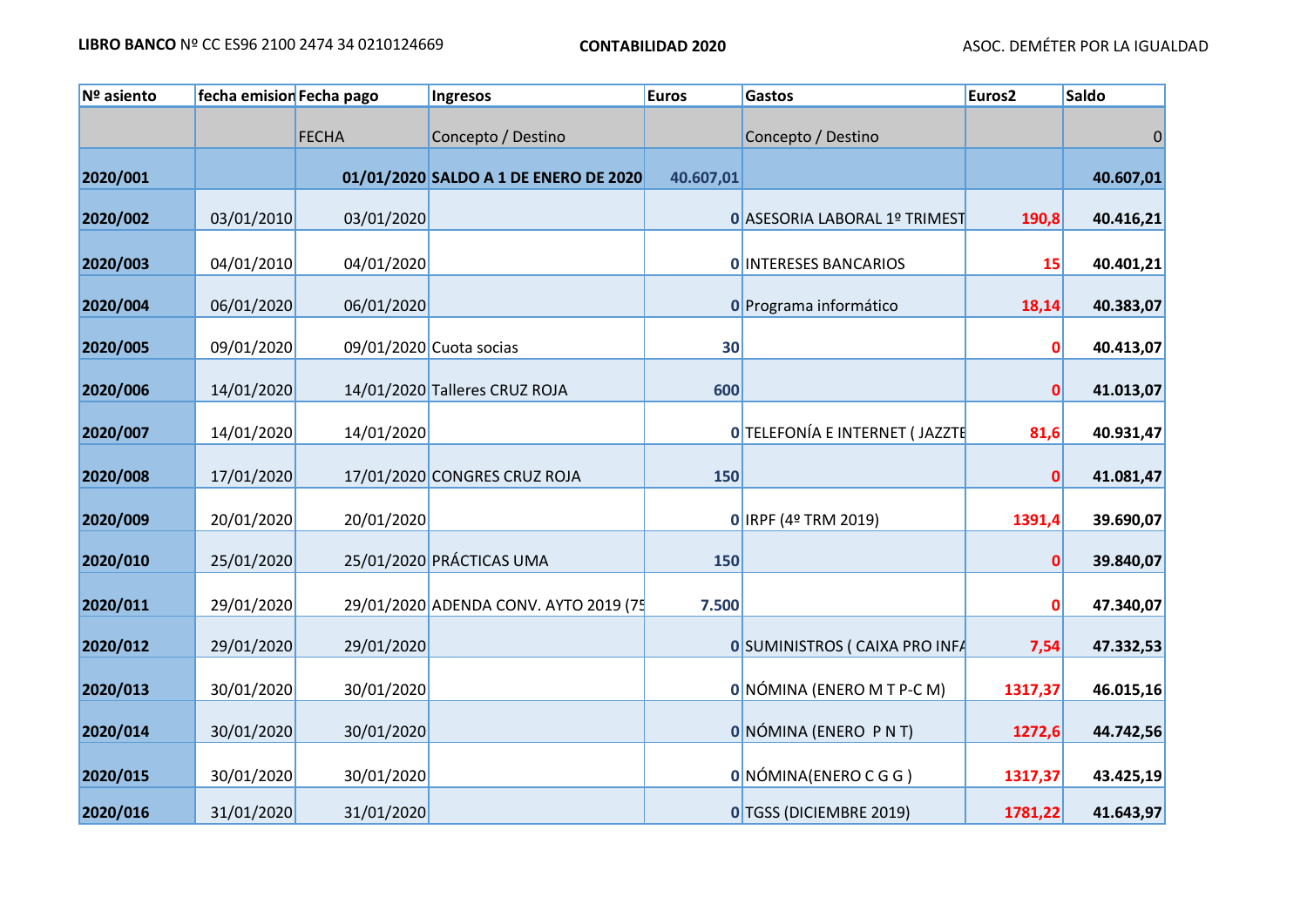**LIBRO BANCO** Nº CC ES96 2100 2474 34 0210124669 **CONTABILIDAD 2020** ASOC. DEMÉTER POR LA IGUALDAD

| Nº asiento | fecha emision | Fecha pago | Ingresos | Euros | Gastos | Euros2 | Saldo |
|---|---|---|---|---|---|---|---|
| | | FECHA | Concepto / Destino | | Concepto / Destino | | 0 |
| **2020/001** | | **01/01/2020** | **SALDO A 1 DE ENERO DE 2020** | **40.607,01** | | | **40.607,01** |
| **2020/002** | 03/01/2010 | 03/01/2020 | | **0** | ASESORIA LABORAL 1º TRIMEST | **190,8** | **40.416,21** |
| **2020/003** | 04/01/2010 | 04/01/2020 | | **0** | INTERESES BANCARIOS | **15** | **40.401,21** |
| **2020/004** | 06/01/2020 | 06/01/2020 | | **0** | Programa informático | **18,14** | **40.383,07** |
| **2020/005** | 09/01/2020 | 09/01/2020 | Cuota socias | **30** | | **0** | **40.413,07** |
| **2020/006** | 14/01/2020 | 14/01/2020 | Talleres CRUZ ROJA | **600** | | **0** | **41.013,07** |
| **2020/007** | 14/01/2020 | 14/01/2020 | | **0** | TELEFONÍA E INTERNET ( JAZZTE | **81,6** | **40.931,47** |
| **2020/008** | 17/01/2020 | 17/01/2020 | CONGRES CRUZ ROJA | **150** | | **0** | **41.081,47** |
| **2020/009** | 20/01/2020 | 20/01/2020 | | **0** | IRPF (4º TRM 2019) | **1391,4** | **39.690,07** |
| **2020/010** | 25/01/2020 | 25/01/2020 | PRÁCTICAS UMA | **150** | | **0** | **39.840,07** |
| **2020/011** | 29/01/2020 | 29/01/2020 | ADENDA CONV. AYTO 2019 (75 | **7.500** | | **0** | **47.340,07** |
| **2020/012** | 29/01/2020 | 29/01/2020 | | **0** | SUMINISTROS ( CAIXA PRO INFA | **7,54** | **47.332,53** |
| **2020/013** | 30/01/2020 | 30/01/2020 | | **0** | NÓMINA (ENERO M T P-C M) | **1317,37** | **46.015,16** |
| **2020/014** | 30/01/2020 | 30/01/2020 | | **0** | NÓMINA (ENERO P N T) | **1272,6** | **44.742,56** |
| **2020/015** | 30/01/2020 | 30/01/2020 | | **0** | NÓMINA(ENERO C G G ) | **1317,37** | **43.425,19** |
| **2020/016** | 31/01/2020 | 31/01/2020 | | **0** | TGSS (DICIEMBRE 2019) | **1781,22** | **41.643,97** |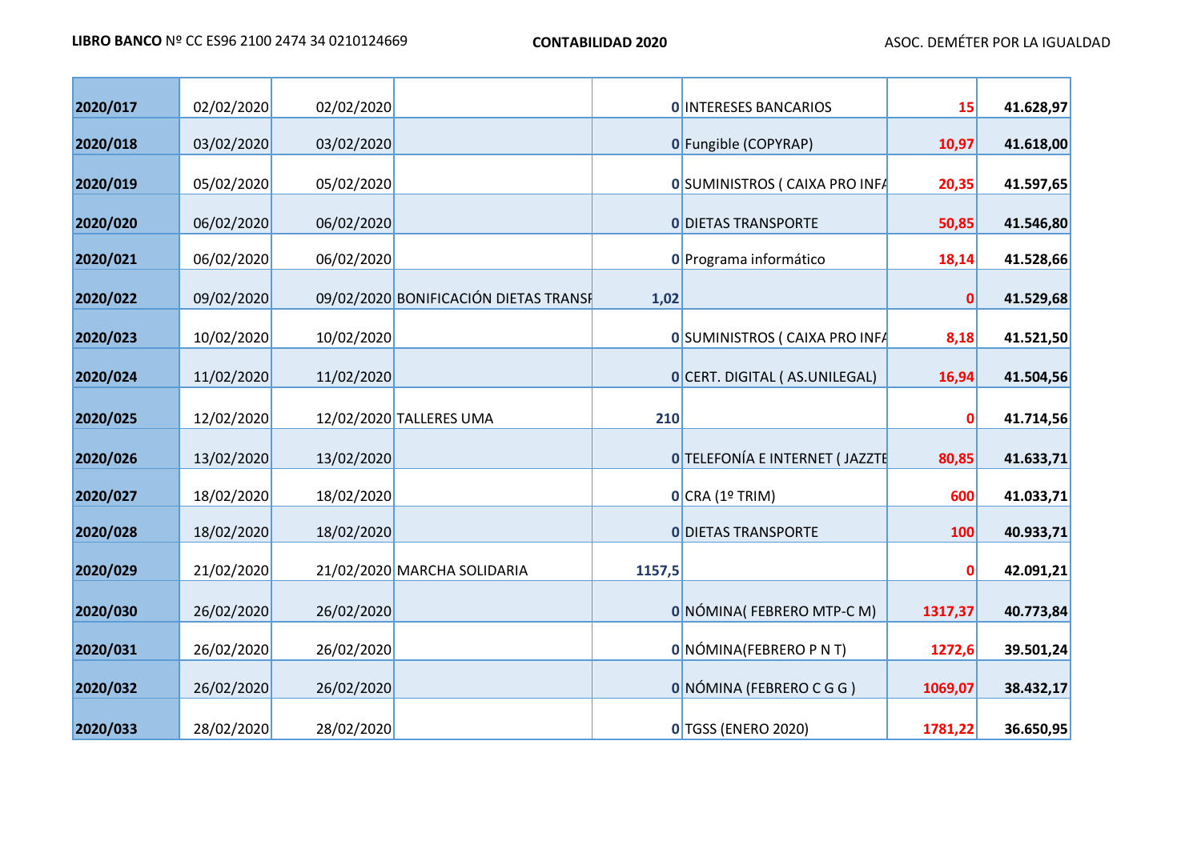**LIBRO BANCO** Nº CC ES96 2100 2474 34 0210124669 **CONTABILIDAD 2020** ASOC. DEMÉTER POR LA IGUALDAD

| | | | | | | | |
|---|---|---|---|---|---|---|---|
| **2020/017** | 02/02/2020 | 02/02/2020 | | **0** | INTERESES BANCARIOS | **15** | **41.628,97** |
| **2020/018** | 03/02/2020 | 03/02/2020 | | **0** | Fungible (COPYRAP) | **10,97** | **41.618,00** |
| **2020/019** | 05/02/2020 | 05/02/2020 | | **0** | SUMINISTROS ( CAIXA PRO INFA | **20,35** | **41.597,65** |
| **2020/020** | 06/02/2020 | 06/02/2020 | | **0** | DIETAS TRANSPORTE | **50,85** | **41.546,80** |
| **2020/021** | 06/02/2020 | 06/02/2020 | | **0** | Programa informático | **18,14** | **41.528,66** |
| **2020/022** | 09/02/2020 | 09/02/2020 | BONIFICACIÓN DIETAS TRANSF | **1,02** | | **0** | **41.529,68** |
| **2020/023** | 10/02/2020 | 10/02/2020 | | **0** | SUMINISTROS ( CAIXA PRO INFA | **8,18** | **41.521,50** |
| **2020/024** | 11/02/2020 | 11/02/2020 | | **0** | CERT. DIGITAL ( AS.UNILEGAL) | **16,94** | **41.504,56** |
| **2020/025** | 12/02/2020 | 12/02/2020 | TALLERES UMA | **210** | | **0** | **41.714,56** |
| **2020/026** | 13/02/2020 | 13/02/2020 | | **0** | TELEFONÍA E INTERNET ( JAZZTE | **80,85** | **41.633,71** |
| **2020/027** | 18/02/2020 | 18/02/2020 | | **0** | CRA (1º TRIM) | **600** | **41.033,71** |
| **2020/028** | 18/02/2020 | 18/02/2020 | | **0** | DIETAS TRANSPORTE | **100** | **40.933,71** |
| **2020/029** | 21/02/2020 | 21/02/2020 | MARCHA SOLIDARIA | **1157,5** | | **0** | **42.091,21** |
| **2020/030** | 26/02/2020 | 26/02/2020 | | **0** | NÓMINA( FEBRERO MTP-C M) | **1317,37** | **40.773,84** |
| **2020/031** | 26/02/2020 | 26/02/2020 | | **0** | NÓMINA(FEBRERO P N T) | **1272,6** | **39.501,24** |
| **2020/032** | 26/02/2020 | 26/02/2020 | | **0** | NÓMINA (FEBRERO C G G ) | **1069,07** | **38.432,17** |
| **2020/033** | 28/02/2020 | 28/02/2020 | | **0** | TGSS (ENERO 2020) | **1781,22** | **36.650,95** |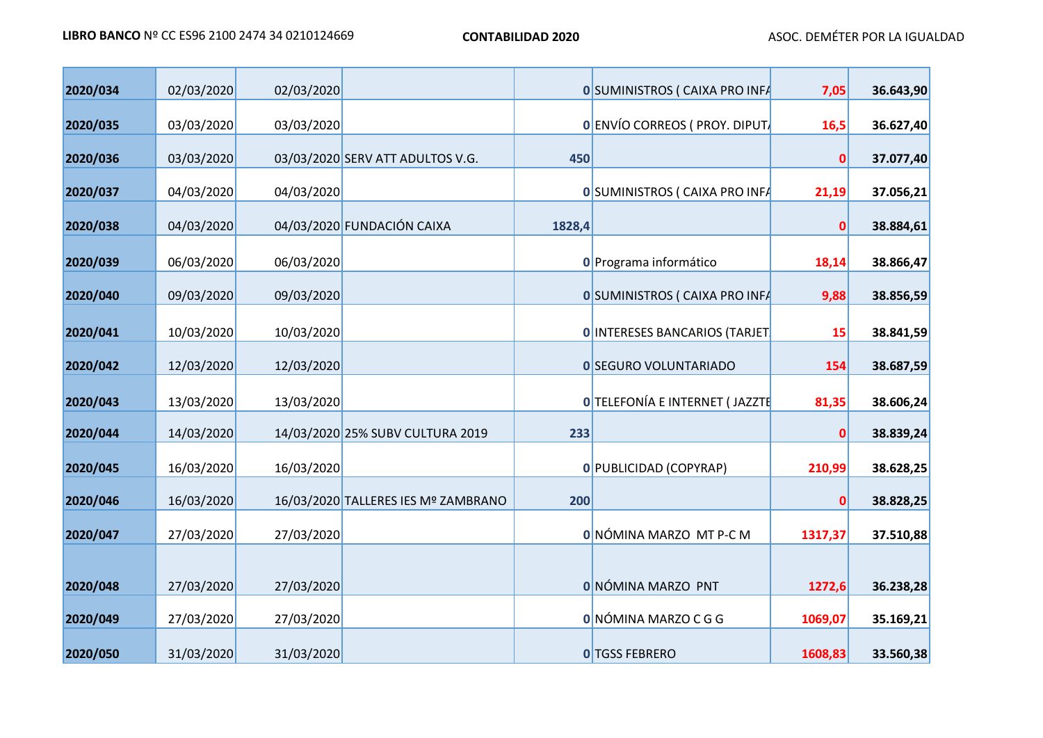**LIBRO BANCO** Nº CC ES96 2100 2474 34 0210124669 **CONTABILIDAD 2020** ASOC. DEMÉTER POR LA IGUALDAD

| | | | | | | | |
|---|---|---|---|---|---|---|---|
| **2020/034** | 02/03/2020 | 02/03/2020 | | **0** | SUMINISTROS ( CAIXA PRO INFA | **7,05** | **36.643,90** |
| **2020/035** | 03/03/2020 | 03/03/2020 | | **0** | ENVÍO CORREOS ( PROY. DIPUTA | **16,5** | **36.627,40** |
| **2020/036** | 03/03/2020 | 03/03/2020 | SERV ATT ADULTOS V.G. | **450** | | **0** | **37.077,40** |
| **2020/037** | 04/03/2020 | 04/03/2020 | | **0** | SUMINISTROS ( CAIXA PRO INFA | **21,19** | **37.056,21** |
| **2020/038** | 04/03/2020 | 04/03/2020 | FUNDACIÓN CAIXA | **1828,4** | | **0** | **38.884,61** |
| **2020/039** | 06/03/2020 | 06/03/2020 | | **0** | Programa informático | **18,14** | **38.866,47** |
| **2020/040** | 09/03/2020 | 09/03/2020 | | **0** | SUMINISTROS ( CAIXA PRO INFA | **9,88** | **38.856,59** |
| **2020/041** | 10/03/2020 | 10/03/2020 | | **0** | INTERESES BANCARIOS (TARJET | **15** | **38.841,59** |
| **2020/042** | 12/03/2020 | 12/03/2020 | | **0** | SEGURO VOLUNTARIADO | **154** | **38.687,59** |
| **2020/043** | 13/03/2020 | 13/03/2020 | | **0** | TELEFONÍA E INTERNET ( JAZZTE | **81,35** | **38.606,24** |
| **2020/044** | 14/03/2020 | 14/03/2020 | 25% SUBV CULTURA 2019 | **233** | | **0** | **38.839,24** |
| **2020/045** | 16/03/2020 | 16/03/2020 | | **0** | PUBLICIDAD (COPYRAP) | **210,99** | **38.628,25** |
| **2020/046** | 16/03/2020 | 16/03/2020 | TALLERES IES Mº ZAMBRANO | **200** | | **0** | **38.828,25** |
| **2020/047** | 27/03/2020 | 27/03/2020 | | **0** | NÓMINA MARZO MT P-C M | **1317,37** | **37.510,88** |
| **2020/048** | 27/03/2020 | 27/03/2020 | | **0** | NÓMINA MARZO PNT | **1272,6** | **36.238,28** |
| **2020/049** | 27/03/2020 | 27/03/2020 | | **0** | NÓMINA MARZO C G G | **1069,07** | **35.169,21** |
| **2020/050** | 31/03/2020 | 31/03/2020 | | **0** | TGSS FEBRERO | **1608,83** | **33.560,38** |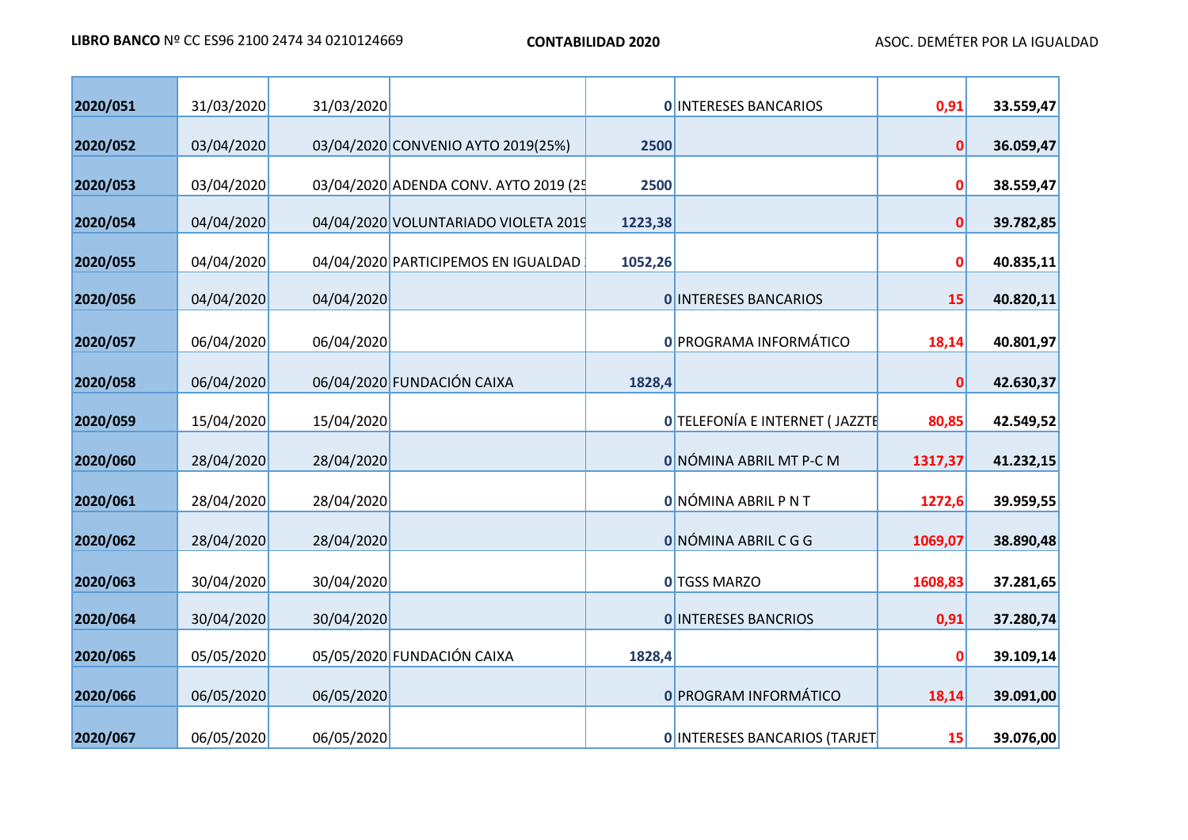**LIBRO BANCO** Nº CC ES96 2100 2474 34 0210124669 **CONTABILIDAD 2020** ASOC. DEMÉTER POR LA IGUALDAD

| | | | | | | | |
|---|---|---|---|---|---|---|---|
| **2020/051** | 31/03/2020 | 31/03/2020 | | **0** | INTERESES BANCARIOS | **0,91** | **33.559,47** |
| **2020/052** | 03/04/2020 | 03/04/2020 | CONVENIO AYTO 2019(25%) | **2500** | | **0** | **36.059,47** |
| **2020/053** | 03/04/2020 | 03/04/2020 | ADENDA CONV. AYTO 2019 (25 | **2500** | | **0** | **38.559,47** |
| **2020/054** | 04/04/2020 | 04/04/2020 | VOLUNTARIADO VIOLETA 2019 | **1223,38** | | **0** | **39.782,85** |
| **2020/055** | 04/04/2020 | 04/04/2020 | PARTICIPEMOS EN IGUALDAD | **1052,26** | | **0** | **40.835,11** |
| **2020/056** | 04/04/2020 | 04/04/2020 | | **0** | INTERESES BANCARIOS | **15** | **40.820,11** |
| **2020/057** | 06/04/2020 | 06/04/2020 | | **0** | PROGRAMA INFORMÁTICO | **18,14** | **40.801,97** |
| **2020/058** | 06/04/2020 | 06/04/2020 | FUNDACIÓN CAIXA | **1828,4** | | **0** | **42.630,37** |
| **2020/059** | 15/04/2020 | 15/04/2020 | | **0** | TELEFONÍA E INTERNET ( JAZZTE | **80,85** | **42.549,52** |
| **2020/060** | 28/04/2020 | 28/04/2020 | | **0** | NÓMINA ABRIL MT P-C M | **1317,37** | **41.232,15** |
| **2020/061** | 28/04/2020 | 28/04/2020 | | **0** | NÓMINA ABRIL P N T | **1272,6** | **39.959,55** |
| **2020/062** | 28/04/2020 | 28/04/2020 | | **0** | NÓMINA ABRIL C G G | **1069,07** | **38.890,48** |
| **2020/063** | 30/04/2020 | 30/04/2020 | | **0** | TGSS MARZO | **1608,83** | **37.281,65** |
| **2020/064** | 30/04/2020 | 30/04/2020 | | **0** | INTERESES BANCRIOS | **0,91** | **37.280,74** |
| **2020/065** | 05/05/2020 | 05/05/2020 | FUNDACIÓN CAIXA | **1828,4** | | **0** | **39.109,14** |
| **2020/066** | 06/05/2020 | 06/05/2020 | | **0** | PROGRAM INFORMÁTICO | **18,14** | **39.091,00** |
| **2020/067** | 06/05/2020 | 06/05/2020 | | **0** | INTERESES BANCARIOS (TARJET | **15** | **39.076,00** |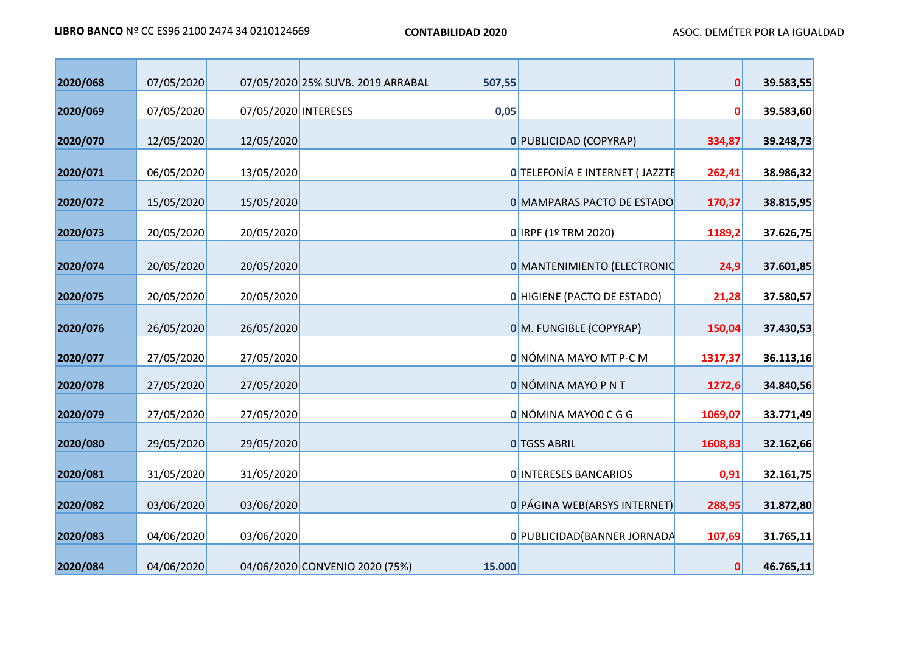| | | | | | | | |
|---|---|---|---|---|---|---|---|
| **2020/068** | 07/05/2020 | 07/05/2020 | 25% SUVB. 2019 ARRABAL | **507,55** | | **0** | **39.583,55** |
| **2020/069** | 07/05/2020 | 07/05/2020 | INTERESES | **0,05** | | **0** | **39.583,60** |
| **2020/070** | 12/05/2020 | 12/05/2020 | | **0** | PUBLICIDAD (COPYRAP) | **334,87** | **39.248,73** |
| **2020/071** | 06/05/2020 | 13/05/2020 | | **0** | TELEFONÍA E INTERNET ( JAZZTE | **262,41** | **38.986,32** |
| **2020/072** | 15/05/2020 | 15/05/2020 | | **0** | MAMPARAS PACTO DE ESTADO | **170,37** | **38.815,95** |
| **2020/073** | 20/05/2020 | 20/05/2020 | | **0** | IRPF (1º TRM 2020) | **1189,2** | **37.626,75** |
| **2020/074** | 20/05/2020 | 20/05/2020 | | **0** | MANTENIMIENTO (ELECTRONIC | **24,9** | **37.601,85** |
| **2020/075** | 20/05/2020 | 20/05/2020 | | **0** | HIGIENE (PACTO DE ESTADO) | **21,28** | **37.580,57** |
| **2020/076** | 26/05/2020 | 26/05/2020 | | **0** | M. FUNGIBLE (COPYRAP) | **150,04** | **37.430,53** |
| **2020/077** | 27/05/2020 | 27/05/2020 | | **0** | NÓMINA MAYO MT P-C M | **1317,37** | **36.113,16** |
| **2020/078** | 27/05/2020 | 27/05/2020 | | **0** | NÓMINA MAYO P N T | **1272,6** | **34.840,56** |
| **2020/079** | 27/05/2020 | 27/05/2020 | | **0** | NÓMINA MAYO0 C G G | **1069,07** | **33.771,49** |
| **2020/080** | 29/05/2020 | 29/05/2020 | | **0** | TGSS ABRIL | **1608,83** | **32.162,66** |
| **2020/081** | 31/05/2020 | 31/05/2020 | | **0** | INTERESES BANCARIOS | **0,91** | **32.161,75** |
| **2020/082** | 03/06/2020 | 03/06/2020 | | **0** | PÁGINA WEB(ARSYS INTERNET) | **288,95** | **31.872,80** |
| **2020/083** | 04/06/2020 | 03/06/2020 | | **0** | PUBLICIDAD(BANNER JORNADA | **107,69** | **31.765,11** |
| **2020/084** | 04/06/2020 | 04/06/2020 | CONVENIO 2020 (75%) | **15.000** | | **0** | **46.765,11** |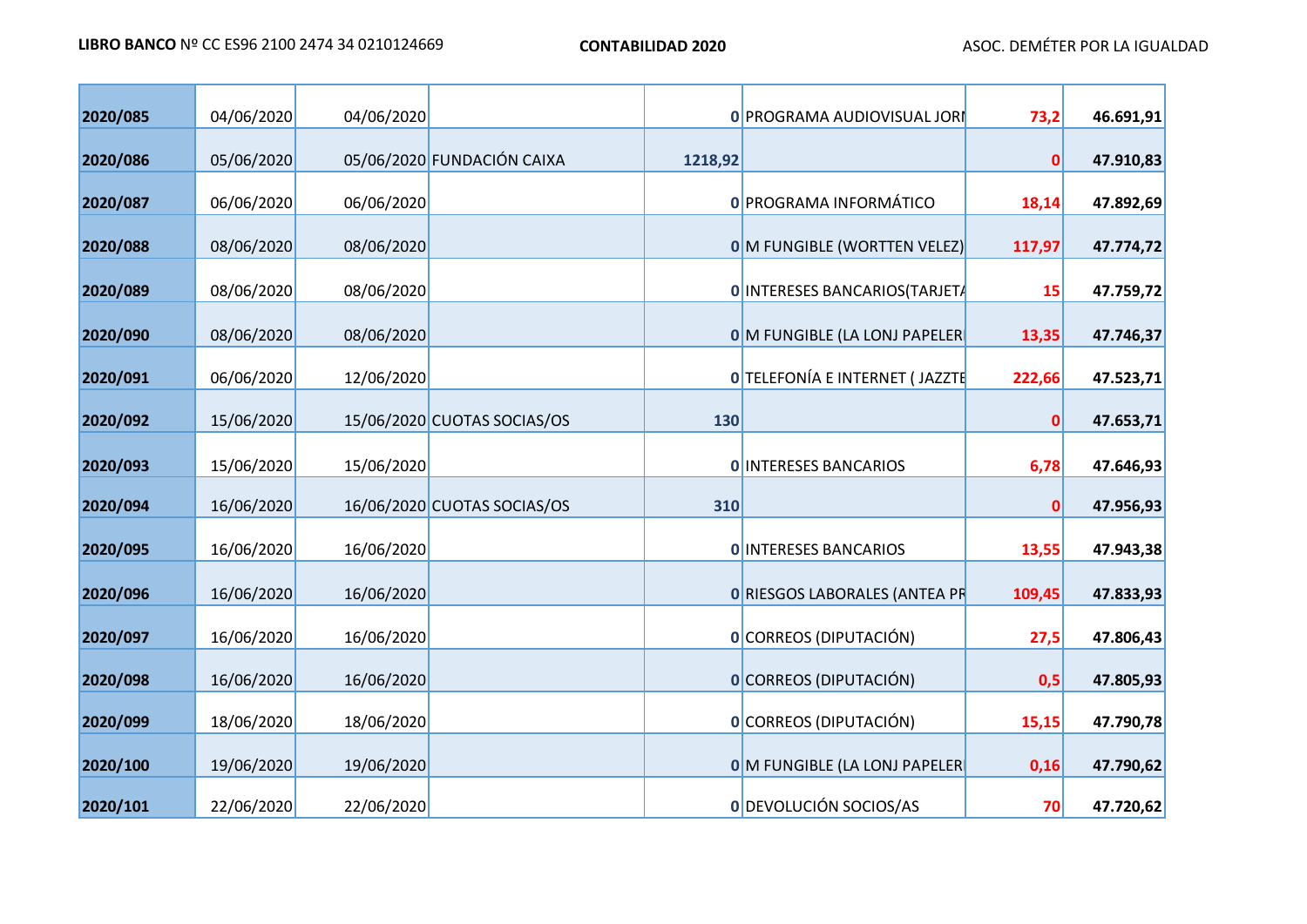**LIBRO BANCO** Nº CC ES96 2100 2474 34 0210124669 **CONTABILIDAD 2020** ASOC. DEMÉTER POR LA IGUALDAD

| | | | | | | | |
|---|---|---|---|---|---|---|---|
| **2020/085** | 04/06/2020 | 04/06/2020 | | **0** | PROGRAMA AUDIOVISUAL JORI | **73,2** | **46.691,91** |
| **2020/086** | 05/06/2020 | 05/06/2020 | FUNDACIÓN CAIXA | **1218,92** | | **0** | **47.910,83** |
| **2020/087** | 06/06/2020 | 06/06/2020 | | **0** | PROGRAMA INFORMÁTICO | **18,14** | **47.892,69** |
| **2020/088** | 08/06/2020 | 08/06/2020 | | **0** | M FUNGIBLE (WORTTEN VELEZ) | **117,97** | **47.774,72** |
| **2020/089** | 08/06/2020 | 08/06/2020 | | **0** | INTERESES BANCARIOS(TARJETA | **15** | **47.759,72** |
| **2020/090** | 08/06/2020 | 08/06/2020 | | **0** | M FUNGIBLE (LA LONJ PAPELERI | **13,35** | **47.746,37** |
| **2020/091** | 06/06/2020 | 12/06/2020 | | **0** | TELEFONÍA E INTERNET ( JAZZTE | **222,66** | **47.523,71** |
| **2020/092** | 15/06/2020 | 15/06/2020 | CUOTAS SOCIAS/OS | **130** | | **0** | **47.653,71** |
| **2020/093** | 15/06/2020 | 15/06/2020 | | **0** | INTERESES BANCARIOS | **6,78** | **47.646,93** |
| **2020/094** | 16/06/2020 | 16/06/2020 | CUOTAS SOCIAS/OS | **310** | | **0** | **47.956,93** |
| **2020/095** | 16/06/2020 | 16/06/2020 | | **0** | INTERESES BANCARIOS | **13,55** | **47.943,38** |
| **2020/096** | 16/06/2020 | 16/06/2020 | | **0** | RIESGOS LABORALES (ANTEA PR | **109,45** | **47.833,93** |
| **2020/097** | 16/06/2020 | 16/06/2020 | | **0** | CORREOS (DIPUTACIÓN) | **27,5** | **47.806,43** |
| **2020/098** | 16/06/2020 | 16/06/2020 | | **0** | CORREOS (DIPUTACIÓN) | **0,5** | **47.805,93** |
| **2020/099** | 18/06/2020 | 18/06/2020 | | **0** | CORREOS (DIPUTACIÓN) | **15,15** | **47.790,78** |
| **2020/100** | 19/06/2020 | 19/06/2020 | | **0** | M FUNGIBLE (LA LONJ PAPELERI | **0,16** | **47.790,62** |
| **2020/101** | 22/06/2020 | 22/06/2020 | | **0** | DEVOLUCIÓN SOCIOS/AS | **70** | **47.720,62** |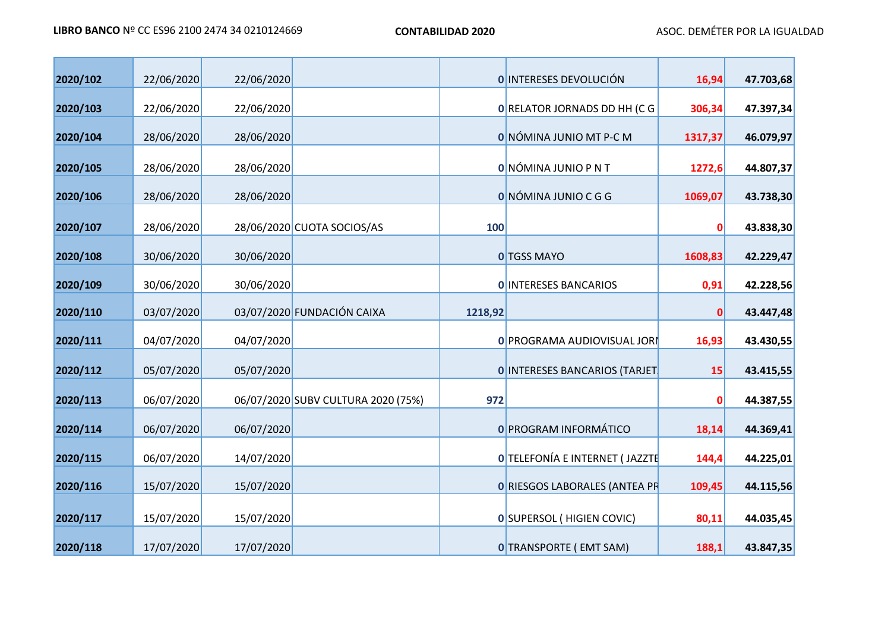| | | | | | | | |
|---|---|---|---|---|---|---|---|
| **2020/102** | 22/06/2020 | 22/06/2020 | | **0** | INTERESES DEVOLUCIÓN | **16,94** | **47.703,68** |
| **2020/103** | 22/06/2020 | 22/06/2020 | | **0** | RELATOR JORNADS DD HH (C G | **306,34** | **47.397,34** |
| **2020/104** | 28/06/2020 | 28/06/2020 | | **0** | NÓMINA JUNIO MT P-C M | **1317,37** | **46.079,97** |
| **2020/105** | 28/06/2020 | 28/06/2020 | | **0** | NÓMINA JUNIO P N T | **1272,6** | **44.807,37** |
| **2020/106** | 28/06/2020 | 28/06/2020 | | **0** | NÓMINA JUNIO C G G | **1069,07** | **43.738,30** |
| **2020/107** | 28/06/2020 | 28/06/2020 | CUOTA SOCIOS/AS | **100** | | **0** | **43.838,30** |
| **2020/108** | 30/06/2020 | 30/06/2020 | | **0** | TGSS MAYO | **1608,83** | **42.229,47** |
| **2020/109** | 30/06/2020 | 30/06/2020 | | **0** | INTERESES BANCARIOS | **0,91** | **42.228,56** |
| **2020/110** | 03/07/2020 | 03/07/2020 | FUNDACIÓN CAIXA | **1218,92** | | **0** | **43.447,48** |
| **2020/111** | 04/07/2020 | 04/07/2020 | | **0** | PROGRAMA AUDIOVISUAL JORI | **16,93** | **43.430,55** |
| **2020/112** | 05/07/2020 | 05/07/2020 | | **0** | INTERESES BANCARIOS (TARJET | **15** | **43.415,55** |
| **2020/113** | 06/07/2020 | 06/07/2020 | SUBV CULTURA 2020 (75%) | **972** | | **0** | **44.387,55** |
| **2020/114** | 06/07/2020 | 06/07/2020 | | **0** | PROGRAM INFORMÁTICO | **18,14** | **44.369,41** |
| **2020/115** | 06/07/2020 | 14/07/2020 | | **0** | TELEFONÍA E INTERNET ( JAZZTE | **144,4** | **44.225,01** |
| **2020/116** | 15/07/2020 | 15/07/2020 | | **0** | RIESGOS LABORALES (ANTEA PR | **109,45** | **44.115,56** |
| **2020/117** | 15/07/2020 | 15/07/2020 | | **0** | SUPERSOL ( HIGIEN COVIC) | **80,11** | **44.035,45** |
| **2020/118** | 17/07/2020 | 17/07/2020 | | **0** | TRANSPORTE ( EMT SAM) | **188,1** | **43.847,35** |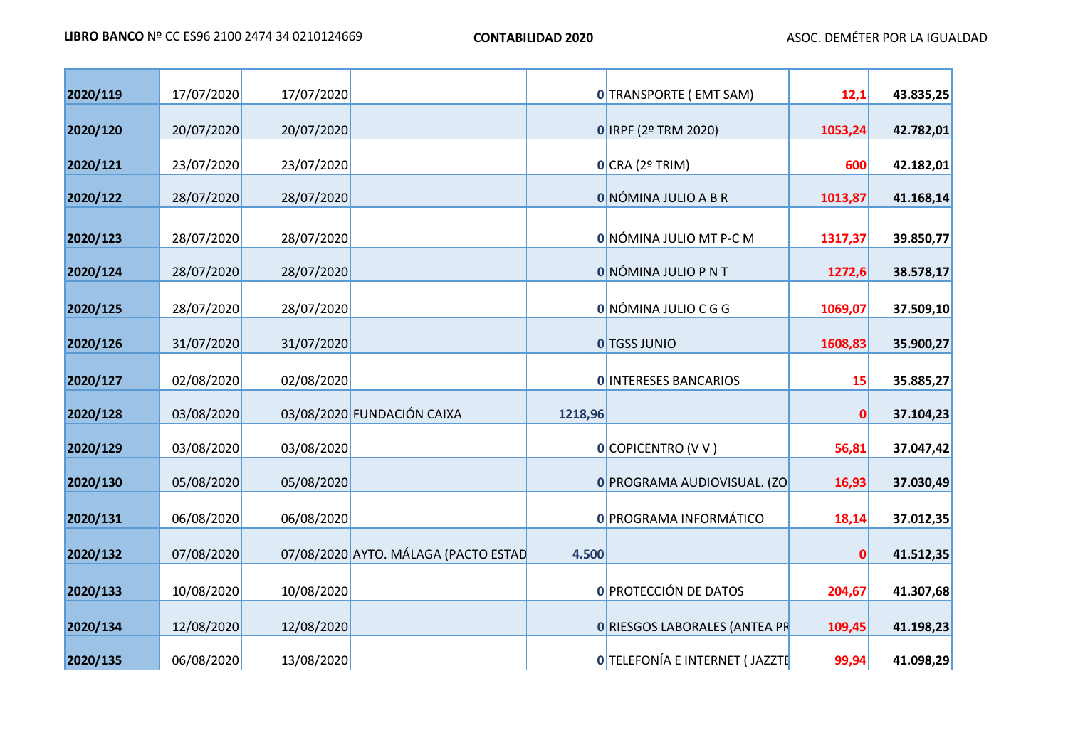| | | | | | | | |
|---|---|---|---|---|---|---|---|
| 2020/119 | 17/07/2020 | 17/07/2020 | | 0 | TRANSPORTE ( EMT SAM) | 12,1 | 43.835,25 |
| 2020/120 | 20/07/2020 | 20/07/2020 | | 0 | IRPF (2º TRM 2020) | 1053,24 | 42.782,01 |
| 2020/121 | 23/07/2020 | 23/07/2020 | | 0 | CRA (2º TRIM) | 600 | 42.182,01 |
| 2020/122 | 28/07/2020 | 28/07/2020 | | 0 | NÓMINA JULIO A B R | 1013,87 | 41.168,14 |
| 2020/123 | 28/07/2020 | 28/07/2020 | | 0 | NÓMINA JULIO MT P-C M | 1317,37 | 39.850,77 |
| 2020/124 | 28/07/2020 | 28/07/2020 | | 0 | NÓMINA JULIO P N T | 1272,6 | 38.578,17 |
| 2020/125 | 28/07/2020 | 28/07/2020 | | 0 | NÓMINA JULIO C G G | 1069,07 | 37.509,10 |
| 2020/126 | 31/07/2020 | 31/07/2020 | | 0 | TGSS JUNIO | 1608,83 | 35.900,27 |
| 2020/127 | 02/08/2020 | 02/08/2020 | | 0 | INTERESES BANCARIOS | 15 | 35.885,27 |
| 2020/128 | 03/08/2020 | 03/08/2020 | FUNDACIÓN CAIXA | 1218,96 | | 0 | 37.104,23 |
| 2020/129 | 03/08/2020 | 03/08/2020 | | 0 | COPICENTRO (V V ) | 56,81 | 37.047,42 |
| 2020/130 | 05/08/2020 | 05/08/2020 | | 0 | PROGRAMA AUDIOVISUAL. (ZO | 16,93 | 37.030,49 |
| 2020/131 | 06/08/2020 | 06/08/2020 | | 0 | PROGRAMA INFORMÁTICO | 18,14 | 37.012,35 |
| 2020/132 | 07/08/2020 | 07/08/2020 | AYTO. MÁLAGA (PACTO ESTAD | 4.500 | | 0 | 41.512,35 |
| 2020/133 | 10/08/2020 | 10/08/2020 | | 0 | PROTECCIÓN DE DATOS | 204,67 | 41.307,68 |
| 2020/134 | 12/08/2020 | 12/08/2020 | | 0 | RIESGOS LABORALES (ANTEA PR | 109,45 | 41.198,23 |
| 2020/135 | 06/08/2020 | 13/08/2020 | | 0 | TELEFONÍA E INTERNET ( JAZZTE | 99,94 | 41.098,29 |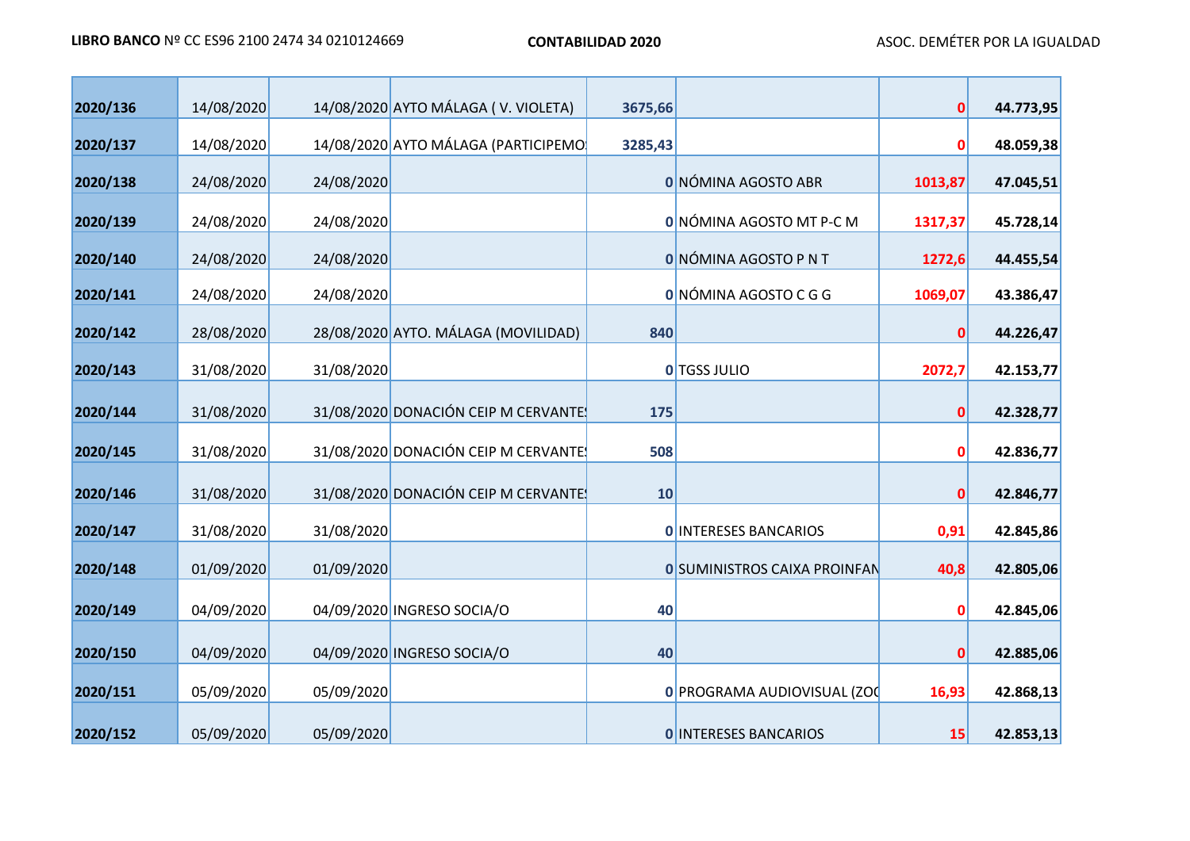| | | | | | | | |
|---|---|---|---|---|---|---|---|
| **2020/136** | 14/08/2020 | 14/08/2020 | AYTO MÁLAGA ( V. VIOLETA) | **3675,66** | | **0** | **44.773,95** |
| **2020/137** | 14/08/2020 | 14/08/2020 | AYTO MÁLAGA (PARTICIPEMO | **3285,43** | | **0** | **48.059,38** |
| **2020/138** | 24/08/2020 | 24/08/2020 | | **0** | NÓMINA AGOSTO ABR | **1013,87** | **47.045,51** |
| **2020/139** | 24/08/2020 | 24/08/2020 | | **0** | NÓMINA AGOSTO MT P-C M | **1317,37** | **45.728,14** |
| **2020/140** | 24/08/2020 | 24/08/2020 | | **0** | NÓMINA AGOSTO P N T | **1272,6** | **44.455,54** |
| **2020/141** | 24/08/2020 | 24/08/2020 | | **0** | NÓMINA AGOSTO C G G | **1069,07** | **43.386,47** |
| **2020/142** | 28/08/2020 | 28/08/2020 | AYTO. MÁLAGA (MOVILIDAD) | **840** | | **0** | **44.226,47** |
| **2020/143** | 31/08/2020 | 31/08/2020 | | **0** | TGSS JULIO | **2072,7** | **42.153,77** |
| **2020/144** | 31/08/2020 | 31/08/2020 | DONACIÓN CEIP M CERVANTE | **175** | | **0** | **42.328,77** |
| **2020/145** | 31/08/2020 | 31/08/2020 | DONACIÓN CEIP M CERVANTE | **508** | | **0** | **42.836,77** |
| **2020/146** | 31/08/2020 | 31/08/2020 | DONACIÓN CEIP M CERVANTE | **10** | | **0** | **42.846,77** |
| **2020/147** | 31/08/2020 | 31/08/2020 | | **0** | INTERESES BANCARIOS | **0,91** | **42.845,86** |
| **2020/148** | 01/09/2020 | 01/09/2020 | | **0** | SUMINISTROS CAIXA PROINFAN | **40,8** | **42.805,06** |
| **2020/149** | 04/09/2020 | 04/09/2020 | INGRESO SOCIA/O | **40** | | **0** | **42.845,06** |
| **2020/150** | 04/09/2020 | 04/09/2020 | INGRESO SOCIA/O | **40** | | **0** | **42.885,06** |
| **2020/151** | 05/09/2020 | 05/09/2020 | | **0** | PROGRAMA AUDIOVISUAL (ZOO | **16,93** | **42.868,13** |
| **2020/152** | 05/09/2020 | 05/09/2020 | | **0** | INTERESES BANCARIOS | **15** | **42.853,13** |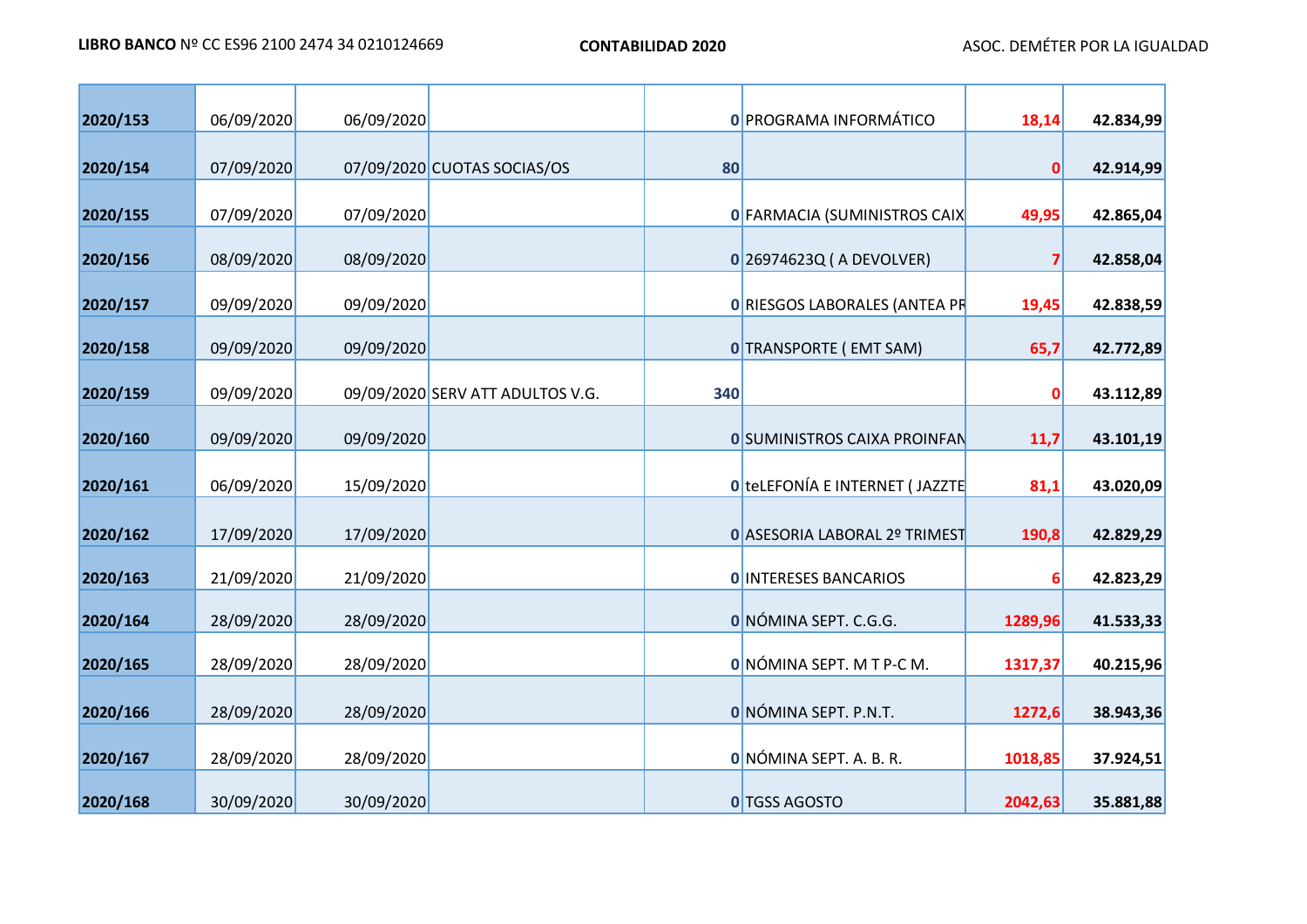| | | | | | | | |
|---|---|---|---|---|---|---|---|
| 2020/153 | 06/09/2020 | 06/09/2020 | | 0 | PROGRAMA INFORMÁTICO | 18,14 | 42.834,99 |
| 2020/154 | 07/09/2020 | 07/09/2020 | CUOTAS SOCIAS/OS | 80 | | 0 | 42.914,99 |
| 2020/155 | 07/09/2020 | 07/09/2020 | | 0 | FARMACIA (SUMINISTROS CAIX | 49,95 | 42.865,04 |
| 2020/156 | 08/09/2020 | 08/09/2020 | | 0 | 26974623Q ( A DEVOLVER) | 7 | 42.858,04 |
| 2020/157 | 09/09/2020 | 09/09/2020 | | 0 | RIESGOS LABORALES (ANTEA PR | 19,45 | 42.838,59 |
| 2020/158 | 09/09/2020 | 09/09/2020 | | 0 | TRANSPORTE ( EMT SAM) | 65,7 | 42.772,89 |
| 2020/159 | 09/09/2020 | 09/09/2020 | SERV ATT ADULTOS V.G. | 340 | | 0 | 43.112,89 |
| 2020/160 | 09/09/2020 | 09/09/2020 | | 0 | SUMINISTROS CAIXA PROINFAN | 11,7 | 43.101,19 |
| 2020/161 | 06/09/2020 | 15/09/2020 | | 0 | teLEFONÍA E INTERNET ( JAZZTE | 81,1 | 43.020,09 |
| 2020/162 | 17/09/2020 | 17/09/2020 | | 0 | ASESORIA LABORAL 2º TRIMEST | 190,8 | 42.829,29 |
| 2020/163 | 21/09/2020 | 21/09/2020 | | 0 | INTERESES BANCARIOS | 6 | 42.823,29 |
| 2020/164 | 28/09/2020 | 28/09/2020 | | 0 | NÓMINA SEPT. C.G.G. | 1289,96 | 41.533,33 |
| 2020/165 | 28/09/2020 | 28/09/2020 | | 0 | NÓMINA SEPT. M T P-C M. | 1317,37 | 40.215,96 |
| 2020/166 | 28/09/2020 | 28/09/2020 | | 0 | NÓMINA SEPT. P.N.T. | 1272,6 | 38.943,36 |
| 2020/167 | 28/09/2020 | 28/09/2020 | | 0 | NÓMINA SEPT. A. B. R. | 1018,85 | 37.924,51 |
| 2020/168 | 30/09/2020 | 30/09/2020 | | 0 | TGSS AGOSTO | 2042,63 | 35.881,88 |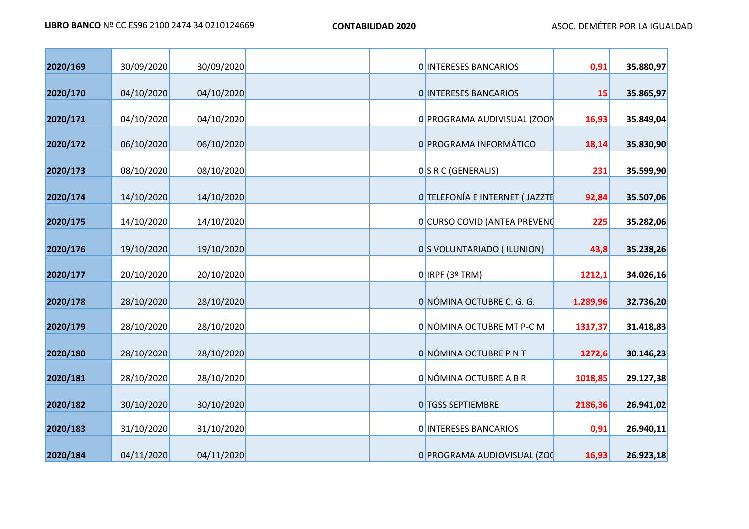| | | | | | | | |
|---|---|---|---|---|---|---|---|
| **2020/169** | 30/09/2020 | 30/09/2020 | | **0** | INTERESES BANCARIOS | **0,91** | **35.880,97** |
| **2020/170** | 04/10/2020 | 04/10/2020 | | **0** | INTERESES BANCARIOS | **15** | **35.865,97** |
| **2020/171** | 04/10/2020 | 04/10/2020 | | **0** | PROGRAMA AUDIVISUAL (ZOON | **16,93** | **35.849,04** |
| **2020/172** | 06/10/2020 | 06/10/2020 | | **0** | PROGRAMA INFORMÁTICO | **18,14** | **35.830,90** |
| **2020/173** | 08/10/2020 | 08/10/2020 | | **0** | S R C (GENERALIS) | **231** | **35.599,90** |
| **2020/174** | 14/10/2020 | 14/10/2020 | | **0** | TELEFONÍA E INTERNET ( JAZZTE | **92,84** | **35.507,06** |
| **2020/175** | 14/10/2020 | 14/10/2020 | | **0** | CURSO COVID (ANTEA PREVENC | **225** | **35.282,06** |
| **2020/176** | 19/10/2020 | 19/10/2020 | | **0** | S VOLUNTARIADO ( ILUNION) | **43,8** | **35.238,26** |
| **2020/177** | 20/10/2020 | 20/10/2020 | | **0** | IRPF (3º TRM) | **1212,1** | **34.026,16** |
| **2020/178** | 28/10/2020 | 28/10/2020 | | **0** | NÓMINA OCTUBRE C. G. G. | **1.289,96** | **32.736,20** |
| **2020/179** | 28/10/2020 | 28/10/2020 | | **0** | NÓMINA OCTUBRE MT P-C M | **1317,37** | **31.418,83** |
| **2020/180** | 28/10/2020 | 28/10/2020 | | **0** | NÓMINA OCTUBRE P N T | **1272,6** | **30.146,23** |
| **2020/181** | 28/10/2020 | 28/10/2020 | | **0** | NÓMINA OCTUBRE A B R | **1018,85** | **29.127,38** |
| **2020/182** | 30/10/2020 | 30/10/2020 | | **0** | TGSS SEPTIEMBRE | **2186,36** | **26.941,02** |
| **2020/183** | 31/10/2020 | 31/10/2020 | | **0** | INTERESES BANCARIOS | **0,91** | **26.940,11** |
| **2020/184** | 04/11/2020 | 04/11/2020 | | **0** | PROGRAMA AUDIVISUAL (ZOC | **16,93** | **26.923,18** |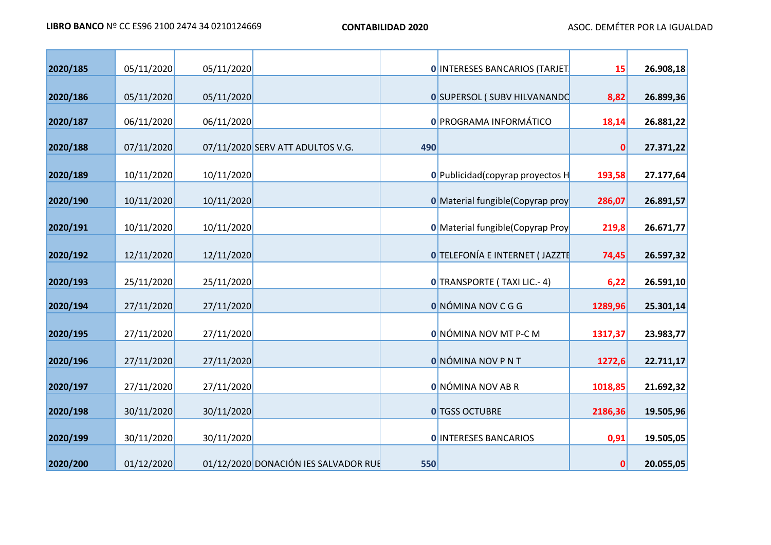| | | | | | | | |
|---|---|---|---|---|---|---|---|
| **2020/185** | 05/11/2020 | 05/11/2020 | | **0** | INTERESES BANCARIOS (TARJET | **15** | **26.908,18** |
| **2020/186** | 05/11/2020 | 05/11/2020 | | **0** | SUPERSOL ( SUBV HILVANANDC | **8,82** | **26.899,36** |
| **2020/187** | 06/11/2020 | 06/11/2020 | | **0** | PROGRAMA INFORMÁTICO | **18,14** | **26.881,22** |
| **2020/188** | 07/11/2020 | 07/11/2020 | SERV ATT ADULTOS V.G. | **490** | | **0** | **27.371,22** |
| **2020/189** | 10/11/2020 | 10/11/2020 | | **0** | Publicidad(copyrap proyectos H | **193,58** | **27.177,64** |
| **2020/190** | 10/11/2020 | 10/11/2020 | | **0** | Material fungible(Copyrap proy | **286,07** | **26.891,57** |
| **2020/191** | 10/11/2020 | 10/11/2020 | | **0** | Material fungible(Copyrap Proy | **219,8** | **26.671,77** |
| **2020/192** | 12/11/2020 | 12/11/2020 | | **0** | TELEFONÍA E INTERNET ( JAZZTE | **74,45** | **26.597,32** |
| **2020/193** | 25/11/2020 | 25/11/2020 | | **0** | TRANSPORTE ( TAXI LIC.- 4) | **6,22** | **26.591,10** |
| **2020/194** | 27/11/2020 | 27/11/2020 | | **0** | NÓMINA NOV C G G | **1289,96** | **25.301,14** |
| **2020/195** | 27/11/2020 | 27/11/2020 | | **0** | NÓMINA NOV MT P-C M | **1317,37** | **23.983,77** |
| **2020/196** | 27/11/2020 | 27/11/2020 | | **0** | NÓMINA NOV P N T | **1272,6** | **22.711,17** |
| **2020/197** | 27/11/2020 | 27/11/2020 | | **0** | NÓMINA NOV AB R | **1018,85** | **21.692,32** |
| **2020/198** | 30/11/2020 | 30/11/2020 | | **0** | TGSS OCTUBRE | **2186,36** | **19.505,96** |
| **2020/199** | 30/11/2020 | 30/11/2020 | | **0** | INTERESES BANCARIOS | **0,91** | **19.505,05** |
| **2020/200** | 01/12/2020 | 01/12/2020 | DONACIÓN IES SALVADOR RUE | **550** | | **0** | **20.055,05** |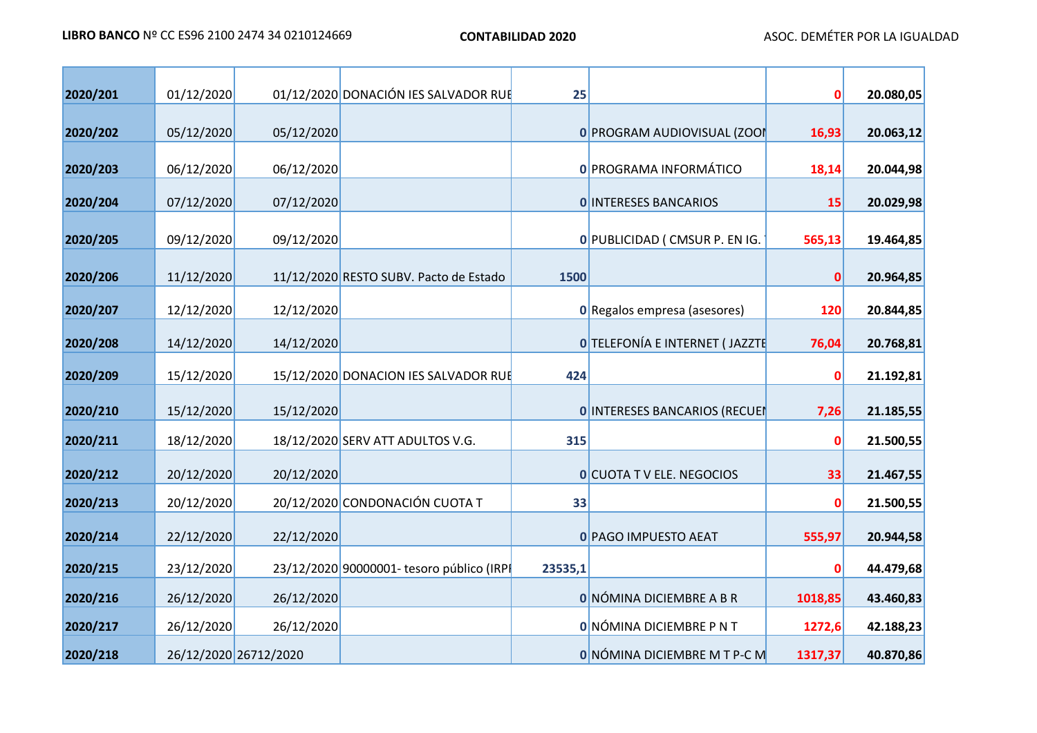**LIBRO BANCO** Nº CC ES96 2100 2474 34 0210124669 **CONTABILIDAD 2020** ASOC. DEMÉTER POR LA IGUALDAD

| | | | | | | | |
|---|---|---|---|---|---|---|---|
| **2020/201** | 01/12/2020 | 01/12/2020 | DONACIÓN IES SALVADOR RUE | **25** | | **0** | **20.080,05** |
| **2020/202** | 05/12/2020 | 05/12/2020 | | **0** | PROGRAM AUDIOVISUAL (ZOOI | **16,93** | **20.063,12** |
| **2020/203** | 06/12/2020 | 06/12/2020 | | **0** | PROGRAMA INFORMÁTICO | **18,14** | **20.044,98** |
| **2020/204** | 07/12/2020 | 07/12/2020 | | **0** | INTERESES BANCARIOS | **15** | **20.029,98** |
| **2020/205** | 09/12/2020 | 09/12/2020 | | **0** | PUBLICIDAD ( CMSUR P. EN IG. | **565,13** | **19.464,85** |
| **2020/206** | 11/12/2020 | 11/12/2020 | RESTO SUBV. Pacto de Estado | **1500** | | **0** | **20.964,85** |
| **2020/207** | 12/12/2020 | 12/12/2020 | | **0** | Regalos empresa (asesores) | **120** | **20.844,85** |
| **2020/208** | 14/12/2020 | 14/12/2020 | | **0** | TELEFONÍA E INTERNET ( JAZZTE | **76,04** | **20.768,81** |
| **2020/209** | 15/12/2020 | 15/12/2020 | DONACION IES SALVADOR RUE | **424** | | **0** | **21.192,81** |
| **2020/210** | 15/12/2020 | 15/12/2020 | | **0** | INTERESES BANCARIOS (RECUEI | **7,26** | **21.185,55** |
| **2020/211** | 18/12/2020 | 18/12/2020 | SERV ATT ADULTOS V.G. | **315** | | **0** | **21.500,55** |
| **2020/212** | 20/12/2020 | 20/12/2020 | | **0** | CUOTA T V ELE. NEGOCIOS | **33** | **21.467,55** |
| **2020/213** | 20/12/2020 | 20/12/2020 | CONDONACIÓN CUOTA T | **33** | | **0** | **21.500,55** |
| **2020/214** | 22/12/2020 | 22/12/2020 | | **0** | PAGO IMPUESTO AEAT | **555,97** | **20.944,58** |
| **2020/215** | 23/12/2020 | 23/12/2020 | 90000001- tesoro público (IRPI | **23535,1** | | **0** | **44.479,68** |
| **2020/216** | 26/12/2020 | 26/12/2020 | | **0** | NÓMINA DICIEMBRE A B R | **1018,85** | **43.460,83** |
| **2020/217** | 26/12/2020 | 26/12/2020 | | **0** | NÓMINA DICIEMBRE P N T | **1272,6** | **42.188,23** |
| **2020/218** | 26/12/2020 | 26712/2020 | | **0** | NÓMINA DICIEMBRE M T P-C M | **1317,37** | **40.870,86** |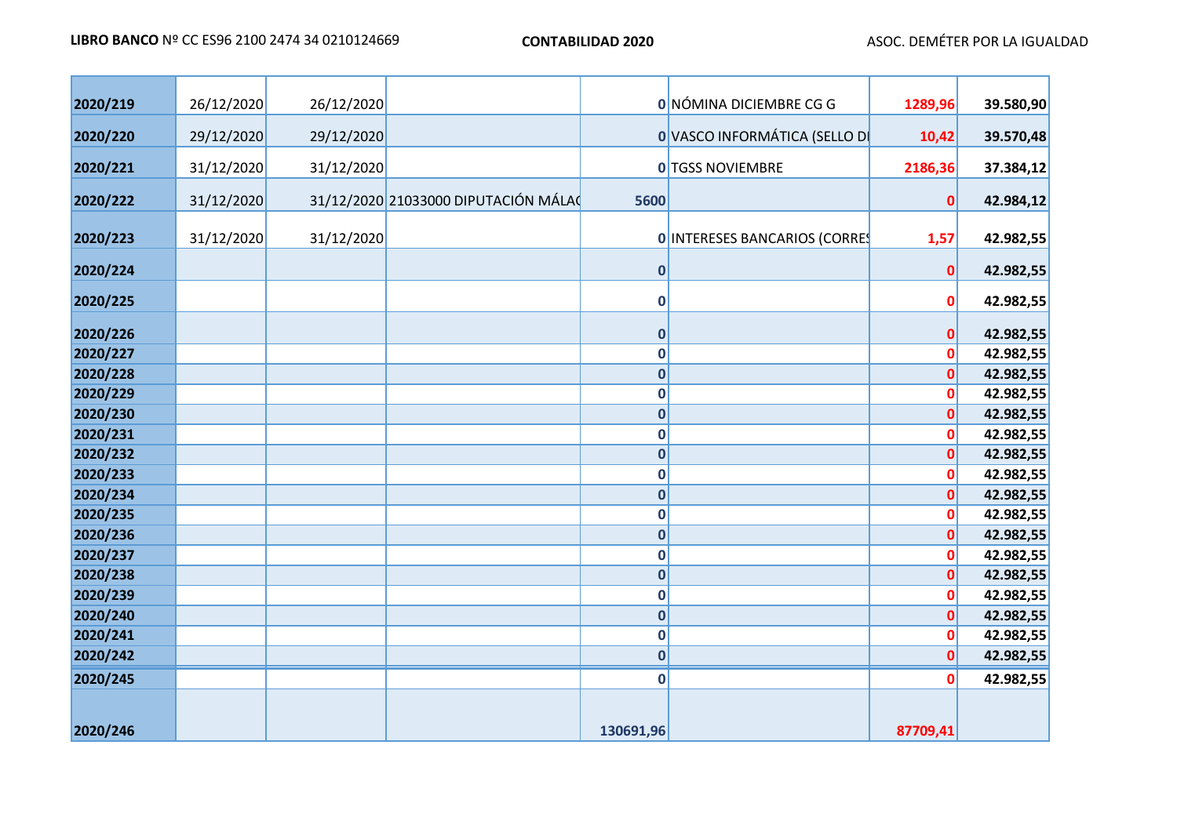**LIBRO BANCO** Nº CC ES96 2100 2474 34 0210124669 **CONTABILIDAD 2020** ASOC. DEMÉTER POR LA IGUALDAD

| | | | | | | | |
|---|---|---|---|---|---|---|---|
| **2020/219** | 26/12/2020 | 26/12/2020 | | 0 | NÓMINA DICIEMBRE CG G | 1289,96 | **39.580,90** |
| **2020/220** | 29/12/2020 | 29/12/2020 | | 0 | VASCO INFORMÁTICA (SELLO DI | 10,42 | **39.570,48** |
| **2020/221** | 31/12/2020 | 31/12/2020 | | 0 | TGSS NOVIEMBRE | 2186,36 | **37.384,12** |
| **2020/222** | 31/12/2020 | 31/12/2020 | 21033000 DIPUTACIÓN MÁLAG | 5600 | | 0 | **42.984,12** |
| **2020/223** | 31/12/2020 | 31/12/2020 | | 0 | INTERESES BANCARIOS (CORRES | 1,57 | **42.982,55** |
| **2020/224** | | | | 0 | | 0 | **42.982,55** |
| **2020/225** | | | | 0 | | 0 | **42.982,55** |
| **2020/226** | | | | 0 | | 0 | **42.982,55** |
| **2020/227** | | | | 0 | | 0 | **42.982,55** |
| **2020/228** | | | | 0 | | 0 | **42.982,55** |
| **2020/229** | | | | 0 | | 0 | **42.982,55** |
| **2020/230** | | | | 0 | | 0 | **42.982,55** |
| **2020/231** | | | | 0 | | 0 | **42.982,55** |
| **2020/232** | | | | 0 | | 0 | **42.982,55** |
| **2020/233** | | | | 0 | | 0 | **42.982,55** |
| **2020/234** | | | | 0 | | 0 | **42.982,55** |
| **2020/235** | | | | 0 | | 0 | **42.982,55** |
| **2020/236** | | | | 0 | | 0 | **42.982,55** |
| **2020/237** | | | | 0 | | 0 | **42.982,55** |
| **2020/238** | | | | 0 | | 0 | **42.982,55** |
| **2020/239** | | | | 0 | | 0 | **42.982,55** |
| **2020/240** | | | | 0 | | 0 | **42.982,55** |
| **2020/241** | | | | 0 | | 0 | **42.982,55** |
| **2020/242** | | | | 0 | | 0 | **42.982,55** |
| **2020/245** | | | | 0 | | 0 | **42.982,55** |
| **2020/246** | | | | 130691,96 | | 87709,41 | |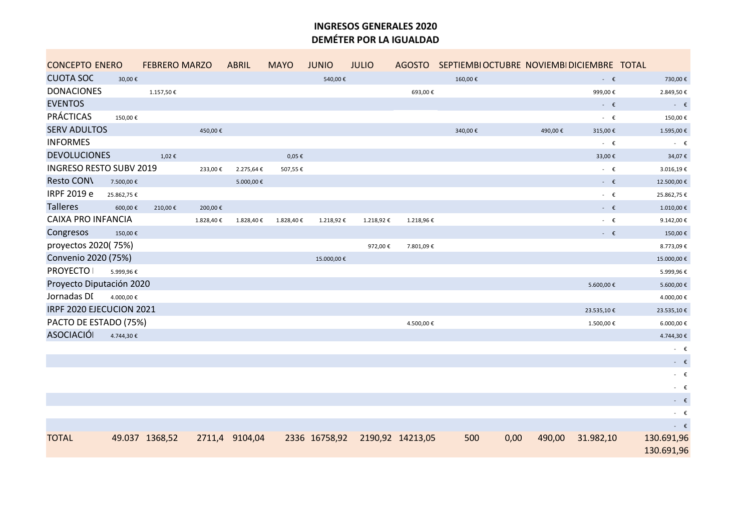**INGRESOS GENERALES 2020**
**DEMÉTER POR LA IGUALDAD**

| CONCEPTO | ENERO | FEBRERO | MARZO | ABRIL | MAYO | JUNIO | JULIO | AGOSTO | SEPTIEMBI | OCTUBRE | NOVIEMBI | DICIEMBRE | TOTAL |
|---|---|---|---|---|---|---|---|---|---|---|---|---|---|
| CUOTA SOC | 30,00 € | | | | | 540,00 € | | | 160,00 € | | | - € | 730,00 € |
| DONACIONES | | 1.157,50 € | | | | | | 693,00 € | | | | 999,00 € | 2.849,50 € |
| EVENTOS | | | | | | | | | | | | - € | - € |
| PRÁCTICAS | 150,00 € | | | | | | | | | | | - € | 150,00 € |
| SERV ADULTOS | | | 450,00 € | | | | | | 340,00 € | | 490,00 € | 315,00 € | 1.595,00 € |
| INFORMES | | | | | | | | | | | | - € | - € |
| DEVOLUCIONES | | 1,02 € | | | 0,05 € | | | | | | | 33,00 € | 34,07 € |
| INGRESO RESTO SUBV 2019 | | | 233,00 € | 2.275,64 € | 507,55 € | | | | | | | - € | 3.016,19 € |
| Resto CONV | 7.500,00 € | | | 5.000,00 € | | | | | | | | - € | 12.500,00 € |
| IRPF 2019 e | 25.862,75 € | | | | | | | | | | | - € | 25.862,75 € |
| Talleres | 600,00 € | 210,00 € | 200,00 € | | | | | | | | | - € | 1.010,00 € |
| CAIXA PRO INFANCIA | | | 1.828,40 € | 1.828,40 € | 1.828,40 € | 1.218,92 € | 1.218,92 € | 1.218,96 € | | | | - € | 9.142,00 € |
| Congresos | 150,00 € | | | | | | | | | | | - € | 150,00 € |
| proyectos 2020( 75%) | | | | | | | 972,00 € | 7.801,09 € | | | | | 8.773,09 € |
| Convenio 2020 (75%) | | | | | | 15.000,00 € | | | | | | | 15.000,00 € |
| PROYECTO I | 5.999,96 € | | | | | | | | | | | | 5.999,96 € |
| Proyecto Diputación 2020 | | | | | | | | | | | | 5.600,00 € | 5.600,00 € |
| Jornadas DI | 4.000,00 € | | | | | | | | | | | | 4.000,00 € |
| IRPF 2020 EJECUCION 2021 | | | | | | | | | | | | 23.535,10 € | 23.535,10 € |
| PACTO DE ESTADO (75%) | | | | | | | | 4.500,00 € | | | | 1.500,00 € | 6.000,00 € |
| ASOCIACIÓ | 4.744,30 € | | | | | | | | | | | | 4.744,30 € |
| | | | | | | | | | | | | | - € |
| | | | | | | | | | | | | | - € |
| | | | | | | | | | | | | | - € |
| | | | | | | | | | | | | | - € |
| | | | | | | | | | | | | | - € |
| | | | | | | | | | | | | | - € |
| | | | | | | | | | | | | | - € |
| TOTAL | 49.037 | 1368,52 | 2711,4 | 9104,04 | 2336 | 16758,92 | 2190,92 | 14213,05 | 500 | 0,00 | 490,00 | 31.982,10 | 130.691,96 |
| | | | | | | | | | | | | | 130.691,96 |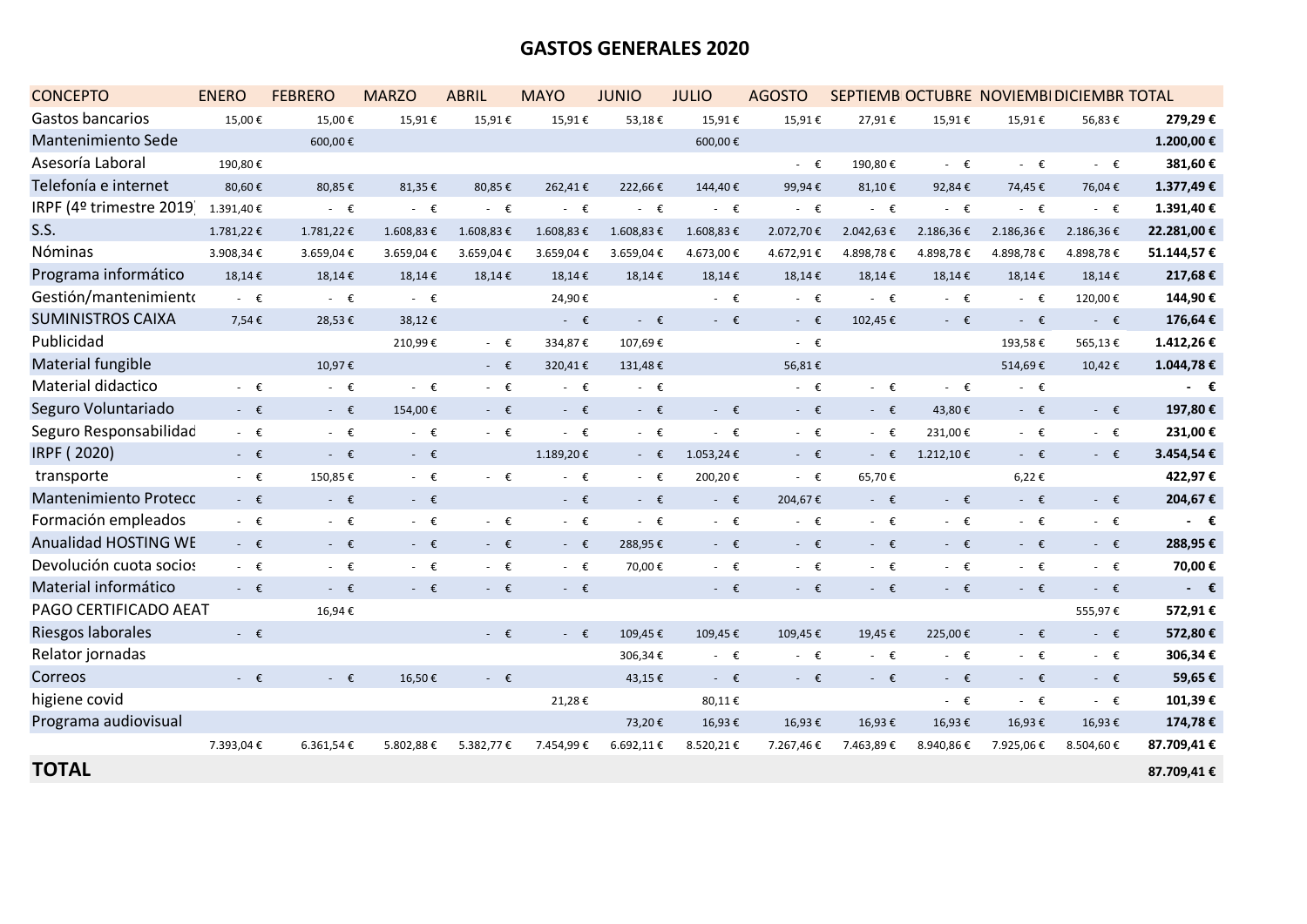# GASTOS GENERALES 2020

| CONCEPTO | ENERO | FEBRERO | MARZO | ABRIL | MAYO | JUNIO | JULIO | AGOSTO | SEPTIEMB | OCTUBRE | NOVIEMBI | DICIEMBR | TOTAL |
|---|---|---|---|---|---|---|---|---|---|---|---|---|---|
| Gastos bancarios | 15,00 € | 15,00 € | 15,91 € | 15,91 € | 15,91 € | 53,18 € | 15,91 € | 15,91 € | 27,91 € | 15,91 € | 15,91 € | 56,83 € | **279,29 €** |
| Mantenimiento Sede | | 600,00 € | | | | | 600,00 € | | | | | | **1.200,00 €** |
| Asesoría Laboral | 190,80 € | | | | | | | - € | 190,80 € | - € | - € | - € | **381,60 €** |
| Telefonía e internet | 80,60 € | 80,85 € | 81,35 € | 80,85 € | 262,41 € | 222,66 € | 144,40 € | 99,94 € | 81,10 € | 92,84 € | 74,45 € | 76,04 € | **1.377,49 €** |
| IRPF (4º trimestre 2019) | 1.391,40 € | - € | - € | - € | - € | - € | - € | - € | - € | - € | - € | - € | **1.391,40 €** |
| S.S. | 1.781,22 € | 1.781,22 € | 1.608,83 € | 1.608,83 € | 1.608,83 € | 1.608,83 € | 1.608,83 € | 2.072,70 € | 2.042,63 € | 2.186,36 € | 2.186,36 € | 2.186,36 € | **22.281,00 €** |
| Nóminas | 3.908,34 € | 3.659,04 € | 3.659,04 € | 3.659,04 € | 3.659,04 € | 3.659,04 € | 4.673,00 € | 4.672,91 € | 4.898,78 € | 4.898,78 € | 4.898,78 € | 4.898,78 € | **51.144,57 €** |
| Programa informático | 18,14 € | 18,14 € | 18,14 € | 18,14 € | 18,14 € | 18,14 € | 18,14 € | 18,14 € | 18,14 € | 18,14 € | 18,14 € | 18,14 € | **217,68 €** |
| Gestión/mantenimiento | - € | - € | - € | | 24,90 € | | - € | - € | - € | - € | - € | 120,00 € | **144,90 €** |
| SUMINISTROS CAIXA | 7,54 € | 28,53 € | 38,12 € | | - € | - € | - € | - € | 102,45 € | - € | - € | - € | **176,64 €** |
| Publicidad | | | 210,99 € | - € | 334,87 € | 107,69 € | | - € | | | 193,58 € | 565,13 € | **1.412,26 €** |
| Material fungible | | 10,97 € | | - € | 320,41 € | 131,48 € | | 56,81 € | | | 514,69 € | 10,42 € | **1.044,78 €** |
| Material didactico | - € | - € | - € | - € | - € | - € | | - € | - € | - € | - € | | **- €** |
| Seguro Voluntariado | - € | - € | 154,00 € | - € | - € | - € | - € | - € | - € | 43,80 € | - € | - € | **197,80 €** |
| Seguro Responsabilidad | - € | - € | - € | - € | - € | - € | - € | - € | - € | 231,00 € | - € | - € | **231,00 €** |
| IRPF ( 2020) | - € | - € | - € | | 1.189,20 € | - € | 1.053,24 € | - € | - € | 1.212,10 € | - € | - € | **3.454,54 €** |
| transporte | - € | 150,85 € | - € | - € | - € | - € | 200,20 € | - € | 65,70 € | | 6,22 € | | **422,97 €** |
| Mantenimiento Protecc | - € | - € | - € | | - € | - € | - € | 204,67 € | - € | - € | - € | - € | **204,67 €** |
| Formación empleados | - € | - € | - € | - € | - € | - € | - € | - € | - € | - € | - € | - € | **- €** |
| Anualidad HOSTING WE | - € | - € | - € | - € | - € | 288,95 € | - € | - € | - € | - € | - € | - € | **288,95 €** |
| Devolución cuota socios | - € | - € | - € | - € | - € | 70,00 € | - € | - € | - € | - € | - € | - € | **70,00 €** |
| Material informático | - € | - € | - € | - € | - € | | - € | - € | - € | - € | - € | - € | **- €** |
| PAGO CERTIFICADO AEAT | | 16,94 € | | | | | | | | | | 555,97 € | **572,91 €** |
| Riesgos laborales | - € | | | - € | - € | 109,45 € | 109,45 € | 109,45 € | 19,45 € | 225,00 € | - € | - € | **572,80 €** |
| Relator jornadas | | | | | | 306,34 € | - € | - € | - € | - € | - € | - € | **306,34 €** |
| Correos | - € | - € | 16,50 € | - € | | 43,15 € | - € | - € | - € | - € | - € | - € | **59,65 €** |
| higiene covid | | | | | 21,28 € | | 80,11 € | | | - € | - € | - € | **101,39 €** |
| Programa audiovisual | | | | | | 73,20 € | 16,93 € | 16,93 € | 16,93 € | 16,93 € | 16,93 € | 16,93 € | **174,78 €** |
| | 7.393,04 € | 6.361,54 € | 5.802,88 € | 5.382,77 € | 7.454,99 € | 6.692,11 € | 8.520,21 € | 7.267,46 € | 7.463,89 € | 8.940,86 € | 7.925,06 € | 8.504,60 € | **87.709,41 €** |
| **TOTAL** | | | | | | | | | | | | | **87.709,41 €** |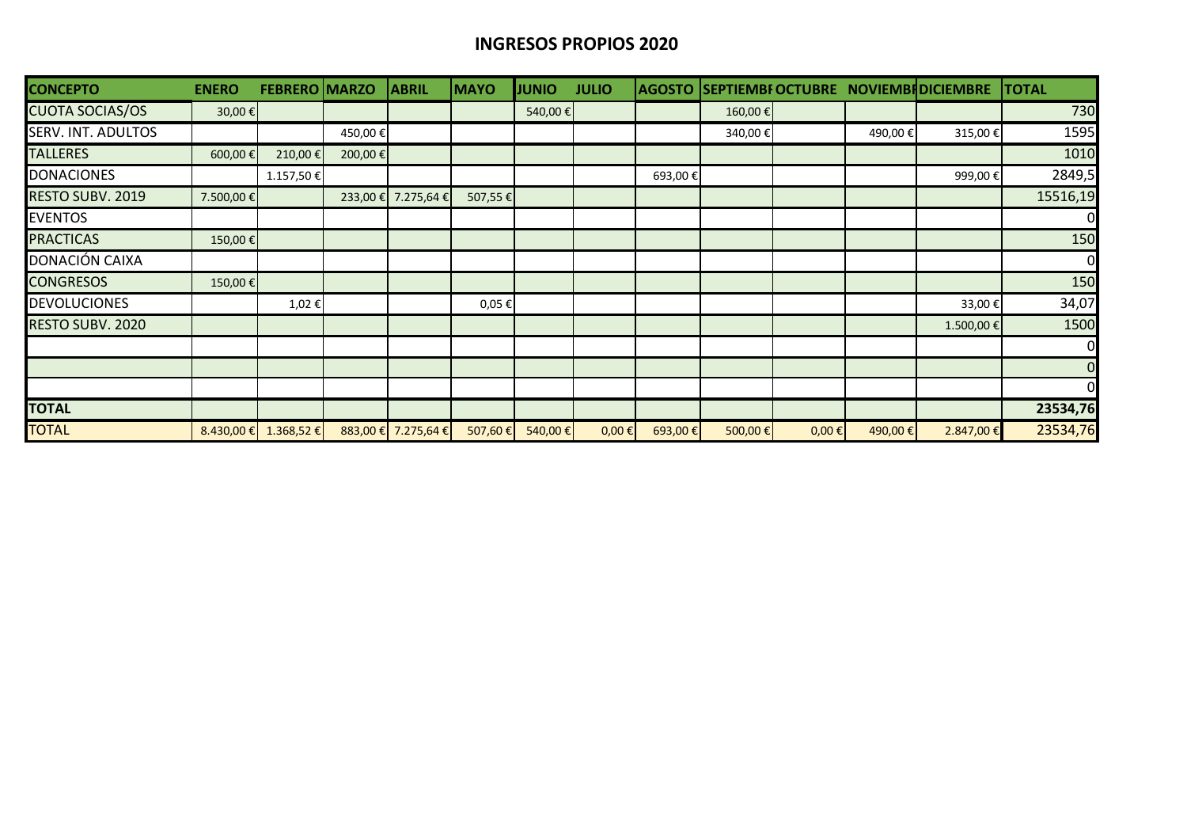# INGRESOS PROPIOS 2020

| CONCEPTO | ENERO | FEBRERO | MARZO | ABRIL | MAYO | JUNIO | JULIO | AGOSTO | SEPTIEMBF | OCTUBRE | NOVIEMBF | DICIEMBRE | TOTAL |
|---|---|---|---|---|---|---|---|---|---|---|---|---|---|
| CUOTA SOCIAS/OS | 30,00 € | | | | | 540,00 € | | | 160,00 € | | | | 730 |
| SERV. INT. ADULTOS | | | 450,00 € | | | | | | 340,00 € | | 490,00 € | 315,00 € | 1595 |
| TALLERES | 600,00 € | 210,00 € | 200,00 € | | | | | | | | | | 1010 |
| DONACIONES | | 1.157,50 € | | | | | | 693,00 € | | | | 999,00 € | 2849,5 |
| RESTO SUBV. 2019 | 7.500,00 € | | 233,00 € | 7.275,64 € | 507,55 € | | | | | | | | 15516,19 |
| EVENTOS | | | | | | | | | | | | | 0 |
| PRACTICAS | 150,00 € | | | | | | | | | | | | 150 |
| DONACIÓN CAIXA | | | | | | | | | | | | | 0 |
| CONGRESOS | 150,00 € | | | | | | | | | | | | 150 |
| DEVOLUCIONES | | 1,02 € | | | 0,05 € | | | | | | | 33,00 € | 34,07 |
| RESTO SUBV. 2020 | | | | | | | | | | | | 1.500,00 € | 1500 |
| | | | | | | | | | | | | | 0 |
| | | | | | | | | | | | | | 0 |
| | | | | | | | | | | | | | 0 |
| TOTAL | | | | | | | | | | | | | 23534,76 |
| TOTAL | 8.430,00 € | 1.368,52 € | 883,00 € | 7.275,64 € | 507,60 € | 540,00 € | 0,00 € | 693,00 € | 500,00 € | 0,00 € | 490,00 € | 2.847,00 € | 23534,76 |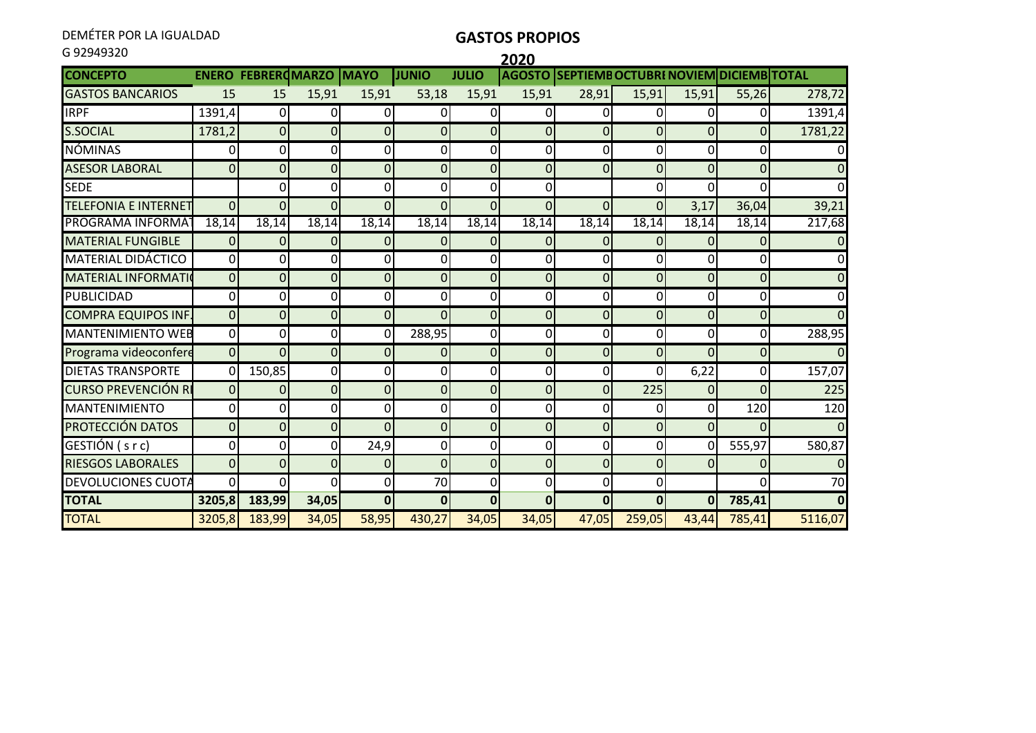DEMÉTER POR LA IGUALDAD
G 92949320

## GASTOS PROPIOS

**2020**

| CONCEPTO | ENERO | FEBRERO | MARZO | MAYO | JUNIO | JULIO | AGOSTO | SEPTIEMB | OCTUBRE | NOVIEM | DICIEMB | TOTAL |
|---|---|---|---|---|---|---|---|---|---|---|---|---|
| GASTOS BANCARIOS | 15 | 15 | 15,91 | 15,91 | 53,18 | 15,91 | 15,91 | 28,91 | 15,91 | 15,91 | 55,26 | 278,72 |
| IRPF | 1391,4 | 0 | 0 | 0 | 0 | 0 | 0 | 0 | 0 | 0 | 0 | 1391,4 |
| S.SOCIAL | 1781,2 | 0 | 0 | 0 | 0 | 0 | 0 | 0 | 0 | 0 | 0 | 1781,22 |
| NÓMINAS | 0 | 0 | 0 | 0 | 0 | 0 | 0 | 0 | 0 | 0 | 0 | 0 |
| ASESOR LABORAL | 0 | 0 | 0 | 0 | 0 | 0 | 0 | 0 | 0 | 0 | 0 | 0 |
| SEDE | | 0 | 0 | 0 | 0 | 0 | 0 | | 0 | 0 | 0 | 0 |
| TELEFONIA E INTERNET | 0 | 0 | 0 | 0 | 0 | 0 | 0 | 0 | 0 | 3,17 | 36,04 | 39,21 |
| PROGRAMA INFORMAT | 18,14 | 18,14 | 18,14 | 18,14 | 18,14 | 18,14 | 18,14 | 18,14 | 18,14 | 18,14 | 18,14 | 217,68 |
| MATERIAL FUNGIBLE | 0 | 0 | 0 | 0 | 0 | 0 | 0 | 0 | 0 | 0 | 0 | 0 |
| MATERIAL DIDÁCTICO | 0 | 0 | 0 | 0 | 0 | 0 | 0 | 0 | 0 | 0 | 0 | 0 |
| MATERIAL INFORMATI | 0 | 0 | 0 | 0 | 0 | 0 | 0 | 0 | 0 | 0 | 0 | 0 |
| PUBLICIDAD | 0 | 0 | 0 | 0 | 0 | 0 | 0 | 0 | 0 | 0 | 0 | 0 |
| COMPRA EQUIPOS INF. | 0 | 0 | 0 | 0 | 0 | 0 | 0 | 0 | 0 | 0 | 0 | 0 |
| MANTENIMIENTO WEB | 0 | 0 | 0 | 0 | 288,95 | 0 | 0 | 0 | 0 | 0 | 0 | 288,95 |
| Programa videoconfere | 0 | 0 | 0 | 0 | 0 | 0 | 0 | 0 | 0 | 0 | 0 | 0 |
| DIETAS TRANSPORTE | 0 | 150,85 | 0 | 0 | 0 | 0 | 0 | 0 | 0 | 6,22 | 0 | 157,07 |
| CURSO PREVENCIÓN RI | 0 | 0 | 0 | 0 | 0 | 0 | 0 | 0 | 225 | 0 | 0 | 225 |
| MANTENIMIENTO | 0 | 0 | 0 | 0 | 0 | 0 | 0 | 0 | 0 | 0 | 120 | 120 |
| PROTECCIÓN DATOS | 0 | 0 | 0 | 0 | 0 | 0 | 0 | 0 | 0 | 0 | 0 | 0 |
| GESTIÓN ( s r c) | 0 | 0 | 0 | 24,9 | 0 | 0 | 0 | 0 | 0 | 0 | 555,97 | 580,87 |
| RIESGOS LABORALES | 0 | 0 | 0 | 0 | 0 | 0 | 0 | 0 | 0 | 0 | 0 | 0 |
| DEVOLUCIONES CUOTA | 0 | 0 | 0 | 0 | 70 | 0 | 0 | 0 | 0 | | 0 | 70 |
| **TOTAL** | **3205,8** | **183,99** | **34,05** | **0** | **0** | **0** | **0** | **0** | **0** | **0** | **785,41** | **0** |
| TOTAL | 3205,8 | 183,99 | 34,05 | 58,95 | 430,27 | 34,05 | 34,05 | 47,05 | 259,05 | 43,44 | 785,41 | 5116,07 |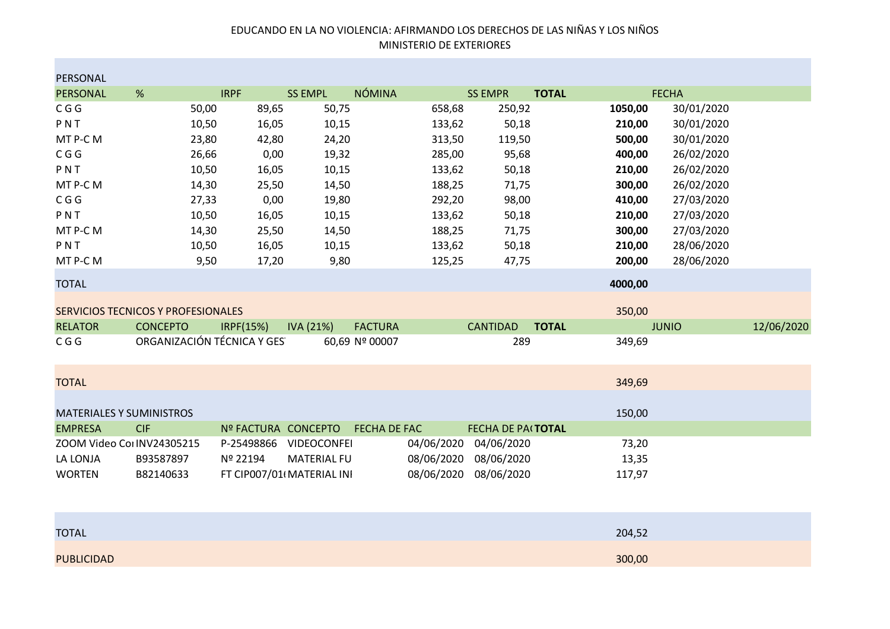EDUCANDO EN LA NO VIOLENCIA: AFIRMANDO LOS DERECHOS DE LAS NIÑAS Y LOS NIÑOS

MINISTERIO DE EXTERIORES

| PERSONAL | | | | | | | | |
|---|---|---|---|---|---|---|---|---|
| PERSONAL | % | IRPF | SS EMPL | NÓMINA | SS EMPR | TOTAL | | FECHA |
| C G G | 50,00 | 89,65 | 50,75 | 658,68 | 250,92 | | **1050,00** | 30/01/2020 |
| P N T | 10,50 | 16,05 | 10,15 | 133,62 | 50,18 | | **210,00** | 30/01/2020 |
| MT P-C M | 23,80 | 42,80 | 24,20 | 313,50 | 119,50 | | **500,00** | 30/01/2020 |
| C G G | 26,66 | 0,00 | 19,32 | 285,00 | 95,68 | | **400,00** | 26/02/2020 |
| P N T | 10,50 | 16,05 | 10,15 | 133,62 | 50,18 | | **210,00** | 26/02/2020 |
| MT P-C M | 14,30 | 25,50 | 14,50 | 188,25 | 71,75 | | **300,00** | 26/02/2020 |
| C G G | 27,33 | 0,00 | 19,80 | 292,20 | 98,00 | | **410,00** | 27/03/2020 |
| P N T | 10,50 | 16,05 | 10,15 | 133,62 | 50,18 | | **210,00** | 27/03/2020 |
| MT P-C M | 14,30 | 25,50 | 14,50 | 188,25 | 71,75 | | **300,00** | 27/03/2020 |
| P N T | 10,50 | 16,05 | 10,15 | 133,62 | 50,18 | | **210,00** | 28/06/2020 |
| MT P-C M | 9,50 | 17,20 | 9,80 | 125,25 | 47,75 | | **200,00** | 28/06/2020 |
| TOTAL | | | | | | | **4000,00** | |

| SERVICIOS TECNICOS Y PROFESIONALES | | | | | | | 350,00 | | |
|---|---|---|---|---|---|---|---|---|---|
| RELATOR | CONCEPTO | IRPF(15%) | IVA (21%) | FACTURA | CANTIDAD | TOTAL | | JUNIO | 12/06/2020 |
| C G G | ORGANIZACIÓN TÉCNICA Y GES | | 60,69 | Nº 00007 | 289 | | 349,69 | | |
| TOTAL | | | | | | | 349,69 | | |

| MATERIALES Y SUMINISTROS | | | | | | | 150,00 |
|---|---|---|---|---|---|---|---|
| EMPRESA | CIF | Nº FACTURA | CONCEPTO | FECHA DE FAC | FECHA DE PA( | TOTAL | |
| ZOOM Video Co | INV24305215 | P-25498866 | VIDEOCONFEI | 04/06/2020 | 04/06/2020 | | 73,20 |
| LA LONJA | B93587897 | Nº 22194 | MATERIAL FU | 08/06/2020 | 08/06/2020 | | 13,35 |
| WORTEN | B82140633 | FT CIP007/01( | MATERIAL INI | 08/06/2020 | 08/06/2020 | | 117,97 |
| TOTAL | | | | | | | 204,52 |

| PUBLICIDAD | 300,00 |
|---|---|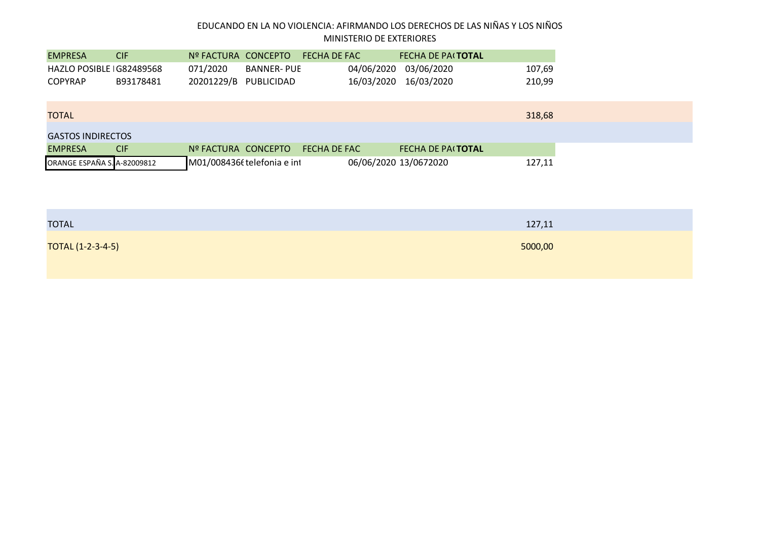EDUCANDO EN LA NO VIOLENCIA: AFIRMANDO LOS DERECHOS DE LAS NIÑAS Y LOS NIÑOS
MINISTERIO DE EXTERIORES

| EMPRESA | CIF | Nº FACTURA | CONCEPTO | FECHA DE FAC | FECHA DE PA( | TOTAL |
|---|---|---|---|---|---|---|
| HAZLO POSIBLE I | G82489568 | 071/2020 | BANNER- PUE | 04/06/2020 | 03/06/2020 | 107,69 |
| COPYRAP | B93178481 | 20201229/B | PUBLICIDAD | 16/03/2020 | 16/03/2020 | 210,99 |
| | | | | | | |
| TOTAL | | | | | | 318,68 |

GASTOS INDIRECTOS

| EMPRESA | CIF | Nº FACTURA | CONCEPTO | FECHA DE FAC | FECHA DE PA( | TOTAL |
|---|---|---|---|---|---|---|
| ORANGE ESPAÑA S. | A-82009812 | M01/008436( | telefonia e int | 06/06/2020 | 13/0672020 | 127,11 |
| | | | | | | |
| TOTAL | | | | | | 127,11 |
| TOTAL (1-2-3-4-5) | | | | | | 5000,00 |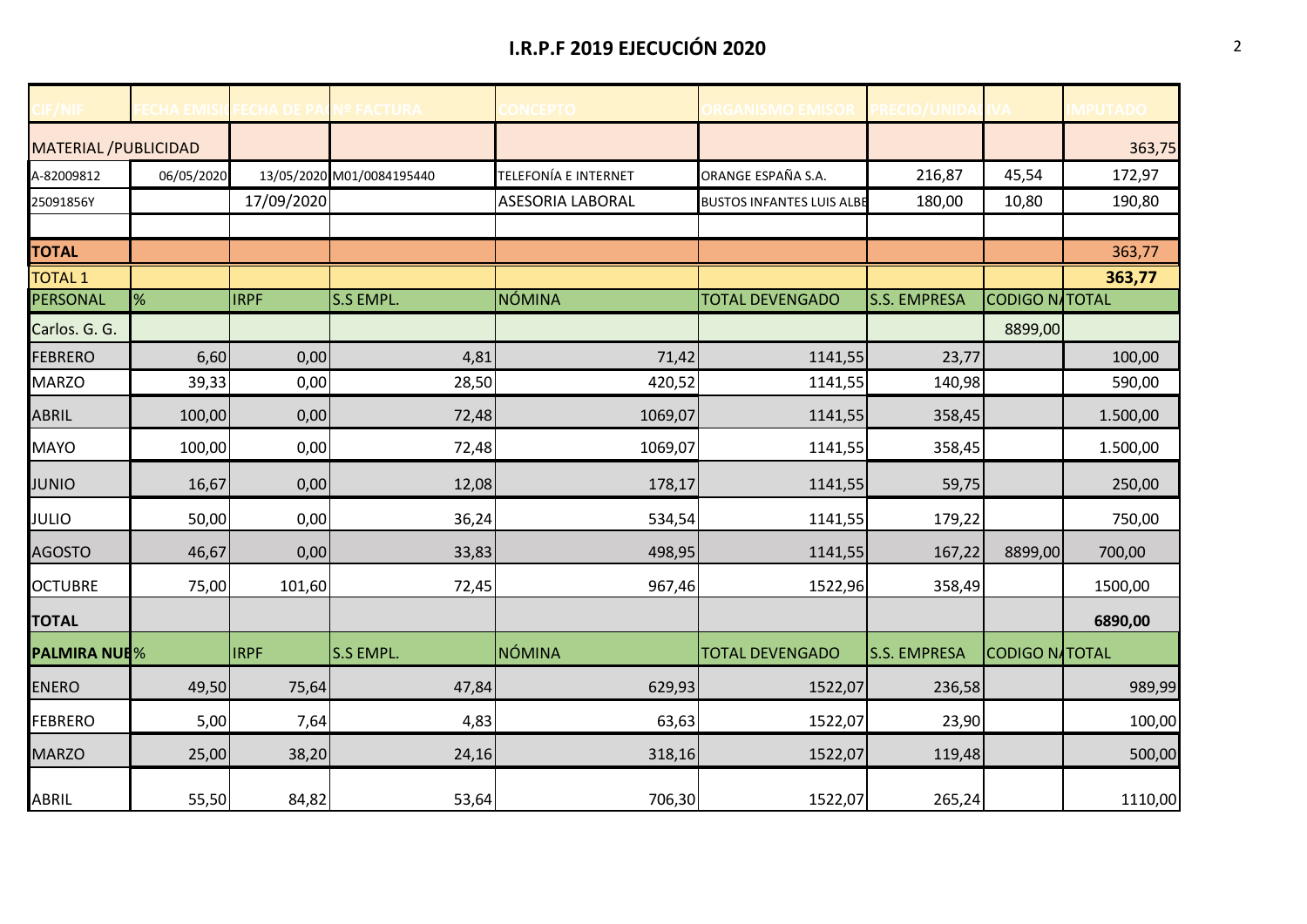# I.R.P.F 2019 EJECUCIÓN 2020

| CIF/NIF | FECHA EMISI | FECHA DE PAG | Nº FACTURA | CONCEPTO | ORGANISMO EMISOR | PRECIO/UNIDA | IVA | IMPUTADO |
|---|---|---|---|---|---|---|---|---|
| MATERIAL /PUBLICIDAD | | | | | | | | 363,75 |
| A-82009812 | 06/05/2020 | 13/05/2020 | M01/0084195440 | TELEFONÍA E INTERNET | ORANGE ESPAÑA S.A. | 216,87 | 45,54 | 172,97 |
| 25091856Y | | 17/09/2020 | | ASESORIA LABORAL | BUSTOS INFANTES LUIS ALBE | 180,00 | 10,80 | 190,80 |
| | | | | | | | | |
| **TOTAL** | | | | | | | | 363,77 |
| TOTAL 1 | | | | | | | | **363,77** |
| PERSONAL | % | IRPF | S.S EMPL. | NÓMINA | TOTAL DEVENGADO | S.S. EMPRESA | CODIGO NA | TOTAL |
| Carlos. G. G. | | | | | | | 8899,00 | |
| FEBRERO | 6,60 | 0,00 | 4,81 | 71,42 | 1141,55 | 23,77 | | 100,00 |
| MARZO | 39,33 | 0,00 | 28,50 | 420,52 | 1141,55 | 140,98 | | 590,00 |
| ABRIL | 100,00 | 0,00 | 72,48 | 1069,07 | 1141,55 | 358,45 | | 1.500,00 |
| MAYO | 100,00 | 0,00 | 72,48 | 1069,07 | 1141,55 | 358,45 | | 1.500,00 |
| JUNIO | 16,67 | 0,00 | 12,08 | 178,17 | 1141,55 | 59,75 | | 250,00 |
| JULIO | 50,00 | 0,00 | 36,24 | 534,54 | 1141,55 | 179,22 | | 750,00 |
| AGOSTO | 46,67 | 0,00 | 33,83 | 498,95 | 1141,55 | 167,22 | 8899,00 | 700,00 |
| OCTUBRE | 75,00 | 101,60 | 72,45 | 967,46 | 1522,96 | 358,49 | | 1500,00 |
| **TOTAL** | | | | | | | | **6890,00** |
| **PALMIRA NUE** | % | IRPF | S.S EMPL. | NÓMINA | TOTAL DEVENGADO | S.S. EMPRESA | CODIGO NA | TOTAL |
| ENERO | 49,50 | 75,64 | 47,84 | 629,93 | 1522,07 | 236,58 | | 989,99 |
| FEBRERO | 5,00 | 7,64 | 4,83 | 63,63 | 1522,07 | 23,90 | | 100,00 |
| MARZO | 25,00 | 38,20 | 24,16 | 318,16 | 1522,07 | 119,48 | | 500,00 |
| ABRIL | 55,50 | 84,82 | 53,64 | 706,30 | 1522,07 | 265,24 | | 1110,00 |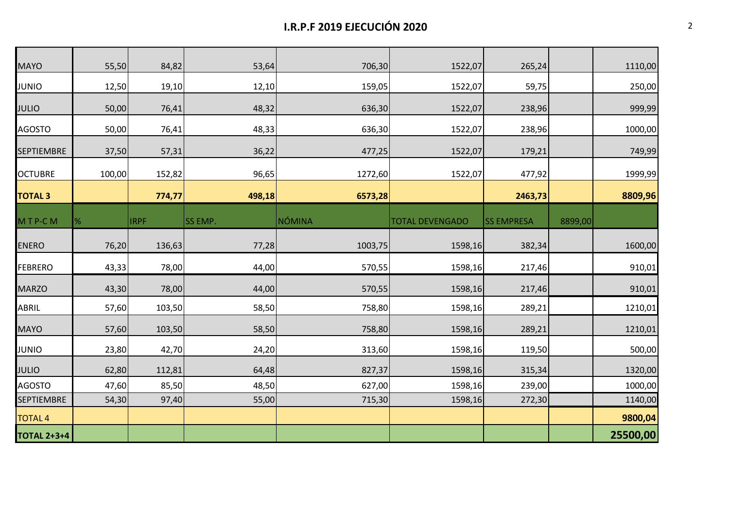# I.R.P.F 2019 EJECUCIÓN 2020

| | | | | | | | | |
|---|---|---|---|---|---|---|---|---|
| MAYO | 55,50 | 84,82 | 53,64 | 706,30 | 1522,07 | 265,24 | | 1110,00 |
| JUNIO | 12,50 | 19,10 | 12,10 | 159,05 | 1522,07 | 59,75 | | 250,00 |
| JULIO | 50,00 | 76,41 | 48,32 | 636,30 | 1522,07 | 238,96 | | 999,99 |
| AGOSTO | 50,00 | 76,41 | 48,33 | 636,30 | 1522,07 | 238,96 | | 1000,00 |
| SEPTIEMBRE | 37,50 | 57,31 | 36,22 | 477,25 | 1522,07 | 179,21 | | 749,99 |
| OCTUBRE | 100,00 | 152,82 | 96,65 | 1272,60 | 1522,07 | 477,92 | | 1999,99 |
| **TOTAL 3** | | **774,77** | **498,18** | **6573,28** | | **2463,73** | | **8809,96** |
| M T P-C M | % | IRPF | SS EMP. | NÓMINA | TOTAL DEVENGADO | SS EMPRESA | 8899,00 | |
| ENERO | 76,20 | 136,63 | 77,28 | 1003,75 | 1598,16 | 382,34 | | 1600,00 |
| FEBRERO | 43,33 | 78,00 | 44,00 | 570,55 | 1598,16 | 217,46 | | 910,01 |
| MARZO | 43,30 | 78,00 | 44,00 | 570,55 | 1598,16 | 217,46 | | 910,01 |
| ABRIL | 57,60 | 103,50 | 58,50 | 758,80 | 1598,16 | 289,21 | | 1210,01 |
| MAYO | 57,60 | 103,50 | 58,50 | 758,80 | 1598,16 | 289,21 | | 1210,01 |
| JUNIO | 23,80 | 42,70 | 24,20 | 313,60 | 1598,16 | 119,50 | | 500,00 |
| JULIO | 62,80 | 112,81 | 64,48 | 827,37 | 1598,16 | 315,34 | | 1320,00 |
| AGOSTO | 47,60 | 85,50 | 48,50 | 627,00 | 1598,16 | 239,00 | | 1000,00 |
| SEPTIEMBRE | 54,30 | 97,40 | 55,00 | 715,30 | 1598,16 | 272,30 | | 1140,00 |
| TOTAL 4 | | | | | | | | **9800,04** |
| **TOTAL 2+3+4** | | | | | | | | **25500,00** |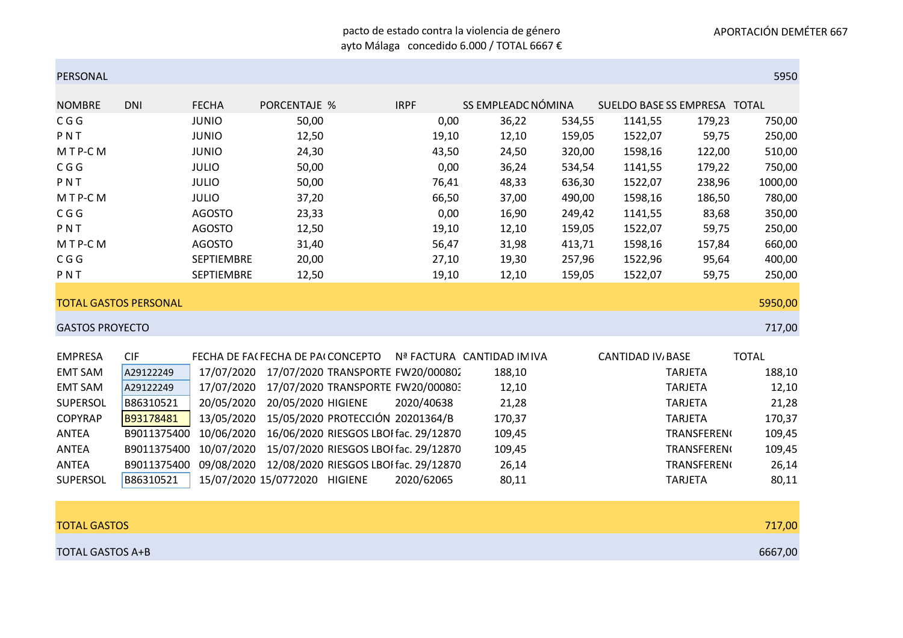pacto de estado contra la violencia de género
ayto Málaga concedido 6.000 / TOTAL 6667 €

APORTACIÓN DEMÉTER 667

| PERSONAL | | | | | | | | | | 5950 |
|---|---|---|---|---|---|---|---|---|---|---|
| NOMBRE | DNI | FECHA | PORCENTAJE % | IRPF | SS EMPLEADO | NÓMINA | SUELDO BASE | SS EMPRESA | TOTAL | |
| C G G | | JUNIO | 50,00 | 0,00 | 36,22 | 534,55 | 1141,55 | 179,23 | 750,00 | |
| P N T | | JUNIO | 12,50 | 19,10 | 12,10 | 159,05 | 1522,07 | 59,75 | 250,00 | |
| M T P-C M | | JUNIO | 24,30 | 43,50 | 24,50 | 320,00 | 1598,16 | 122,00 | 510,00 | |
| C G G | | JULIO | 50,00 | 0,00 | 36,24 | 534,54 | 1141,55 | 179,22 | 750,00 | |
| P N T | | JULIO | 50,00 | 76,41 | 48,33 | 636,30 | 1522,07 | 238,96 | 1000,00 | |
| M T P-C M | | JULIO | 37,20 | 66,50 | 37,00 | 490,00 | 1598,16 | 186,50 | 780,00 | |
| C G G | | AGOSTO | 23,33 | 0,00 | 16,90 | 249,42 | 1141,55 | 83,68 | 350,00 | |
| P N T | | AGOSTO | 12,50 | 19,10 | 12,10 | 159,05 | 1522,07 | 59,75 | 250,00 | |
| M T P-C M | | AGOSTO | 31,40 | 56,47 | 31,98 | 413,71 | 1598,16 | 157,84 | 660,00 | |
| C G G | | SEPTIEMBRE | 20,00 | 27,10 | 19,30 | 257,96 | 1522,96 | 95,64 | 400,00 | |
| P N T | | SEPTIEMBRE | 12,50 | 19,10 | 12,10 | 159,05 | 1522,07 | 59,75 | 250,00 | |
| TOTAL GASTOS PERSONAL | | | | | | | | | 5950,00 | |

| GASTOS PROYECTO | | | | | | | | | | 717,00 |
|---|---|---|---|---|---|---|---|---|---|---|
| EMPRESA | CIF | FECHA DE FAC | FECHA DE PAGO | CONCEPTO | Nº FACTURA | CANTIDAD IMP | IVA | CANTIDAD IVA | BASE | TOTAL |
| EMT SAM | A29122249 | 17/07/2020 | 17/07/2020 | TRANSPORTE | FW20/00080 | 188,10 | | | TARJETA | 188,10 |
| EMT SAM | A29122249 | 17/07/2020 | 17/07/2020 | TRANSPORTE | FW20/00080 | 12,10 | | | TARJETA | 12,10 |
| SUPERSOL | B86310521 | 20/05/2020 | 20/05/2020 | HIGIENE | 2020/40638 | 21,28 | | | TARJETA | 21,28 |
| COPYRAP | B93178481 | 13/05/2020 | 15/05/2020 | PROTECCIÓN | 20201364/B | 170,37 | | | TARJETA | 170,37 |
| ANTEA | B9011375400 | 10/06/2020 | 16/06/2020 | RIESGOS LBO | fac. 29/12870 | 109,45 | | | TRANSFEREN | 109,45 |
| ANTEA | B9011375400 | 10/07/2020 | 15/07/2020 | RIESGOS LBO | fac. 29/12870 | 109,45 | | | TRANSFEREN | 109,45 |
| ANTEA | B9011375400 | 09/08/2020 | 12/08/2020 | RIESGOS LBO | fac. 29/12870 | 26,14 | | | TRANSFEREN | 26,14 |
| SUPERSOL | B86310521 | 15/07/2020 | 15/0772020 | HIGIENE | 2020/62065 | 80,11 | | | TARJETA | 80,11 |
| TOTAL GASTOS | | | | | | | | | | 717,00 |
| TOTAL GASTOS A+B | | | | | | | | | | 6667,00 |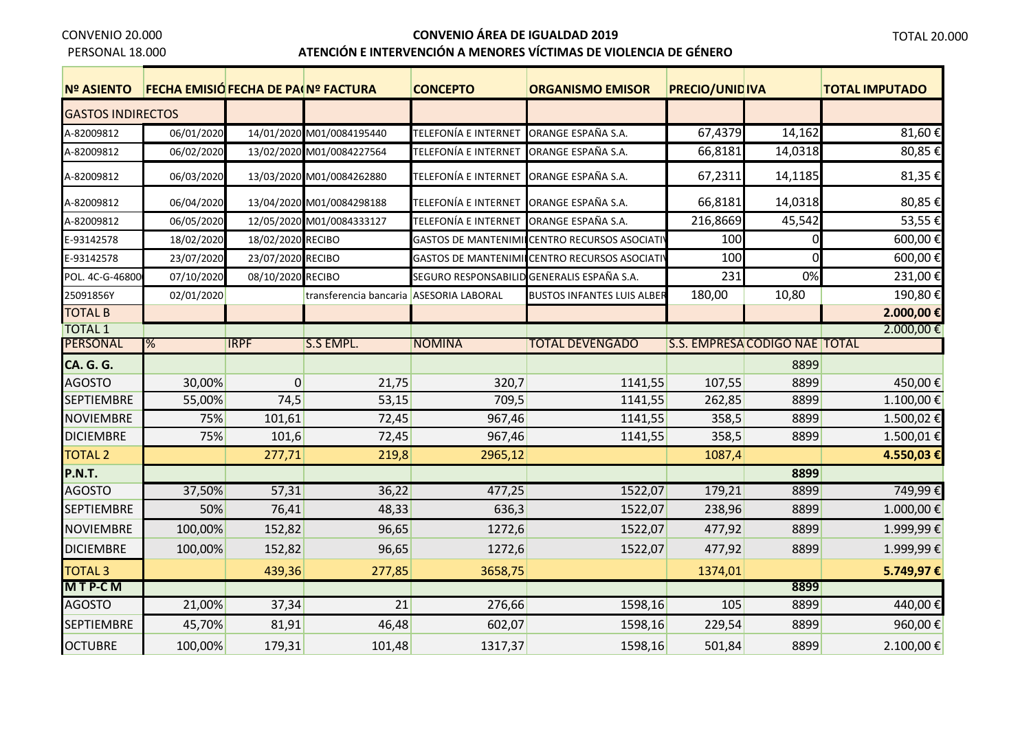CONVENIO 20.000
PERSONAL 18.000

**CONVENIO ÁREA DE IGUALDAD 2019**
**ATENCIÓN E INTERVENCIÓN A MENORES VÍCTIMAS DE VIOLENCIA DE GÉNERO**

TOTAL 20.000

| Nº ASIENTO | FECHA EMISIÓ | FECHA DE PA( | Nº FACTURA | CONCEPTO | ORGANISMO EMISOR | PRECIO/UNID | IVA | TOTAL IMPUTADO |
|---|---|---|---|---|---|---|---|---|
| GASTOS INDIRECTOS | | | | | | | | |
| A-82009812 | 06/01/2020 | 14/01/2020 | M01/0084195440 | TELEFONÍA E INTERNET | ORANGE ESPAÑA S.A. | 67,4379 | 14,162 | 81,60 € |
| A-82009812 | 06/02/2020 | 13/02/2020 | M01/0084227564 | TELEFONÍA E INTERNET | ORANGE ESPAÑA S.A. | 66,8181 | 14,0318 | 80,85 € |
| A-82009812 | 06/03/2020 | 13/03/2020 | M01/0084262880 | TELEFONÍA E INTERNET | ORANGE ESPAÑA S.A. | 67,2311 | 14,1185 | 81,35 € |
| A-82009812 | 06/04/2020 | 13/04/2020 | M01/0084298188 | TELEFONÍA E INTERNET | ORANGE ESPAÑA S.A. | 66,8181 | 14,0318 | 80,85 € |
| A-82009812 | 06/05/2020 | 12/05/2020 | M01/0084333127 | TELEFONÍA E INTERNET | ORANGE ESPAÑA S.A. | 216,8669 | 45,542 | 53,55 € |
| E-93142578 | 18/02/2020 | 18/02/2020 | RECIBO | GASTOS DE MANTENIMI | CENTRO RECURSOS ASOCIATI | 100 | 0 | 600,00 € |
| E-93142578 | 23/07/2020 | 23/07/2020 | RECIBO | GASTOS DE MANTENIMI | CENTRO RECURSOS ASOCIATI | 100 | 0 | 600,00 € |
| POL. 4C-G-46800 | 07/10/2020 | 08/10/2020 | RECIBO | SEGURO RESPONSABILID | GENERALIS ESPAÑA S.A. | 231 | 0% | 231,00 € |
| 25091856Y | 02/01/2020 | | transferencia bancaria | ASESORIA LABORAL | BUSTOS INFANTES LUIS ALBER | 180,00 | 10,80 | 190,80 € |
| TOTAL B | | | | | | | | **2.000,00 €** |
| TOTAL 1 | | | | | | | | 2.000,00 € |
| PERSONAL | % | IRPF | S.S EMPL. | NOMINA | TOTAL DEVENGADO | S.S. EMPRESA | CODIGO NAE | TOTAL |
| **CA. G. G.** | | | | | | | 8899 | |
| AGOSTO | 30,00% | 0 | 21,75 | 320,7 | 1141,55 | 107,55 | 8899 | 450,00 € |
| SEPTIEMBRE | 55,00% | 74,5 | 53,15 | 709,5 | 1141,55 | 262,85 | 8899 | 1.100,00 € |
| NOVIEMBRE | 75% | 101,61 | 72,45 | 967,46 | 1141,55 | 358,5 | 8899 | 1.500,02 € |
| DICIEMBRE | 75% | 101,6 | 72,45 | 967,46 | 1141,55 | 358,5 | 8899 | 1.500,01 € |
| TOTAL 2 | | 277,71 | 219,8 | 2965,12 | | 1087,4 | | **4.550,03 €** |
| **P.N.T.** | | | | | | | **8899** | |
| AGOSTO | 37,50% | 57,31 | 36,22 | 477,25 | 1522,07 | 179,21 | 8899 | 749,99 € |
| SEPTIEMBRE | 50% | 76,41 | 48,33 | 636,3 | 1522,07 | 238,96 | 8899 | 1.000,00 € |
| NOVIEMBRE | 100,00% | 152,82 | 96,65 | 1272,6 | 1522,07 | 477,92 | 8899 | 1.999,99 € |
| DICIEMBRE | 100,00% | 152,82 | 96,65 | 1272,6 | 1522,07 | 477,92 | 8899 | 1.999,99 € |
| TOTAL 3 | | 439,36 | 277,85 | 3658,75 | | 1374,01 | | **5.749,97 €** |
| **M T P-C M** | | | | | | | **8899** | |
| AGOSTO | 21,00% | 37,34 | 21 | 276,66 | 1598,16 | 105 | 8899 | 440,00 € |
| SEPTIEMBRE | 45,70% | 81,91 | 46,48 | 602,07 | 1598,16 | 229,54 | 8899 | 960,00 € |
| OCTUBRE | 100,00% | 179,31 | 101,48 | 1317,37 | 1598,16 | 501,84 | 8899 | 2.100,00 € |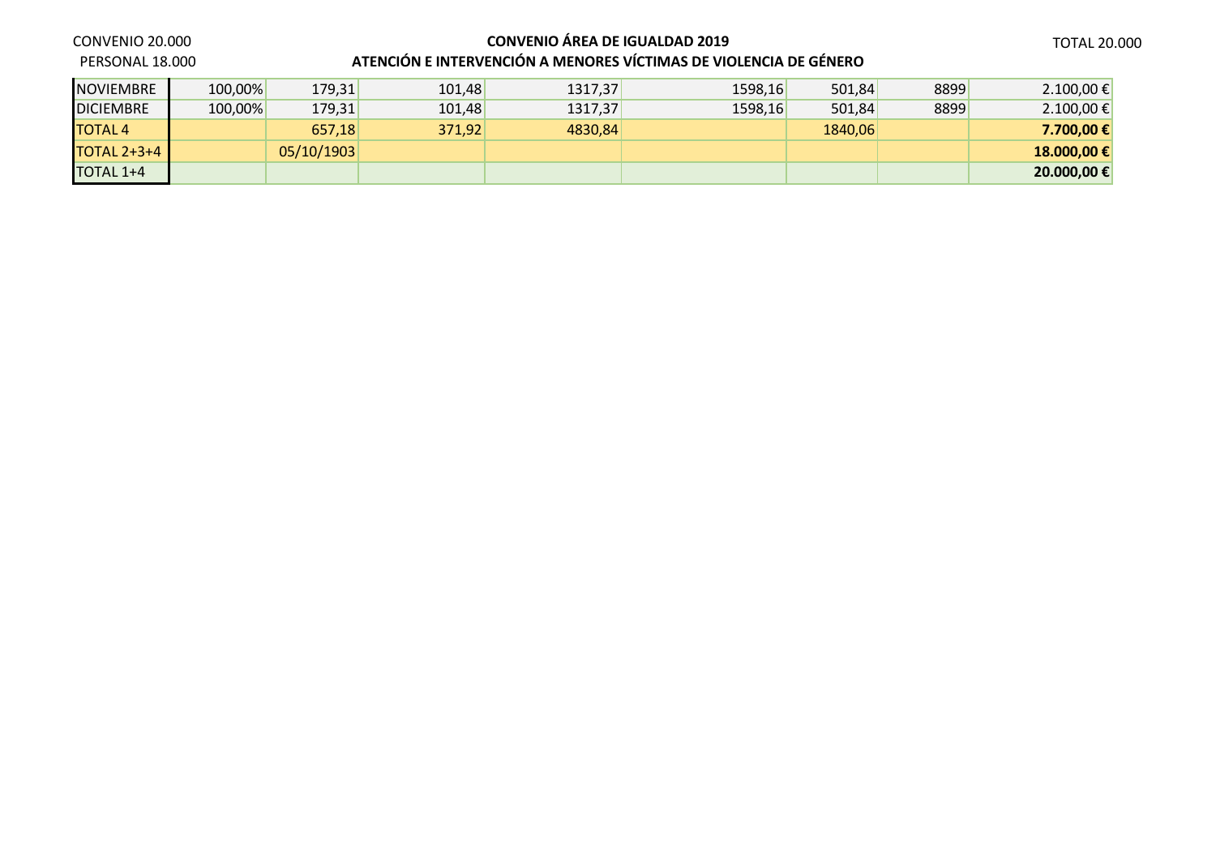CONVENIO 20.000
PERSONAL 18.000

**CONVENIO ÁREA DE IGUALDAD 2019**
**ATENCIÓN E INTERVENCIÓN A MENORES VÍCTIMAS DE VIOLENCIA DE GÉNERO**

TOTAL 20.000

| | | | | | | | | |
|---|---|---|---|---|---|---|---|---|
| NOVIEMBRE | 100,00% | 179,31 | 101,48 | 1317,37 | 1598,16 | 501,84 | 8899 | 2.100,00 € |
| DICIEMBRE | 100,00% | 179,31 | 101,48 | 1317,37 | 1598,16 | 501,84 | 8899 | 2.100,00 € |
| TOTAL 4 | | 657,18 | 371,92 | 4830,84 | | 1840,06 | | **7.700,00 €** |
| TOTAL 2+3+4 | | 05/10/1903 | | | | | | **18.000,00 €** |
| TOTAL 1+4 | | | | | | | | **20.000,00 €** |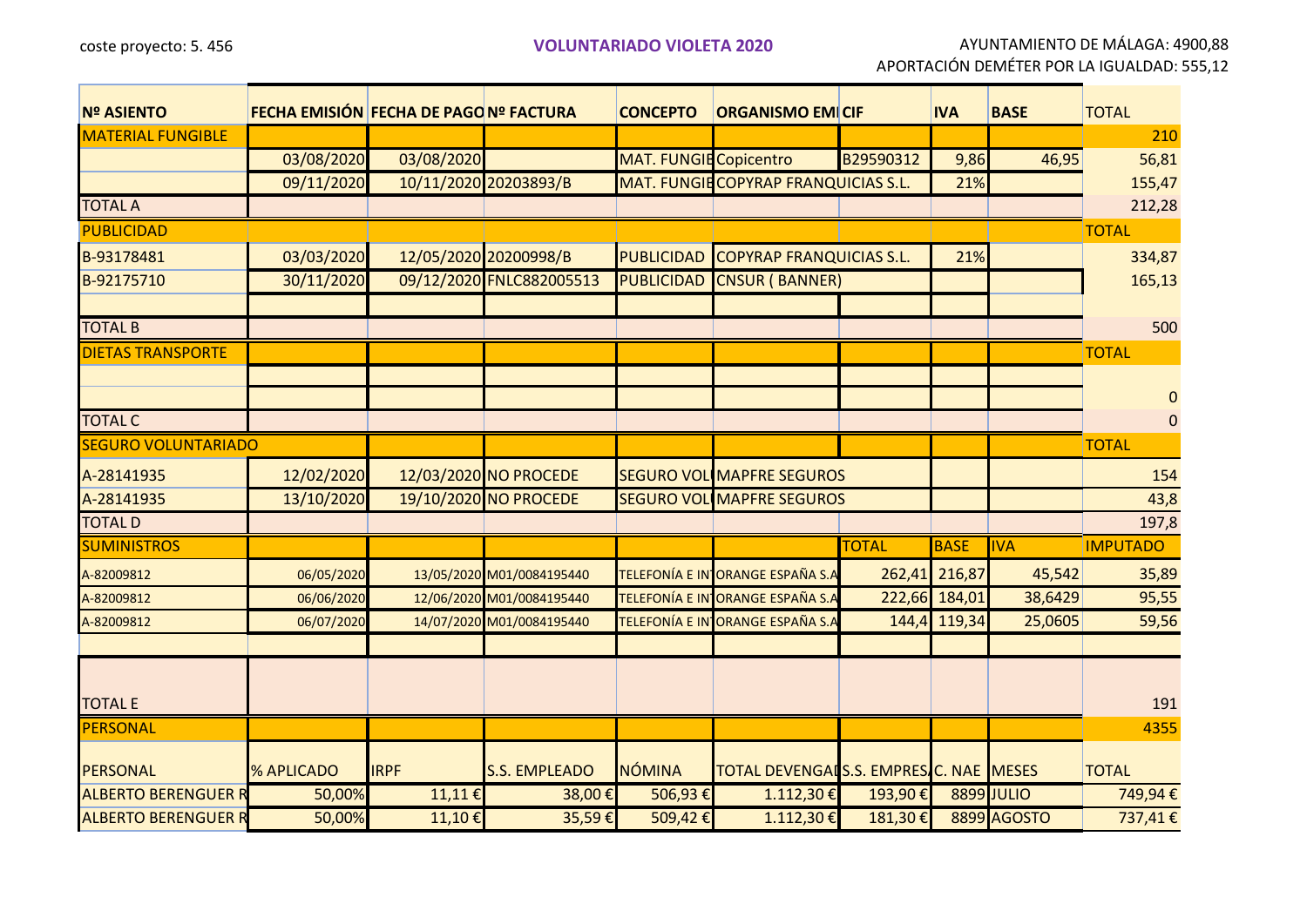coste proyecto: 5. 456

**VOLUNTARIADO VIOLETA 2020**

AYUNTAMIENTO DE MÁLAGA: 4900,88
APORTACIÓN DEMÉTER POR LA IGUALDAD: 555,12

| Nº ASIENTO | FECHA EMISIÓN | FECHA DE PAGO | Nº FACTURA | CONCEPTO | ORGANISMO EMI | CIF | IVA | BASE | TOTAL |
|---|---|---|---|---|---|---|---|---|---|
| MATERIAL FUNGIBLE | | | | | | | | | 210 |
| | 03/08/2020 | 03/08/2020 | | MAT. FUNGIB | Copicentro | B29590312 | 9,86 | 46,95 | 56,81 |
| | 09/11/2020 | 10/11/2020 | 20203893/B | MAT. FUNGIB | COPYRAP FRANQUICIAS S.L. | | 21% | | 155,47 |
| TOTAL A | | | | | | | | | 212,28 |
| PUBLICIDAD | | | | | | | | | TOTAL |
| B-93178481 | 03/03/2020 | 12/05/2020 | 20200998/B | PUBLICIDAD | COPYRAP FRANQUICIAS S.L. | | 21% | | 334,87 |
| B-92175710 | 30/11/2020 | 09/12/2020 | FNLC882005513 | PUBLICIDAD | CNSUR ( BANNER) | | | | 165,13 |
| | | | | | | | | | |
| TOTAL B | | | | | | | | | 500 |
| DIETAS TRANSPORTE | | | | | | | | | TOTAL |
| | | | | | | | | | |
| | | | | | | | | | 0 |
| TOTAL C | | | | | | | | | 0 |
| SEGURO VOLUNTARIADO | | | | | | | | | TOTAL |
| A-28141935 | 12/02/2020 | 12/03/2020 | NO PROCEDE | SEGURO VOL | MAPFRE SEGUROS | | | | 154 |
| A-28141935 | 13/10/2020 | 19/10/2020 | NO PROCEDE | SEGURO VOL | MAPFRE SEGUROS | | | | 43,8 |
| TOTAL D | | | | | | | | | 197,8 |
| SUMINISTROS | | | | | | TOTAL | BASE | IVA | IMPUTADO |
| A-82009812 | 06/05/2020 | 13/05/2020 | M01/0084195440 | TELEFONÍA E IN | ORANGE ESPAÑA S.A | 262,41 | 216,87 | 45,542 | 35,89 |
| A-82009812 | 06/06/2020 | 12/06/2020 | M01/0084195440 | TELEFONÍA E IN | ORANGE ESPAÑA S.A | 222,66 | 184,01 | 38,6429 | 95,55 |
| A-82009812 | 06/07/2020 | 14/07/2020 | M01/0084195440 | TELEFONÍA E IN | ORANGE ESPAÑA S.A | 144,4 | 119,34 | 25,0605 | 59,56 |
| | | | | | | | | | |
| TOTAL E | | | | | | | | | 191 |
| PERSONAL | | | | | | | | | 4355 |
| PERSONAL | % APLICADO | IRPF | S.S. EMPLEADO | NÓMINA | TOTAL DEVENGAD | S.S. EMPRES | C. NAE | MESES | TOTAL |
| ALBERTO BERENGUER R | 50,00% | 11,11 € | 38,00 € | 506,93 € | 1.112,30 € | 193,90 € | 8899 | JULIO | 749,94 € |
| ALBERTO BERENGUER R | 50,00% | 11,10 € | 35,59 € | 509,42 € | 1.112,30 € | 181,30 € | 8899 | AGOSTO | 737,41 € |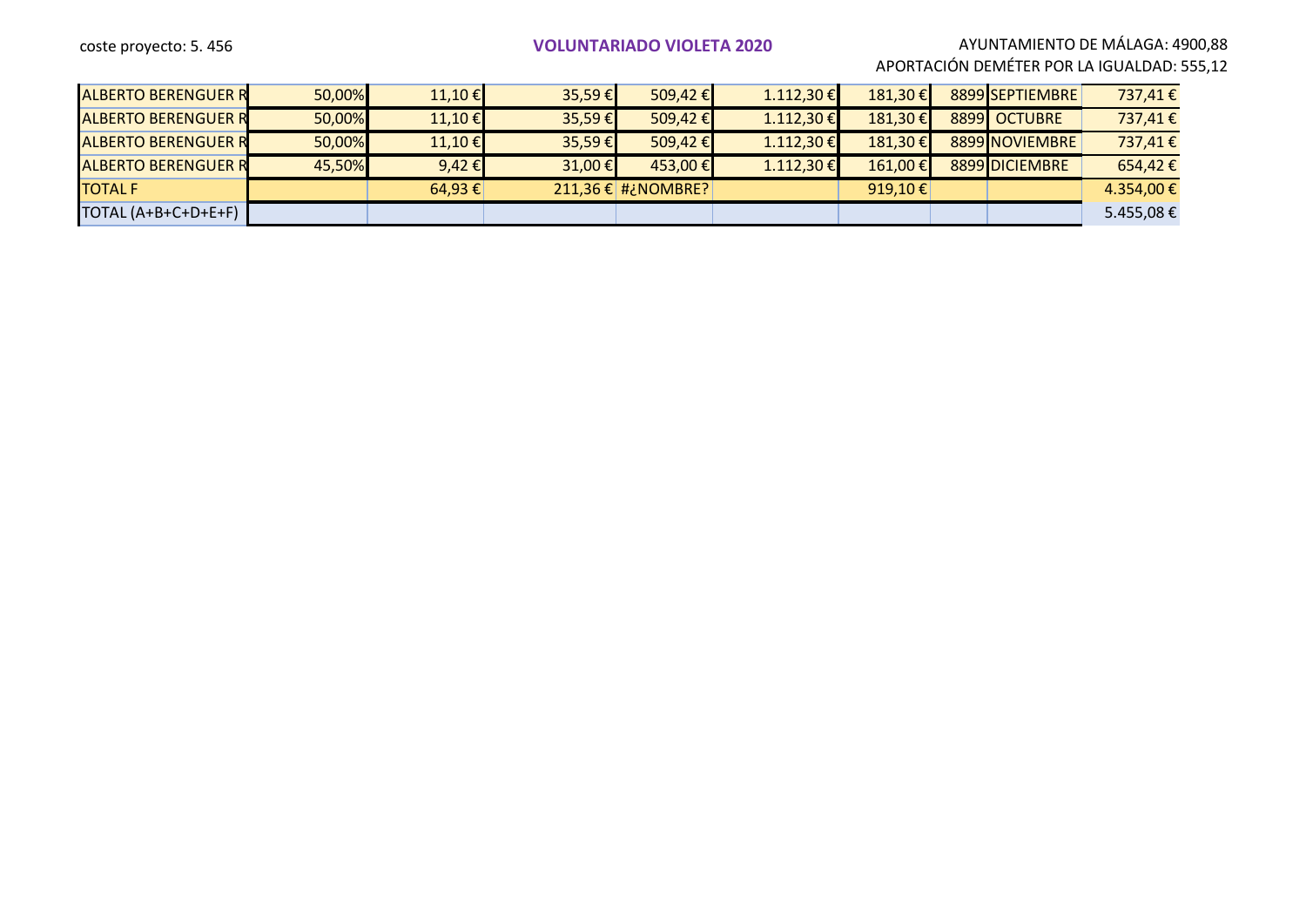coste proyecto: 5. 456

**VOLUNTARIADO VIOLETA 2020**

AYUNTAMIENTO DE MÁLAGA: 4900,88
APORTACIÓN DEMÉTER POR LA IGUALDAD: 555,12

| | | | | | | | | | |
|---|---|---|---|---|---|---|---|---|---|
| ALBERTO BERENGUER R | 50,00% | 11,10 € | 35,59 € | 509,42 € | 1.112,30 € | 181,30 € | 8899 | SEPTIEMBRE | 737,41 € |
| ALBERTO BERENGUER R | 50,00% | 11,10 € | 35,59 € | 509,42 € | 1.112,30 € | 181,30 € | 8899 | OCTUBRE | 737,41 € |
| ALBERTO BERENGUER R | 50,00% | 11,10 € | 35,59 € | 509,42 € | 1.112,30 € | 181,30 € | 8899 | NOVIEMBRE | 737,41 € |
| ALBERTO BERENGUER R | 45,50% | 9,42 € | 31,00 € | 453,00 € | 1.112,30 € | 161,00 € | 8899 | DICIEMBRE | 654,42 € |
| TOTAL F | | 64,93 € | 211,36 € | #¿NOMBRE? | | 919,10 € | | | 4.354,00 € |
| TOTAL (A+B+C+D+E+F) | | | | | | | | | 5.455,08 € |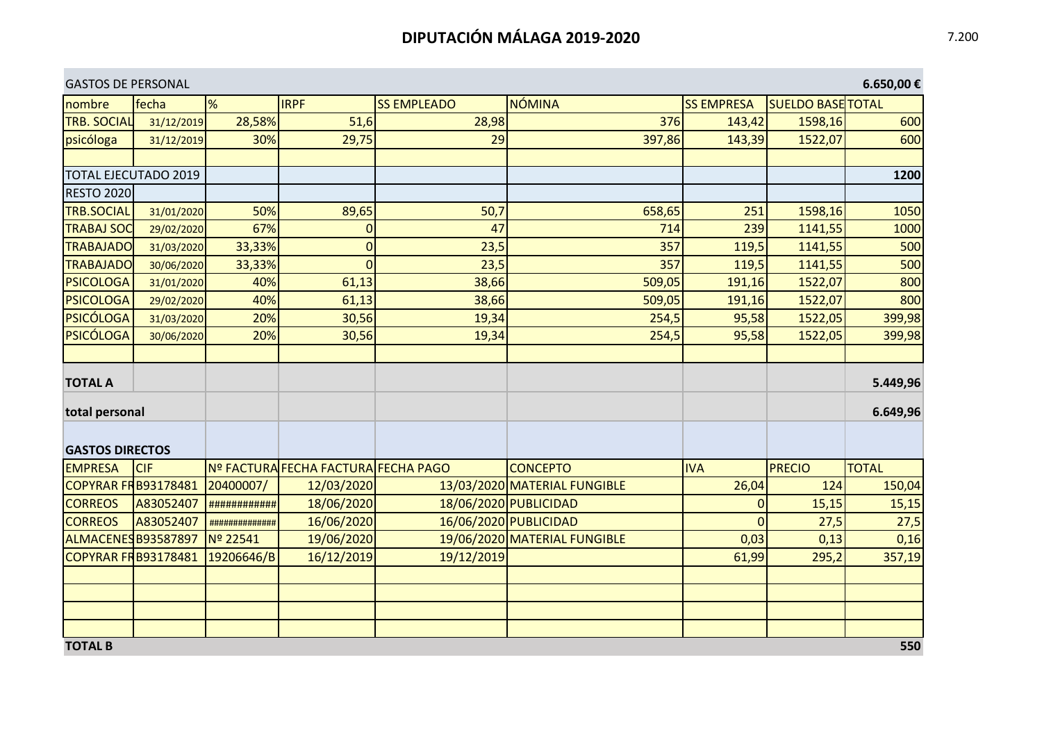# DIPUTACIÓN MÁLAGA 2019-2020

7.200

| GASTOS DE PERSONAL | | | | | | | | 6.650,00 € |
|---|---|---|---|---|---|---|---|---|
| nombre | fecha | % | IRPF | SS EMPLEADO | NÓMINA | SS EMPRESA | SUELDO BASE | TOTAL |
| TRB. SOCIAL | 31/12/2019 | 28,58% | 51,6 | 28,98 | 376 | 143,42 | 1598,16 | 600 |
| psicóloga | 31/12/2019 | 30% | 29,75 | 29 | 397,86 | 143,39 | 1522,07 | 600 |
| | | | | | | | | |
| TOTAL EJECUTADO 2019 | | | | | | | | 1200 |
| RESTO 2020 | | | | | | | | |
| TRB.SOCIAL | 31/01/2020 | 50% | 89,65 | 50,7 | 658,65 | 251 | 1598,16 | 1050 |
| TRABAJ SOC | 29/02/2020 | 67% | 0 | 47 | 714 | 239 | 1141,55 | 1000 |
| TRABAJADO | 31/03/2020 | 33,33% | 0 | 23,5 | 357 | 119,5 | 1141,55 | 500 |
| TRABAJADO | 30/06/2020 | 33,33% | 0 | 23,5 | 357 | 119,5 | 1141,55 | 500 |
| PSICOLOGA | 31/01/2020 | 40% | 61,13 | 38,66 | 509,05 | 191,16 | 1522,07 | 800 |
| PSICOLOGA | 29/02/2020 | 40% | 61,13 | 38,66 | 509,05 | 191,16 | 1522,07 | 800 |
| PSICÓLOGA | 31/03/2020 | 20% | 30,56 | 19,34 | 254,5 | 95,58 | 1522,05 | 399,98 |
| PSICÓLOGA | 30/06/2020 | 20% | 30,56 | 19,34 | 254,5 | 95,58 | 1522,05 | 399,98 |
| | | | | | | | | |
| **TOTAL A** | | | | | | | | **5.449,96** |
| **total personal** | | | | | | | | **6.649,96** |
| **GASTOS DIRECTOS** | | | | | | | | |
| EMPRESA | CIF | Nº FACTURA | FECHA FACTURA | FECHA PAGO | CONCEPTO | IVA | PRECIO | TOTAL |
| COPYRAR FR | B93178481 | 20400007/ | 12/03/2020 | 13/03/2020 | MATERIAL FUNGIBLE | 26,04 | 124 | 150,04 |
| CORREOS | A83052407 | ############ | 18/06/2020 | 18/06/2020 | PUBLICIDAD | 0 | 15,15 | 15,15 |
| CORREOS | A83052407 | ############## | 16/06/2020 | 16/06/2020 | PUBLICIDAD | 0 | 27,5 | 27,5 |
| ALMACENES | B93587897 | Nº 22541 | 19/06/2020 | 19/06/2020 | MATERIAL FUNGIBLE | 0,03 | 0,13 | 0,16 |
| COPYRAR FR | B93178481 | 19206646/B | 16/12/2019 | 19/12/2019 | | 61,99 | 295,2 | 357,19 |
| | | | | | | | | |
| | | | | | | | | |
| | | | | | | | | |
| | | | | | | | | |
| **TOTAL B** | | | | | | | | **550** |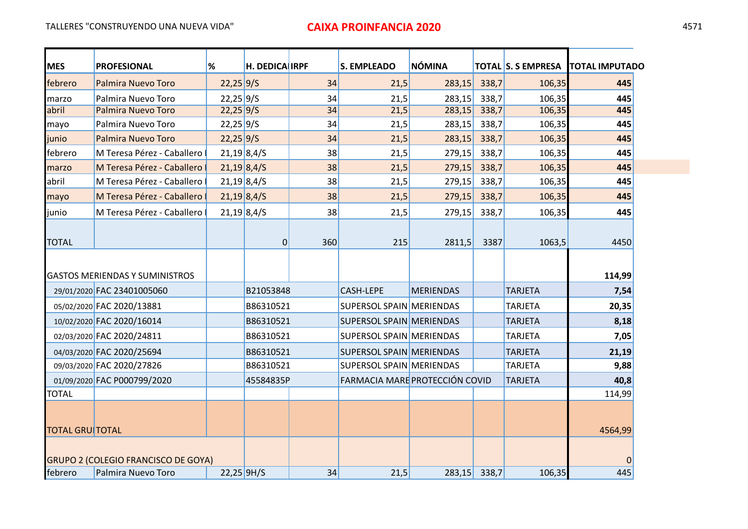TALLERES "CONSTRUYENDO UNA NUEVA VIDA"

**CAIXA PROINFANCIA 2020**

| MES | PROFESIONAL | % | H. DEDICA | IRPF | S. EMPLEADO | NÓMINA | TOTAL | S. S EMPRESA | TOTAL IMPUTADO |
|---|---|---|---|---|---|---|---|---|---|
| febrero | Palmira Nuevo Toro | 22,25 | 9/S | 34 | 21,5 | 283,15 | 338,7 | 106,35 | **445** |
| marzo | Palmira Nuevo Toro | 22,25 | 9/S | 34 | 21,5 | 283,15 | 338,7 | 106,35 | **445** |
| abril | Palmira Nuevo Toro | 22,25 | 9/S | 34 | 21,5 | 283,15 | 338,7 | 106,35 | **445** |
| mayo | Palmira Nuevo Toro | 22,25 | 9/S | 34 | 21,5 | 283,15 | 338,7 | 106,35 | **445** |
| junio | Palmira Nuevo Toro | 22,25 | 9/S | 34 | 21,5 | 283,15 | 338,7 | 106,35 | **445** |
| febrero | M Teresa Pérez - Caballero | 21,19 | 8,4/S | 38 | 21,5 | 279,15 | 338,7 | 106,35 | **445** |
| marzo | M Teresa Pérez - Caballero | 21,19 | 8,4/S | 38 | 21,5 | 279,15 | 338,7 | 106,35 | **445** |
| abril | M Teresa Pérez - Caballero | 21,19 | 8,4/S | 38 | 21,5 | 279,15 | 338,7 | 106,35 | **445** |
| mayo | M Teresa Pérez - Caballero | 21,19 | 8,4/S | 38 | 21,5 | 279,15 | 338,7 | 106,35 | **445** |
| junio | M Teresa Pérez - Caballero | 21,19 | 8,4/S | 38 | 21,5 | 279,15 | 338,7 | 106,35 | **445** |
| TOTAL | | | 0 | 360 | 215 | 2811,5 | 3387 | 1063,5 | 4450 |
| GASTOS MERIENDAS Y SUMINISTROS | | | | | | | | | **114,99** |
| 29/01/2020 | FAC 23401005060 | | B21053848 | | CASH-LEPE | MERIENDAS | | TARJETA | **7,54** |
| 05/02/2020 | FAC 2020/13881 | | B86310521 | | SUPERSOL SPAIN | MERIENDAS | | TARJETA | **20,35** |
| 10/02/2020 | FAC 2020/16014 | | B86310521 | | SUPERSOL SPAIN | MERIENDAS | | TARJETA | **8,18** |
| 02/03/2020 | FAC 2020/24811 | | B86310521 | | SUPERSOL SPAIN | MERIENDAS | | TARJETA | **7,05** |
| 04/03/2020 | FAC 2020/25694 | | B86310521 | | SUPERSOL SPAIN | MERIENDAS | | TARJETA | **21,19** |
| 09/03/2020 | FAC 2020/27826 | | B86310521 | | SUPERSOL SPAIN | MERIENDAS | | TARJETA | **9,88** |
| 01/09/2020 | FAC P000799/2020 | | 45584835P | | FARMACIA MARE | PROTECCIÓN COVID | | TARJETA | **40,8** |
| TOTAL | | | | | | | | | 114,99 |
| TOTAL GRU | TOTAL | | | | | | | | 4564,99 |
| GRUPO 2 (COLEGIO FRANCISCO DE GOYA) | | | | | | | | | 0 |
| febrero | Palmira Nuevo Toro | 22,25 | 9H/S | 34 | 21,5 | 283,15 | 338,7 | 106,35 | 445 |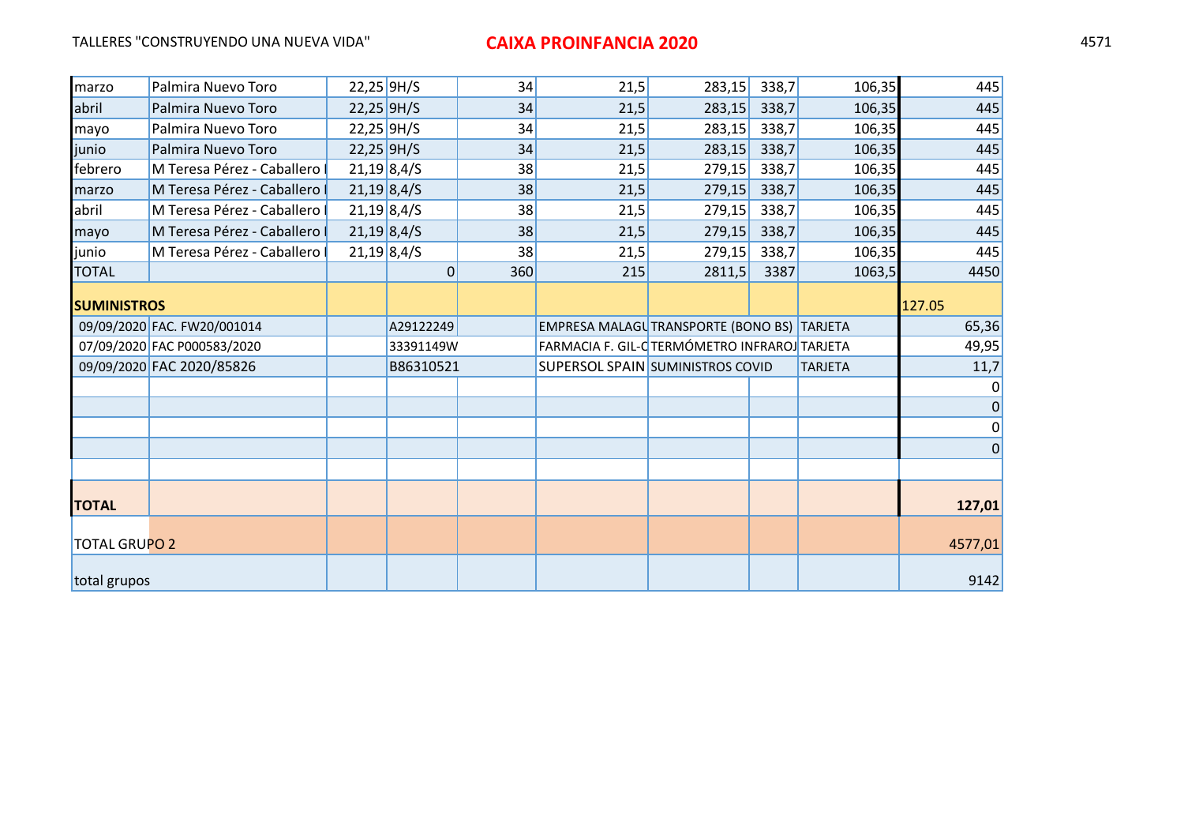TALLERES "CONSTRUYENDO UNA NUEVA VIDA" **CAIXA PROINFANCIA 2020**

| | | | | | | | | | |
|---|---|---|---|---|---|---|---|---|---|
| marzo | Palmira Nuevo Toro | 22,25 | 9H/S | 34 | 21,5 | 283,15 | 338,7 | 106,35 | 445 |
| abril | Palmira Nuevo Toro | 22,25 | 9H/S | 34 | 21,5 | 283,15 | 338,7 | 106,35 | 445 |
| mayo | Palmira Nuevo Toro | 22,25 | 9H/S | 34 | 21,5 | 283,15 | 338,7 | 106,35 | 445 |
| junio | Palmira Nuevo Toro | 22,25 | 9H/S | 34 | 21,5 | 283,15 | 338,7 | 106,35 | 445 |
| febrero | M Teresa Pérez - Caballero I | 21,19 | 8,4/S | 38 | 21,5 | 279,15 | 338,7 | 106,35 | 445 |
| marzo | M Teresa Pérez - Caballero I | 21,19 | 8,4/S | 38 | 21,5 | 279,15 | 338,7 | 106,35 | 445 |
| abril | M Teresa Pérez - Caballero I | 21,19 | 8,4/S | 38 | 21,5 | 279,15 | 338,7 | 106,35 | 445 |
| mayo | M Teresa Pérez - Caballero I | 21,19 | 8,4/S | 38 | 21,5 | 279,15 | 338,7 | 106,35 | 445 |
| junio | M Teresa Pérez - Caballero I | 21,19 | 8,4/S | 38 | 21,5 | 279,15 | 338,7 | 106,35 | 445 |
| TOTAL | | | 0 | 360 | 215 | 2811,5 | 3387 | 1063,5 | 4450 |
| **SUMINISTROS** | | | | | | | | | 127.05 |
| 09/09/2020 | FAC. FW20/001014 | | A29122249 | | EMPRESA MALAGU | TRANSPORTE (BONO BS) | | TARJETA | 65,36 |
| 07/09/2020 | FAC P000583/2020 | | 33391149W | | FARMACIA F. GIL-C | TERMÓMETRO INFRAROJ | | TARJETA | 49,95 |
| 09/09/2020 | FAC 2020/85826 | | B86310521 | | SUPERSOL SPAIN | SUMINISTROS COVID | | TARJETA | 11,7 |
| | | | | | | | | | 0 |
| | | | | | | | | | 0 |
| | | | | | | | | | 0 |
| | | | | | | | | | 0 |
| | | | | | | | | | |
| **TOTAL** | | | | | | | | | **127,01** |
| TOTAL GRUPO 2 | | | | | | | | | 4577,01 |
| total grupos | | | | | | | | | 9142 |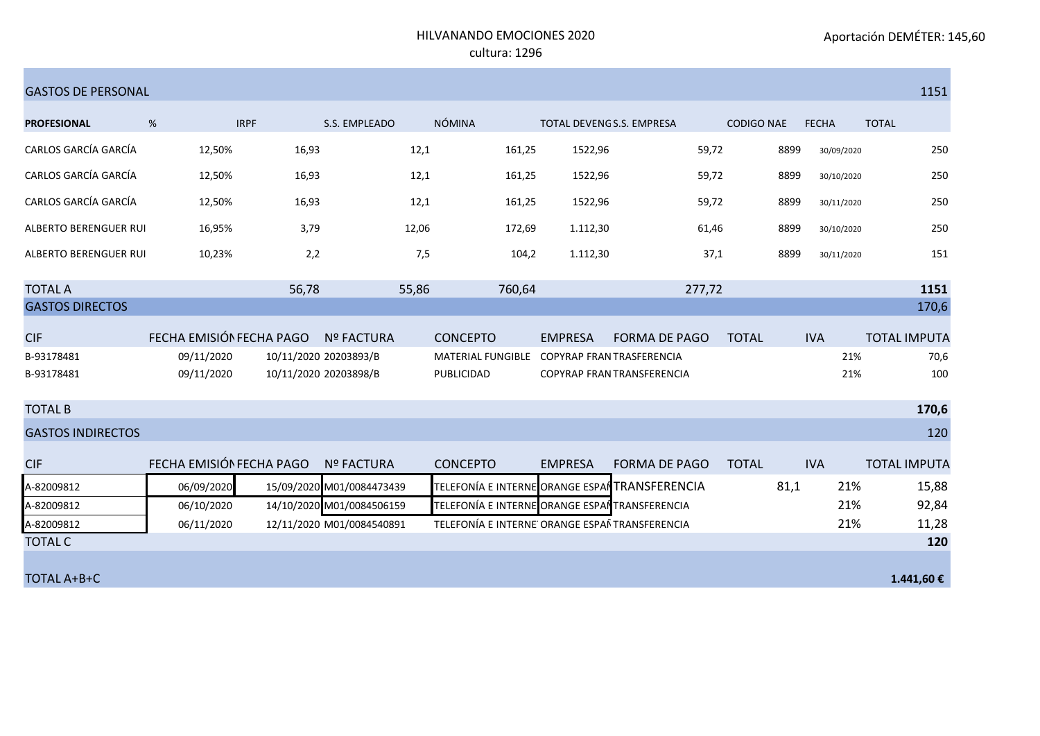HILVANANDO EMOCIONES 2020

cultura: 1296

Aportación DEMÉTER: 145,60

| GASTOS DE PERSONAL | | | | | | | | | | 1151 |
|---|---|---|---|---|---|---|---|---|---|---|
| **PROFESIONAL** | % | IRPF | S.S. EMPLEADO | NÓMINA | TOTAL DEVENG | S.S. EMPRESA | CODIGO NAE | FECHA | TOTAL | |
| CARLOS GARCÍA GARCÍA | 12,50% | 16,93 | 12,1 | 161,25 | 1522,96 | 59,72 | 8899 | 30/09/2020 | | 250 |
| CARLOS GARCÍA GARCÍA | 12,50% | 16,93 | 12,1 | 161,25 | 1522,96 | 59,72 | 8899 | 30/10/2020 | | 250 |
| CARLOS GARCÍA GARCÍA | 12,50% | 16,93 | 12,1 | 161,25 | 1522,96 | 59,72 | 8899 | 30/11/2020 | | 250 |
| ALBERTO BERENGUER RUI | 16,95% | 3,79 | 12,06 | 172,69 | 1.112,30 | 61,46 | 8899 | 30/10/2020 | | 250 |
| ALBERTO BERENGUER RUI | 10,23% | 2,2 | 7,5 | 104,2 | 1.112,30 | 37,1 | 8899 | 30/11/2020 | | 151 |
| TOTAL A | | 56,78 | 55,86 | 760,64 | | 277,72 | | | | **1151** |

| GASTOS DIRECTOS | | | | | | | | | 170,6 |
|---|---|---|---|---|---|---|---|---|---|
| CIF | FECHA EMISIÓN | FECHA PAGO | Nº FACTURA | CONCEPTO | EMPRESA | FORMA DE PAGO | TOTAL | IVA | TOTAL IMPUTA |
| B-93178481 | 09/11/2020 | 10/11/2020 | 20203893/B | MATERIAL FUNGIBLE | COPYRAP FRAN | TRASFERENCIA | | 21% | 70,6 |
| B-93178481 | 09/11/2020 | 10/11/2020 | 20203898/B | PUBLICIDAD | COPYRAP FRAN | TRANSFERENCIA | | 21% | 100 |
| TOTAL B | | | | | | | | | **170,6** |

| GASTOS INDIRECTOS | | | | | | | | | 120 |
|---|---|---|---|---|---|---|---|---|---|
| CIF | FECHA EMISIÓN | FECHA PAGO | Nº FACTURA | CONCEPTO | EMPRESA | FORMA DE PAGO | TOTAL | IVA | TOTAL IMPUTA |
| A-82009812 | 06/09/2020 | 15/09/2020 | M01/0084473439 | TELEFONÍA E INTERNE | ORANGE ESPAÑ | TRANSFERENCIA | 81,1 | 21% | 15,88 |
| A-82009812 | 06/10/2020 | 14/10/2020 | M01/0084506159 | TELEFONÍA E INTERNE | ORANGE ESPAÑ | TRANSFERENCIA | | 21% | 92,84 |
| A-82009812 | 06/11/2020 | 12/11/2020 | M01/0084540891 | TELEFONÍA E INTERNE | ORANGE ESPAÑ | TRANSFERENCIA | | 21% | 11,28 |
| TOTAL C | | | | | | | | | **120** |

| TOTAL A+B+C | **1.441,60 €** |
|---|---|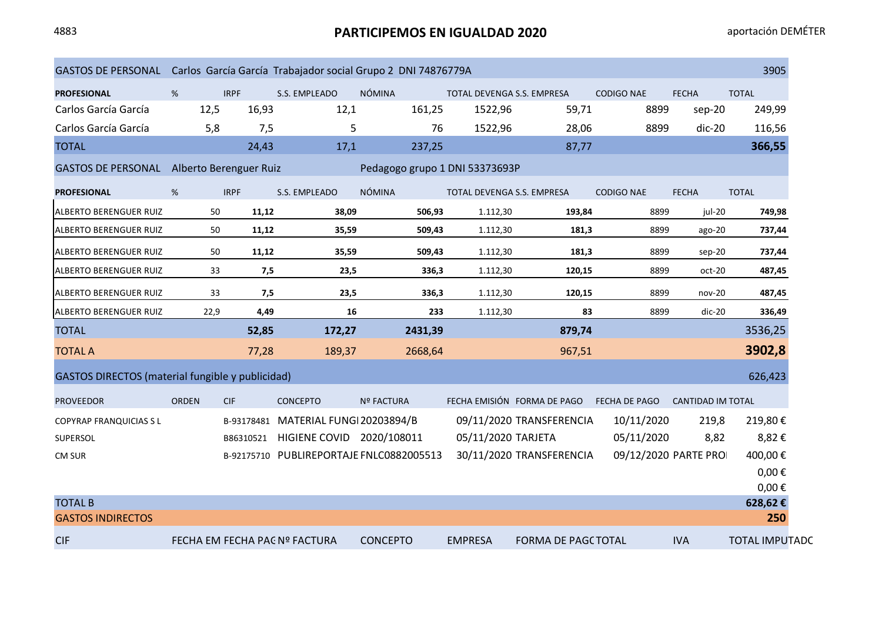4883

# PARTICIPEMOS EN IGUALDAD 2020

aportación DEMÉTER

| GASTOS DE PERSONAL | Carlos García García Trabajador social Grupo 2 DNI 74876779A | | | | | | | | 3905 |
|---|---|---|---|---|---|---|---|---|---|
| **PROFESIONAL** | % | IRPF | S.S. EMPLEADO | NÓMINA | TOTAL DEVENGA | S.S. EMPRESA | CODIGO NAE | FECHA | TOTAL |
| Carlos García García | 12,5 | 16,93 | 12,1 | 161,25 | 1522,96 | 59,71 | 8899 | sep-20 | 249,99 |
| Carlos García García | 5,8 | 7,5 | 5 | 76 | 1522,96 | 28,06 | 8899 | dic-20 | 116,56 |
| TOTAL | | 24,43 | 17,1 | 237,25 | | 87,77 | | | **366,55** |
| GASTOS DE PERSONAL | Alberto Berenguer Ruiz | | | Pedagogo grupo 1 DNI 53373693P | | | | | |
| **PROFESIONAL** | % | IRPF | S.S. EMPLEADO | NÓMINA | TOTAL DEVENGA | S.S. EMPRESA | CODIGO NAE | FECHA | TOTAL |
| ALBERTO BERENGUER RUIZ | 50 | **11,12** | **38,09** | **506,93** | 1.112,30 | **193,84** | 8899 | jul-20 | **749,98** |
| ALBERTO BERENGUER RUIZ | 50 | **11,12** | **35,59** | **509,43** | 1.112,30 | **181,3** | 8899 | ago-20 | **737,44** |
| ALBERTO BERENGUER RUIZ | 50 | **11,12** | **35,59** | **509,43** | 1.112,30 | **181,3** | 8899 | sep-20 | **737,44** |
| ALBERTO BERENGUER RUIZ | 33 | **7,5** | **23,5** | **336,3** | 1.112,30 | **120,15** | 8899 | oct-20 | **487,45** |
| ALBERTO BERENGUER RUIZ | 33 | **7,5** | **23,5** | **336,3** | 1.112,30 | **120,15** | 8899 | nov-20 | **487,45** |
| ALBERTO BERENGUER RUIZ | 22,9 | **4,49** | **16** | **233** | 1.112,30 | **83** | 8899 | dic-20 | **336,49** |
| TOTAL | | **52,85** | **172,27** | **2431,39** | | **879,74** | | | 3536,25 |
| TOTAL A | | 77,28 | 189,37 | 2668,64 | | 967,51 | | | **3902,8** |

| GASTOS DIRECTOS (material fungible y publicidad) | | | | | | | | | 626,423 |
|---|---|---|---|---|---|---|---|---|---|
| PROVEEDOR | ORDEN | CIF | CONCEPTO | Nº FACTURA | FECHA EMISIÓN | FORMA DE PAGO | FECHA DE PAGO | CANTIDAD IM | TOTAL |
| COPYRAP FRANQUICIAS S L | | B-93178481 | MATERIAL FUNGI | 20203894/B | 09/11/2020 | TRANSFERENCIA | 10/11/2020 | 219,8 | 219,80 € |
| SUPERSOL | | B86310521 | HIGIENE COVID | 2020/108011 | 05/11/2020 | TARJETA | 05/11/2020 | 8,82 | 8,82 € |
| CM SUR | | B-92175710 | PUBLIREPORTAJE | FNLC0882005513 | 30/11/2020 | TRANSFERENCIA | 09/12/2020 | PARTE PROI | 400,00 € |
| | | | | | | | | | 0,00 € |
| | | | | | | | | | 0,00 € |
| TOTAL B | | | | | | | | | **628,62 €** |
| GASTOS INDIRECTOS | | | | | | | | | **250** |

| CIF | FECHA EM | FECHA PAG | Nº FACTURA | CONCEPTO | EMPRESA | FORMA DE PAGO | TOTAL | IVA | TOTAL IMPUTADO |
|---|---|---|---|---|---|---|---|---|---|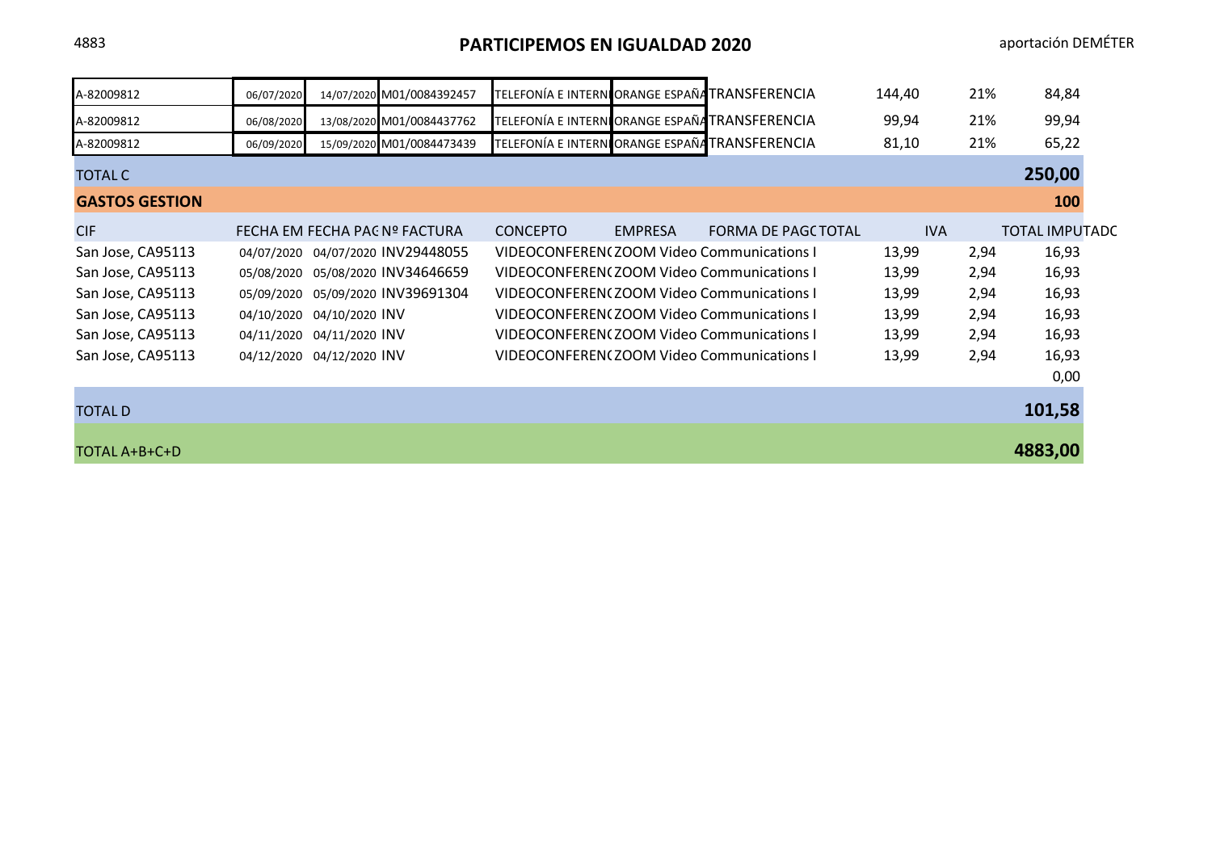4883

# PARTICIPEMOS EN IGUALDAD 2020

aportación DEMÉTER

| | | | | | | | | | |
|---|---|---|---|---|---|---|---|---|---|
| A-82009812 | 06/07/2020 | 14/07/2020 | M01/0084392457 | TELEFONÍA E INTERN | ORANGE ESPAÑA | TRANSFERENCIA | 144,40 | 21% | 84,84 |
| A-82009812 | 06/08/2020 | 13/08/2020 | M01/0084437762 | TELEFONÍA E INTERN | ORANGE ESPAÑA | TRANSFERENCIA | 99,94 | 21% | 99,94 |
| A-82009812 | 06/09/2020 | 15/09/2020 | M01/0084473439 | TELEFONÍA E INTERN | ORANGE ESPAÑA | TRANSFERENCIA | 81,10 | 21% | 65,22 |
| TOTAL C | | | | | | | | | **250,00** |
| **GASTOS GESTION** | | | | | | | | | **100** |

| CIF | FECHA EM | FECHA PAG | Nº FACTURA | CONCEPTO | EMPRESA | FORMA DE PAGO | TOTAL | IVA | TOTAL IMPUTADO |
|---|---|---|---|---|---|---|---|---|---|
| San Jose, CA95113 | 04/07/2020 | 04/07/2020 | INV29448055 | VIDEOCONFEREN( | ZOOM Video Communications I | | 13,99 | 2,94 | 16,93 |
| San Jose, CA95113 | 05/08/2020 | 05/08/2020 | INV34646659 | VIDEOCONFEREN( | ZOOM Video Communications I | | 13,99 | 2,94 | 16,93 |
| San Jose, CA95113 | 05/09/2020 | 05/09/2020 | INV39691304 | VIDEOCONFEREN( | ZOOM Video Communications I | | 13,99 | 2,94 | 16,93 |
| San Jose, CA95113 | 04/10/2020 | 04/10/2020 | INV | VIDEOCONFEREN( | ZOOM Video Communications I | | 13,99 | 2,94 | 16,93 |
| San Jose, CA95113 | 04/11/2020 | 04/11/2020 | INV | VIDEOCONFEREN( | ZOOM Video Communications I | | 13,99 | 2,94 | 16,93 |
| San Jose, CA95113 | 04/12/2020 | 04/12/2020 | INV | VIDEOCONFEREN( | ZOOM Video Communications I | | 13,99 | 2,94 | 16,93 |
| | | | | | | | | | 0,00 |
| TOTAL D | | | | | | | | | **101,58** |
| TOTAL A+B+C+D | | | | | | | | | **4883,00** |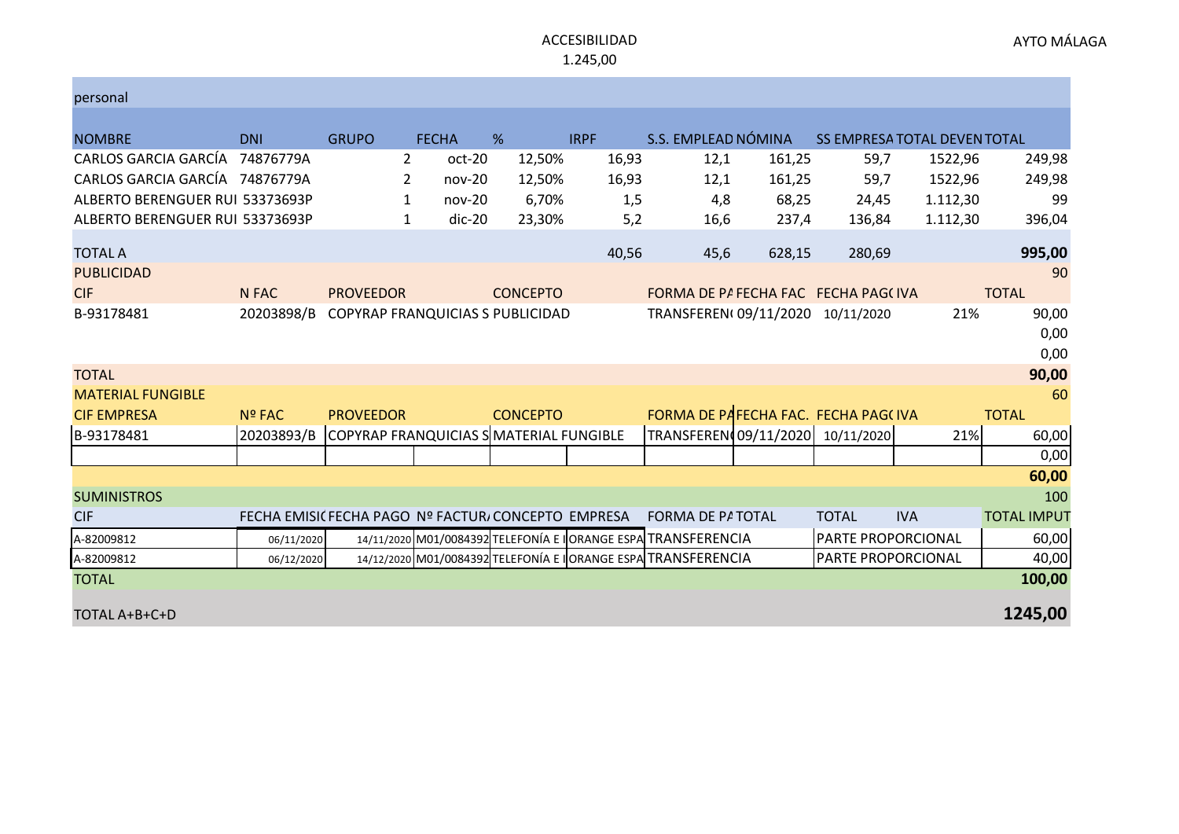ACCESIBILIDAD
1.245,00

AYTO MÁLAGA

| personal | | | | | | | | | | |
|---|---|---|---|---|---|---|---|---|---|---|
| NOMBRE | DNI | GRUPO | FECHA | % | IRPF | S.S. EMPLEAD | NÓMINA | SS EMPRESA | TOTAL DEVEN | TOTAL |
| CARLOS GARCIA GARCÍA | 74876779A | 2 | oct-20 | 12,50% | 16,93 | 12,1 | 161,25 | 59,7 | 1522,96 | 249,98 |
| CARLOS GARCIA GARCÍA | 74876779A | 2 | nov-20 | 12,50% | 16,93 | 12,1 | 161,25 | 59,7 | 1522,96 | 249,98 |
| ALBERTO BERENGUER RUI | 53373693P | 1 | nov-20 | 6,70% | 1,5 | 4,8 | 68,25 | 24,45 | 1.112,30 | 99 |
| ALBERTO BERENGUER RUI | 53373693P | 1 | dic-20 | 23,30% | 5,2 | 16,6 | 237,4 | 136,84 | 1.112,30 | 396,04 |
| TOTAL A | | | | | 40,56 | 45,6 | 628,15 | 280,69 | | **995,00** |

| PUBLICIDAD | | | | | | | | | 90 |
|---|---|---|---|---|---|---|---|---|---|
| CIF | N FAC | PROVEEDOR | | CONCEPTO | FORMA DE PA | FECHA FAC | FECHA PAGO | IVA | TOTAL |
| B-93178481 | 20203898/B | COPYRAP FRANQUICIAS S | | PUBLICIDAD | TRANSFERENCIA | 09/11/2020 | 10/11/2020 | 21% | 90,00 |
| | | | | | | | | | 0,00 |
| | | | | | | | | | 0,00 |
| TOTAL | | | | | | | | | **90,00** |

| MATERIAL FUNGIBLE | | | | | | | | | 60 |
|---|---|---|---|---|---|---|---|---|---|
| CIF EMPRESA | Nº FAC | PROVEEDOR | | CONCEPTO | FORMA DE PA | FECHA FAC. | FECHA PAGO | IVA | TOTAL |
| B-93178481 | 20203893/B | COPYRAP FRANQUICIAS S | | MATERIAL FUNGIBLE | TRANSFERENCIA | 09/11/2020 | 10/11/2020 | 21% | 60,00 |
| | | | | | | | | | 0,00 |
| | | | | | | | | | **60,00** |

| SUMINISTROS | | | | | | | | | 100 |
|---|---|---|---|---|---|---|---|---|---|
| CIF | FECHA EMISIÓN | FECHA PAGO | Nº FACTURA | CONCEPTO | EMPRESA | FORMA DE PA | TOTAL | TOTAL | IVA | TOTAL IMPUT |
| A-82009812 | 06/11/2020 | 14/11/2020 | M01/0084392 | TELEFONÍA E I | ORANGE ESPA | TRANSFERENCIA | | PARTE PROPORCIONAL | | 60,00 |
| A-82009812 | 06/12/2020 | 14/12/2020 | M01/0084392 | TELEFONÍA E I | ORANGE ESPA | TRANSFERENCIA | | PARTE PROPORCIONAL | | 40,00 |
| TOTAL | | | | | | | | | | **100,00** |

| TOTAL A+B+C+D | **1245,00** |
|---|---|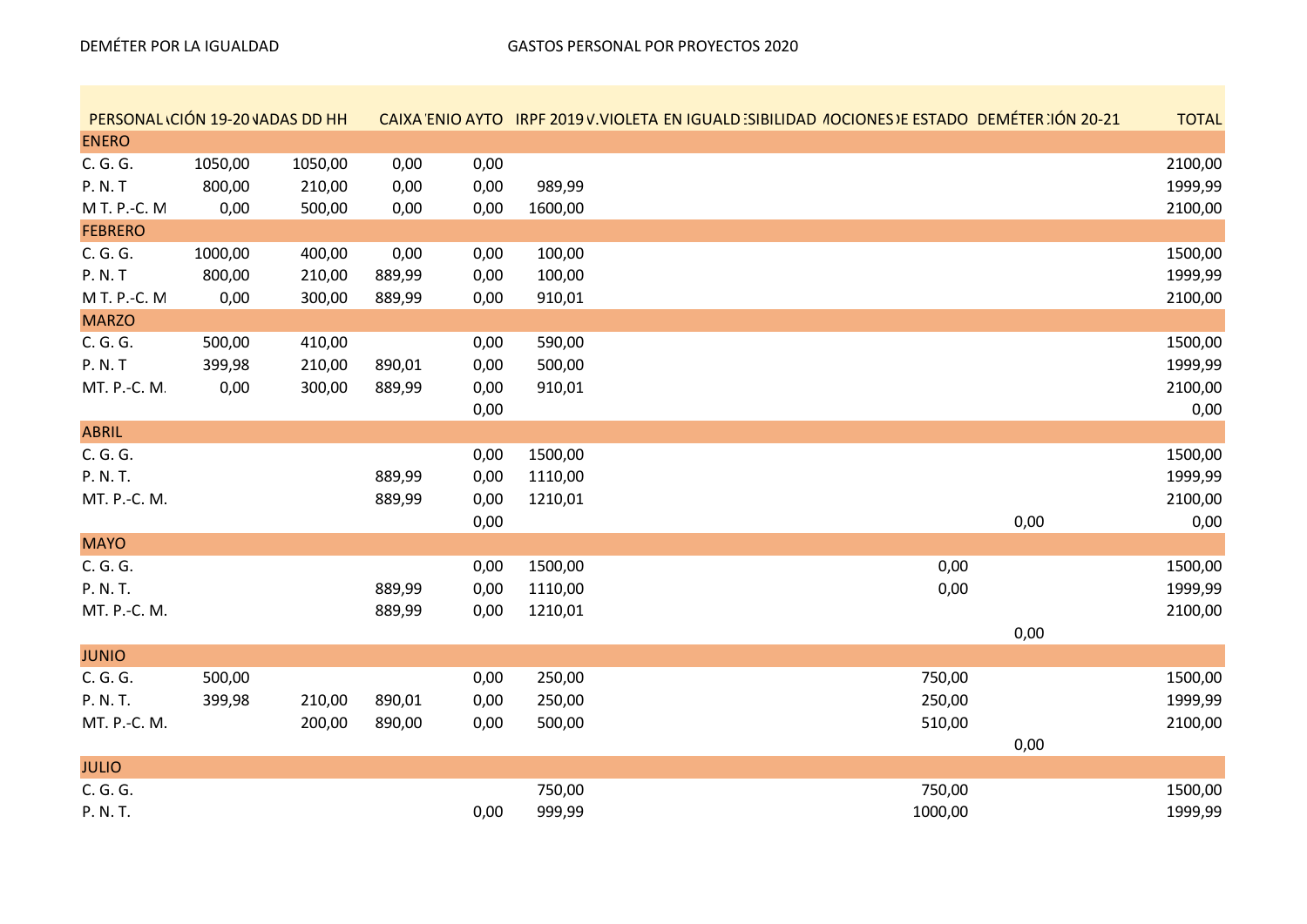DEMÉTER POR LA IGUALDAD — GASTOS PERSONAL POR PROYECTOS 2020

| PERSONAL | \CIÓN 19-20 | \ADAS DD HH | CAIXA | 'ENIO AYTO | IRPF 2019 | V.VIOLETA | EN IGUALD | :SIBILIDAD | \OCIONES | )E ESTADO | DEMÉTER | :IÓN 20-21 | TOTAL |
|---|---|---|---|---|---|---|---|---|---|---|---|---|---|
| ENERO | | | | | | | | | | | | | |
| C. G. G. | 1050,00 | 1050,00 | 0,00 | 0,00 | | | | | | | | | 2100,00 |
| P. N. T | 800,00 | 210,00 | 0,00 | 0,00 | 989,99 | | | | | | | | 1999,99 |
| M T. P.-C. M | 0,00 | 500,00 | 0,00 | 0,00 | 1600,00 | | | | | | | | 2100,00 |
| FEBRERO | | | | | | | | | | | | | |
| C. G. G. | 1000,00 | 400,00 | 0,00 | 0,00 | 100,00 | | | | | | | | 1500,00 |
| P. N. T | 800,00 | 210,00 | 889,99 | 0,00 | 100,00 | | | | | | | | 1999,99 |
| M T. P.-C. M | 0,00 | 300,00 | 889,99 | 0,00 | 910,01 | | | | | | | | 2100,00 |
| MARZO | | | | | | | | | | | | | |
| C. G. G. | 500,00 | 410,00 | | 0,00 | 590,00 | | | | | | | | 1500,00 |
| P. N. T | 399,98 | 210,00 | 890,01 | 0,00 | 500,00 | | | | | | | | 1999,99 |
| MT. P.-C. M. | 0,00 | 300,00 | 889,99 | 0,00 | 910,01 | | | | | | | | 2100,00 |
| | | | | 0,00 | | | | | | | | | 0,00 |
| ABRIL | | | | | | | | | | | | | |
| C. G. G. | | | | 0,00 | 1500,00 | | | | | | | | 1500,00 |
| P. N. T. | | | 889,99 | 0,00 | 1110,00 | | | | | | | | 1999,99 |
| MT. P.-C. M. | | | 889,99 | 0,00 | 1210,01 | | | | | | | | 2100,00 |
| | | | | 0,00 | | | | | | | 0,00 | | 0,00 |
| MAYO | | | | | | | | | | | | | |
| C. G. G. | | | | 0,00 | 1500,00 | | | | | 0,00 | | | 1500,00 |
| P. N. T. | | | 889,99 | 0,00 | 1110,00 | | | | | 0,00 | | | 1999,99 |
| MT. P.-C. M. | | | 889,99 | 0,00 | 1210,01 | | | | | | | | 2100,00 |
| | | | | | | | | | | | 0,00 | | |
| JUNIO | | | | | | | | | | | | | |
| C. G. G. | 500,00 | | | 0,00 | 250,00 | | | | | 750,00 | | | 1500,00 |
| P. N. T. | 399,98 | 210,00 | 890,01 | 0,00 | 250,00 | | | | | 250,00 | | | 1999,99 |
| MT. P.-C. M. | | 200,00 | 890,00 | 0,00 | 500,00 | | | | | 510,00 | | | 2100,00 |
| | | | | | | | | | | | 0,00 | | |
| JULIO | | | | | | | | | | | | | |
| C. G. G. | | | | | 750,00 | | | | | 750,00 | | | 1500,00 |
| P. N. T. | | | | 0,00 | 999,99 | | | | | 1000,00 | | | 1999,99 |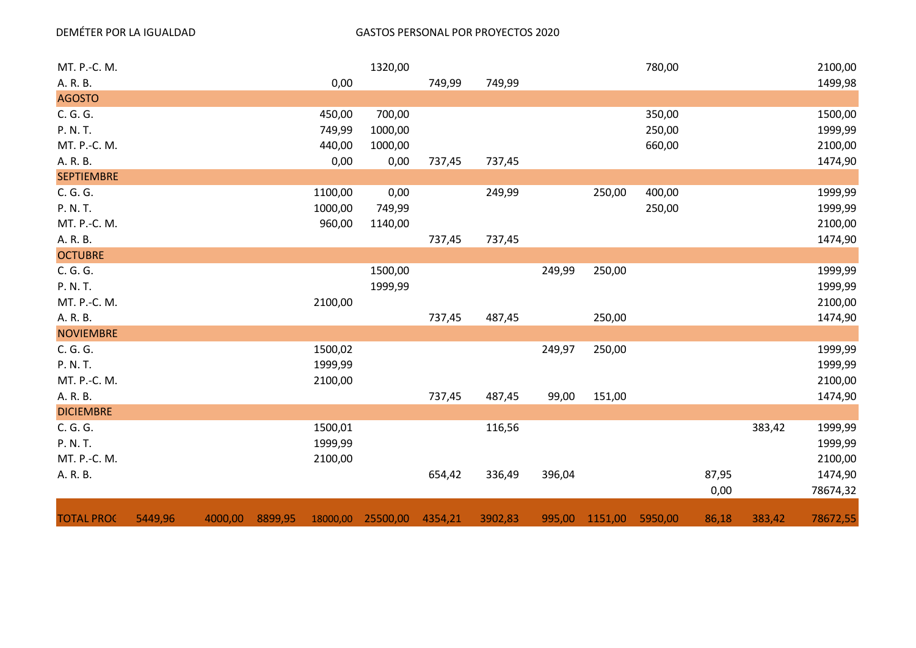| | | | | | | | | | | | | | |
|---|---|---|---|---|---|---|---|---|---|---|---|---|---|
| MT. P.-C. M. | | | | | 1320,00 | | | | | 780,00 | | | 2100,00 |
| A. R. B. | | | | 0,00 | | 749,99 | 749,99 | | | | | | 1499,98 |
| AGOSTO | | | | | | | | | | | | | |
| C. G. G. | | | | 450,00 | 700,00 | | | | | 350,00 | | | 1500,00 |
| P. N. T. | | | | 749,99 | 1000,00 | | | | | 250,00 | | | 1999,99 |
| MT. P.-C. M. | | | | 440,00 | 1000,00 | | | | | 660,00 | | | 2100,00 |
| A. R. B. | | | | 0,00 | 0,00 | 737,45 | 737,45 | | | | | | 1474,90 |
| SEPTIEMBRE | | | | | | | | | | | | | |
| C. G. G. | | | | 1100,00 | 0,00 | | 249,99 | | 250,00 | 400,00 | | | 1999,99 |
| P. N. T. | | | | 1000,00 | 749,99 | | | | | 250,00 | | | 1999,99 |
| MT. P.-C. M. | | | | 960,00 | 1140,00 | | | | | | | | 2100,00 |
| A. R. B. | | | | | | 737,45 | 737,45 | | | | | | 1474,90 |
| OCTUBRE | | | | | | | | | | | | | |
| C. G. G. | | | | | 1500,00 | | | 249,99 | 250,00 | | | | 1999,99 |
| P. N. T. | | | | | 1999,99 | | | | | | | | 1999,99 |
| MT. P.-C. M. | | | | 2100,00 | | | | | | | | | 2100,00 |
| A. R. B. | | | | | | 737,45 | 487,45 | | 250,00 | | | | 1474,90 |
| NOVIEMBRE | | | | | | | | | | | | | |
| C. G. G. | | | | 1500,02 | | | | 249,97 | 250,00 | | | | 1999,99 |
| P. N. T. | | | | 1999,99 | | | | | | | | | 1999,99 |
| MT. P.-C. M. | | | | 2100,00 | | | | | | | | | 2100,00 |
| A. R. B. | | | | | | 737,45 | 487,45 | 99,00 | 151,00 | | | | 1474,90 |
| DICIEMBRE | | | | | | | | | | | | | |
| C. G. G. | | | | 1500,01 | | | 116,56 | | | | | 383,42 | 1999,99 |
| P. N. T. | | | | 1999,99 | | | | | | | | | 1999,99 |
| MT. P.-C. M. | | | | 2100,00 | | | | | | | | | 2100,00 |
| A. R. B. | | | | | | 654,42 | 336,49 | 396,04 | | | 87,95 | | 1474,90 |
| | | | | | | | | | | | 0,00 | | 78674,32 |
| TOTAL PROC | 5449,96 | 4000,00 | 8899,95 | 18000,00 | 25500,00 | 4354,21 | 3902,83 | 995,00 | 1151,00 | 5950,00 | 86,18 | 383,42 | 78672,55 |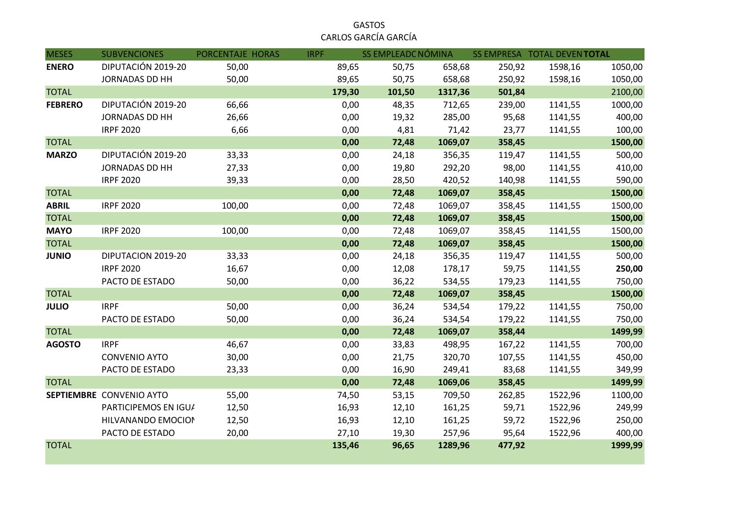GASTOS

CARLOS GARCÍA GARCÍA

| MESES | SUBVENCIONES | PORCENTAJE HORAS | IRPF | SS EMPLEADC | NÓMINA | SS EMPRESA | TOTAL DEVEN | TOTAL |
|---|---|---|---|---|---|---|---|---|
| **ENERO** | DIPUTACIÓN 2019-20 | 50,00 | 89,65 | 50,75 | 658,68 | 250,92 | 1598,16 | 1050,00 |
| | JORNADAS DD HH | 50,00 | 89,65 | 50,75 | 658,68 | 250,92 | 1598,16 | 1050,00 |
| TOTAL | | | **179,30** | **101,50** | **1317,36** | **501,84** | | **2100,00** |
| **FEBRERO** | DIPUTACIÓN 2019-20 | 66,66 | 0,00 | 48,35 | 712,65 | 239,00 | 1141,55 | 1000,00 |
| | JORNADAS DD HH | 26,66 | 0,00 | 19,32 | 285,00 | 95,68 | 1141,55 | 400,00 |
| | IRPF 2020 | 6,66 | 0,00 | 4,81 | 71,42 | 23,77 | 1141,55 | 100,00 |
| TOTAL | | | **0,00** | **72,48** | **1069,07** | **358,45** | | **1500,00** |
| **MARZO** | DIPUTACIÓN 2019-20 | 33,33 | 0,00 | 24,18 | 356,35 | 119,47 | 1141,55 | 500,00 |
| | JORNADAS DD HH | 27,33 | 0,00 | 19,80 | 292,20 | 98,00 | 1141,55 | 410,00 |
| | IRPF 2020 | 39,33 | 0,00 | 28,50 | 420,52 | 140,98 | 1141,55 | 590,00 |
| TOTAL | | | **0,00** | **72,48** | **1069,07** | **358,45** | | **1500,00** |
| **ABRIL** | IRPF 2020 | 100,00 | 0,00 | 72,48 | 1069,07 | 358,45 | 1141,55 | 1500,00 |
| TOTAL | | | **0,00** | **72,48** | **1069,07** | **358,45** | | **1500,00** |
| **MAYO** | IRPF 2020 | 100,00 | 0,00 | 72,48 | 1069,07 | 358,45 | 1141,55 | 1500,00 |
| TOTAL | | | **0,00** | **72,48** | **1069,07** | **358,45** | | **1500,00** |
| **JUNIO** | DIPUTACION 2019-20 | 33,33 | 0,00 | 24,18 | 356,35 | 119,47 | 1141,55 | 500,00 |
| | IRPF 2020 | 16,67 | 0,00 | 12,08 | 178,17 | 59,75 | 1141,55 | **250,00** |
| | PACTO DE ESTADO | 50,00 | 0,00 | 36,22 | 534,55 | 179,23 | 1141,55 | 750,00 |
| TOTAL | | | **0,00** | **72,48** | **1069,07** | **358,45** | | **1500,00** |
| **JULIO** | IRPF | 50,00 | 0,00 | 36,24 | 534,54 | 179,22 | 1141,55 | 750,00 |
| | PACTO DE ESTADO | 50,00 | 0,00 | 36,24 | 534,54 | 179,22 | 1141,55 | 750,00 |
| TOTAL | | | **0,00** | **72,48** | **1069,07** | **358,44** | | **1499,99** |
| **AGOSTO** | IRPF | 46,67 | 0,00 | 33,83 | 498,95 | 167,22 | 1141,55 | 700,00 |
| | CONVENIO AYTO | 30,00 | 0,00 | 21,75 | 320,70 | 107,55 | 1141,55 | 450,00 |
| | PACTO DE ESTADO | 23,33 | 0,00 | 16,90 | 249,41 | 83,68 | 1141,55 | 349,99 |
| TOTAL | | | **0,00** | **72,48** | **1069,06** | **358,45** | | **1499,99** |
| **SEPTIEMBRE** | CONVENIO AYTO | 55,00 | 74,50 | 53,15 | 709,50 | 262,85 | 1522,96 | 1100,00 |
| | PARTICIPEMOS EN IGUA | 12,50 | 16,93 | 12,10 | 161,25 | 59,71 | 1522,96 | 249,99 |
| | HILVANANDO EMOCION | 12,50 | 16,93 | 12,10 | 161,25 | 59,72 | 1522,96 | 250,00 |
| | PACTO DE ESTADO | 20,00 | 27,10 | 19,30 | 257,96 | 95,64 | 1522,96 | 400,00 |
| TOTAL | | | **135,46** | **96,65** | **1289,96** | **477,92** | | **1999,99** |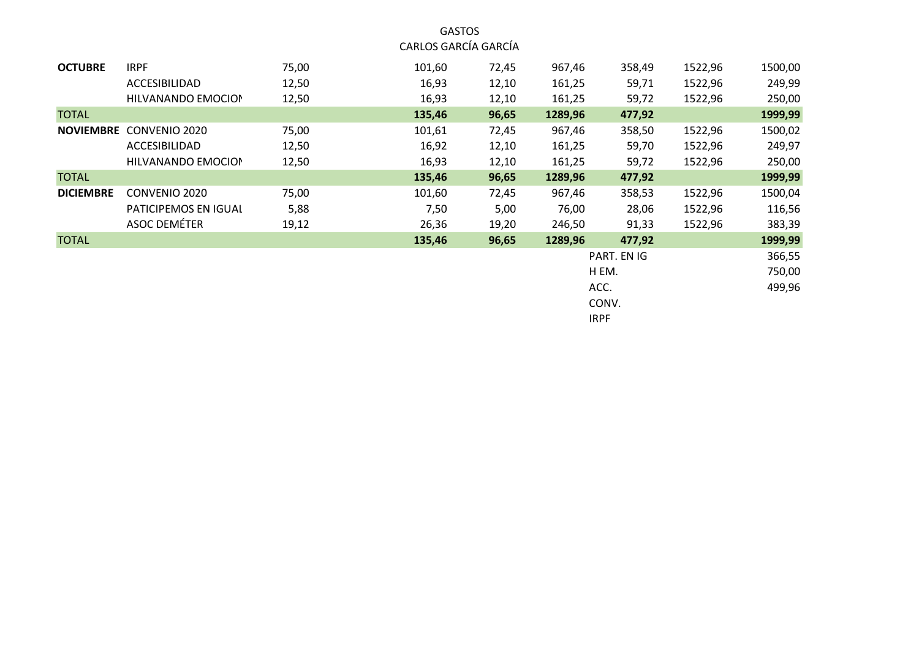GASTOS
CARLOS GARCÍA GARCÍA

| | | | | | | | | |
|---|---|---|---|---|---|---|---|---|
| **OCTUBRE** | IRPF | 75,00 | 101,60 | 72,45 | 967,46 | 358,49 | 1522,96 | 1500,00 |
| | ACCESIBILIDAD | 12,50 | 16,93 | 12,10 | 161,25 | 59,71 | 1522,96 | 249,99 |
| | HILVANANDO EMOCION | 12,50 | 16,93 | 12,10 | 161,25 | 59,72 | 1522,96 | 250,00 |
| TOTAL | | | **135,46** | **96,65** | **1289,96** | **477,92** | | **1999,99** |
| **NOVIEMBRE** | CONVENIO 2020 | 75,00 | 101,61 | 72,45 | 967,46 | 358,50 | 1522,96 | 1500,02 |
| | ACCESIBILIDAD | 12,50 | 16,92 | 12,10 | 161,25 | 59,70 | 1522,96 | 249,97 |
| | HILVANANDO EMOCION | 12,50 | 16,93 | 12,10 | 161,25 | 59,72 | 1522,96 | 250,00 |
| TOTAL | | | **135,46** | **96,65** | **1289,96** | **477,92** | | **1999,99** |
| **DICIEMBRE** | CONVENIO 2020 | 75,00 | 101,60 | 72,45 | 967,46 | 358,53 | 1522,96 | 1500,04 |
| | PATICIPEMOS EN IGUAL | 5,88 | 7,50 | 5,00 | 76,00 | 28,06 | 1522,96 | 116,56 |
| | ASOC DEMÉTER | 19,12 | 26,36 | 19,20 | 246,50 | 91,33 | 1522,96 | 383,39 |
| TOTAL | | | **135,46** | **96,65** | **1289,96** | **477,92** | | **1999,99** |
| | | | | | | PART. EN IG | | 366,55 |
| | | | | | | H EM. | | 750,00 |
| | | | | | | ACC. | | 499,96 |
| | | | | | | CONV. | | |
| | | | | | | IRPF | | |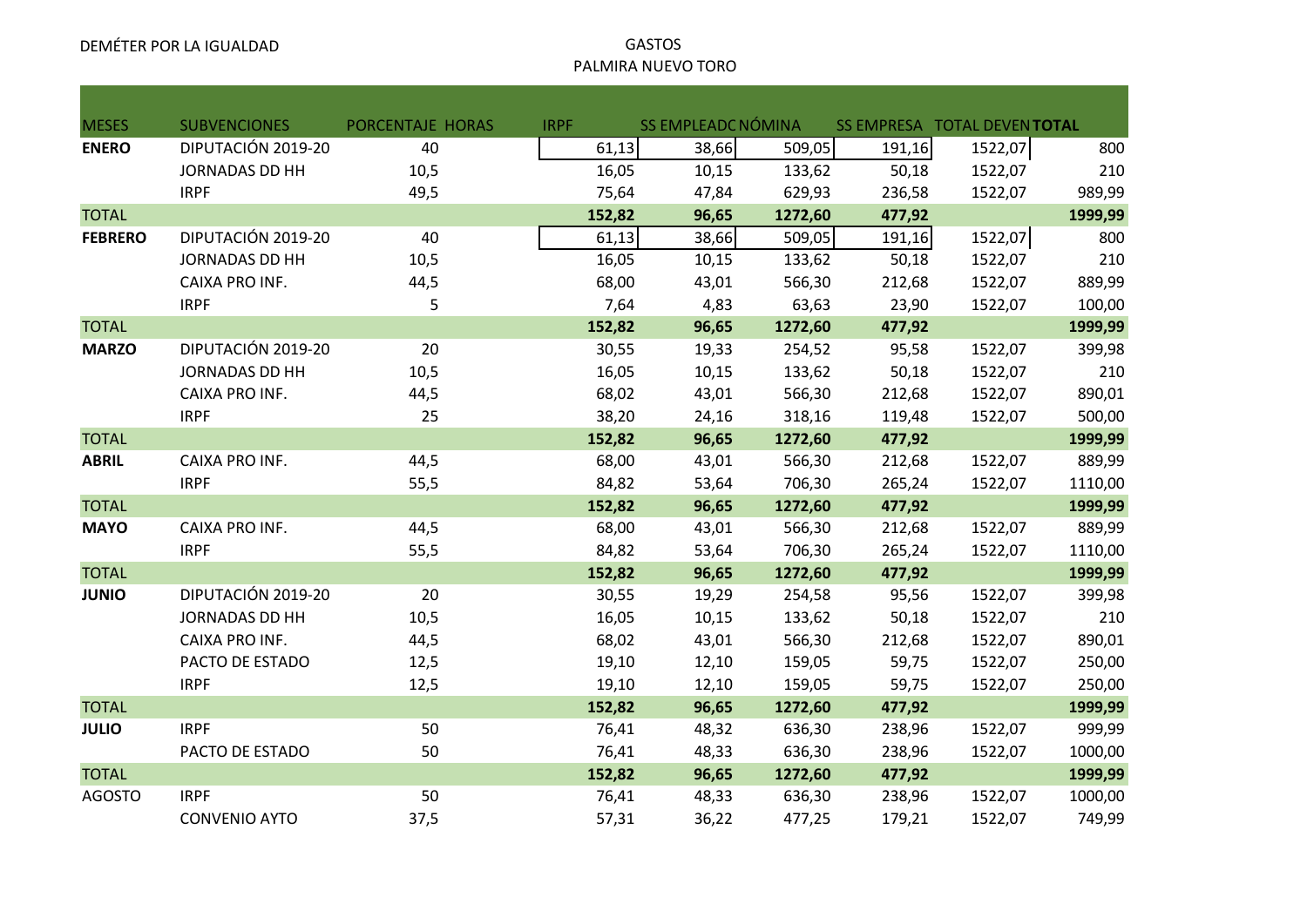DEMÉTER POR LA IGUALDAD

GASTOS
PALMIRA NUEVO TORO

| MESES | SUBVENCIONES | PORCENTAJE HORAS | IRPF | SS EMPLEADO | NÓMINA | SS EMPRESA | TOTAL DEVEN | **TOTAL** |
|---|---|---|---|---|---|---|---|---|
| **ENERO** | DIPUTACIÓN 2019-20 | 40 | 61,13 | 38,66 | 509,05 | 191,16 | 1522,07 | 800 |
| | JORNADAS DD HH | 10,5 | 16,05 | 10,15 | 133,62 | 50,18 | 1522,07 | 210 |
| | IRPF | 49,5 | 75,64 | 47,84 | 629,93 | 236,58 | 1522,07 | 989,99 |
| TOTAL | | | **152,82** | **96,65** | **1272,60** | **477,92** | | **1999,99** |
| **FEBRERO** | DIPUTACIÓN 2019-20 | 40 | 61,13 | 38,66 | 509,05 | 191,16 | 1522,07 | 800 |
| | JORNADAS DD HH | 10,5 | 16,05 | 10,15 | 133,62 | 50,18 | 1522,07 | 210 |
| | CAIXA PRO INF. | 44,5 | 68,00 | 43,01 | 566,30 | 212,68 | 1522,07 | 889,99 |
| | IRPF | 5 | 7,64 | 4,83 | 63,63 | 23,90 | 1522,07 | 100,00 |
| TOTAL | | | **152,82** | **96,65** | **1272,60** | **477,92** | | **1999,99** |
| **MARZO** | DIPUTACIÓN 2019-20 | 20 | 30,55 | 19,33 | 254,52 | 95,58 | 1522,07 | 399,98 |
| | JORNADAS DD HH | 10,5 | 16,05 | 10,15 | 133,62 | 50,18 | 1522,07 | 210 |
| | CAIXA PRO INF. | 44,5 | 68,02 | 43,01 | 566,30 | 212,68 | 1522,07 | 890,01 |
| | IRPF | 25 | 38,20 | 24,16 | 318,16 | 119,48 | 1522,07 | 500,00 |
| TOTAL | | | **152,82** | **96,65** | **1272,60** | **477,92** | | **1999,99** |
| **ABRIL** | CAIXA PRO INF. | 44,5 | 68,00 | 43,01 | 566,30 | 212,68 | 1522,07 | 889,99 |
| | IRPF | 55,5 | 84,82 | 53,64 | 706,30 | 265,24 | 1522,07 | 1110,00 |
| TOTAL | | | **152,82** | **96,65** | **1272,60** | **477,92** | | **1999,99** |
| **MAYO** | CAIXA PRO INF. | 44,5 | 68,00 | 43,01 | 566,30 | 212,68 | 1522,07 | 889,99 |
| | IRPF | 55,5 | 84,82 | 53,64 | 706,30 | 265,24 | 1522,07 | 1110,00 |
| TOTAL | | | **152,82** | **96,65** | **1272,60** | **477,92** | | **1999,99** |
| **JUNIO** | DIPUTACIÓN 2019-20 | 20 | 30,55 | 19,29 | 254,58 | 95,56 | 1522,07 | 399,98 |
| | JORNADAS DD HH | 10,5 | 16,05 | 10,15 | 133,62 | 50,18 | 1522,07 | 210 |
| | CAIXA PRO INF. | 44,5 | 68,02 | 43,01 | 566,30 | 212,68 | 1522,07 | 890,01 |
| | PACTO DE ESTADO | 12,5 | 19,10 | 12,10 | 159,05 | 59,75 | 1522,07 | 250,00 |
| | IRPF | 12,5 | 19,10 | 12,10 | 159,05 | 59,75 | 1522,07 | 250,00 |
| TOTAL | | | **152,82** | **96,65** | **1272,60** | **477,92** | | **1999,99** |
| **JULIO** | IRPF | 50 | 76,41 | 48,32 | 636,30 | 238,96 | 1522,07 | 999,99 |
| | PACTO DE ESTADO | 50 | 76,41 | 48,33 | 636,30 | 238,96 | 1522,07 | 1000,00 |
| TOTAL | | | **152,82** | **96,65** | **1272,60** | **477,92** | | **1999,99** |
| AGOSTO | IRPF | 50 | 76,41 | 48,33 | 636,30 | 238,96 | 1522,07 | 1000,00 |
| | CONVENIO AYTO | 37,5 | 57,31 | 36,22 | 477,25 | 179,21 | 1522,07 | 749,99 |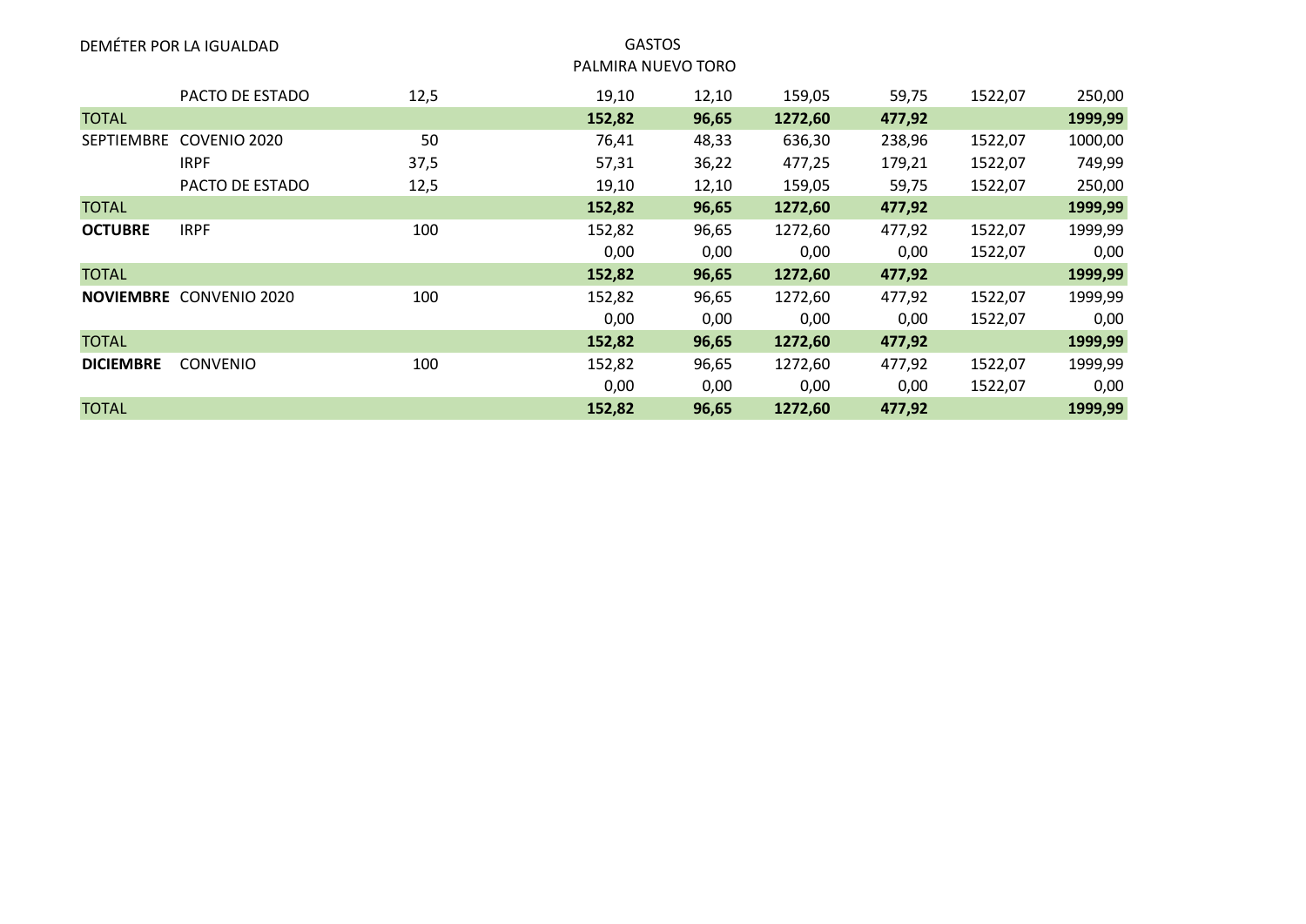DEMÉTER POR LA IGUALDAD

GASTOS

PALMIRA NUEVO TORO

| | | | | | | | | |
|---|---|---|---|---|---|---|---|---|
| | PACTO DE ESTADO | 12,5 | 19,10 | 12,10 | 159,05 | 59,75 | 1522,07 | 250,00 |
| TOTAL | | | **152,82** | **96,65** | **1272,60** | **477,92** | | **1999,99** |
| SEPTIEMBRE | COVENIO 2020 | 50 | 76,41 | 48,33 | 636,30 | 238,96 | 1522,07 | 1000,00 |
| | IRPF | 37,5 | 57,31 | 36,22 | 477,25 | 179,21 | 1522,07 | 749,99 |
| | PACTO DE ESTADO | 12,5 | 19,10 | 12,10 | 159,05 | 59,75 | 1522,07 | 250,00 |
| TOTAL | | | **152,82** | **96,65** | **1272,60** | **477,92** | | **1999,99** |
| **OCTUBRE** | IRPF | 100 | 152,82 | 96,65 | 1272,60 | 477,92 | 1522,07 | 1999,99 |
| | | | 0,00 | 0,00 | 0,00 | 0,00 | 1522,07 | 0,00 |
| TOTAL | | | **152,82** | **96,65** | **1272,60** | **477,92** | | **1999,99** |
| **NOVIEMBRE** | CONVENIO 2020 | 100 | 152,82 | 96,65 | 1272,60 | 477,92 | 1522,07 | 1999,99 |
| | | | 0,00 | 0,00 | 0,00 | 0,00 | 1522,07 | 0,00 |
| TOTAL | | | **152,82** | **96,65** | **1272,60** | **477,92** | | **1999,99** |
| **DICIEMBRE** | CONVENIO | 100 | 152,82 | 96,65 | 1272,60 | 477,92 | 1522,07 | 1999,99 |
| | | | 0,00 | 0,00 | 0,00 | 0,00 | 1522,07 | 0,00 |
| TOTAL | | | **152,82** | **96,65** | **1272,60** | **477,92** | | **1999,99** |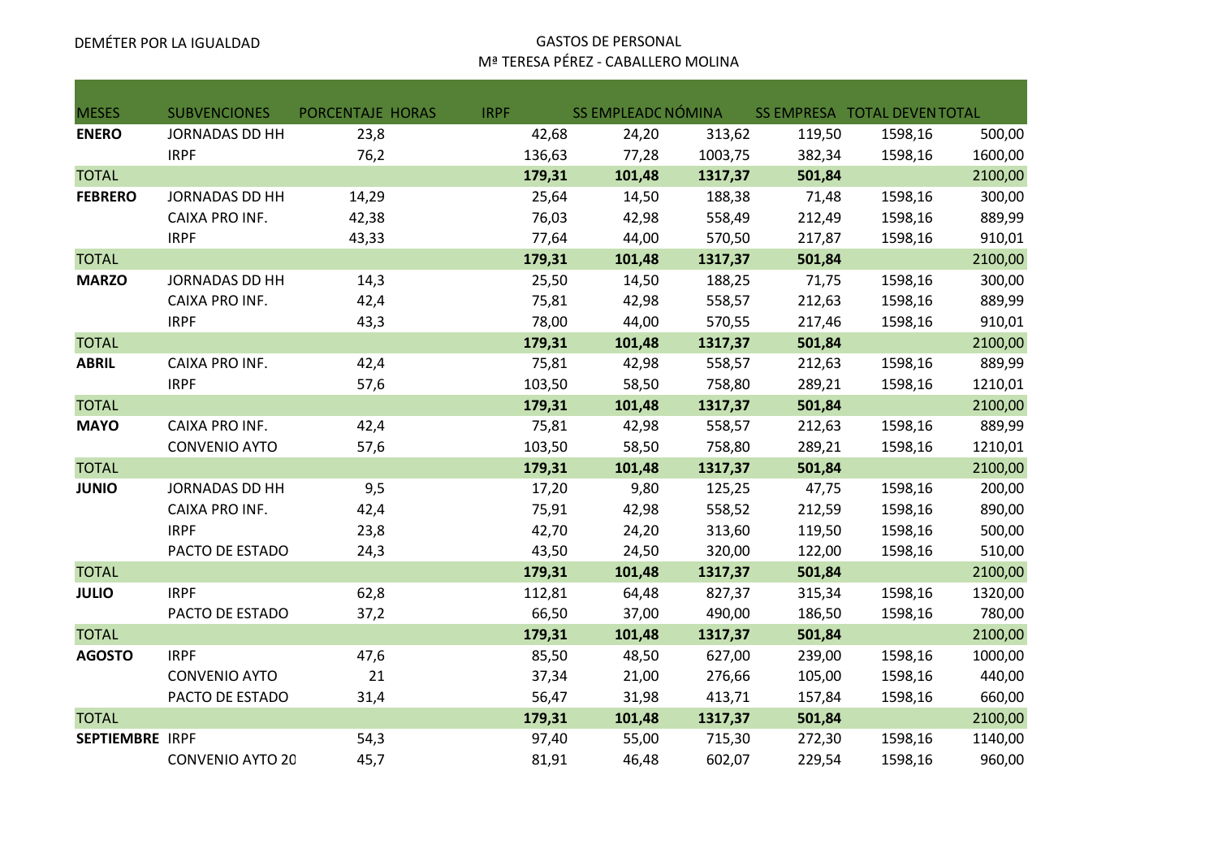DEMÉTER POR LA IGUALDAD

GASTOS DE PERSONAL
Mª TERESA PÉREZ - CABALLERO MOLINA

| MESES | SUBVENCIONES | PORCENTAJE HORAS | IRPF | SS EMPLEADO | NÓMINA | SS EMPRESA | TOTAL DEVEN | TOTAL |
|---|---|---|---|---|---|---|---|---|
| **ENERO** | JORNADAS DD HH | 23,8 | 42,68 | 24,20 | 313,62 | 119,50 | 1598,16 | 500,00 |
| | IRPF | 76,2 | 136,63 | 77,28 | 1003,75 | 382,34 | 1598,16 | 1600,00 |
| TOTAL | | | **179,31** | **101,48** | **1317,37** | **501,84** | | 2100,00 |
| **FEBRERO** | JORNADAS DD HH | 14,29 | 25,64 | 14,50 | 188,38 | 71,48 | 1598,16 | 300,00 |
| | CAIXA PRO INF. | 42,38 | 76,03 | 42,98 | 558,49 | 212,49 | 1598,16 | 889,99 |
| | IRPF | 43,33 | 77,64 | 44,00 | 570,50 | 217,87 | 1598,16 | 910,01 |
| TOTAL | | | **179,31** | **101,48** | **1317,37** | **501,84** | | 2100,00 |
| **MARZO** | JORNADAS DD HH | 14,3 | 25,50 | 14,50 | 188,25 | 71,75 | 1598,16 | 300,00 |
| | CAIXA PRO INF. | 42,4 | 75,81 | 42,98 | 558,57 | 212,63 | 1598,16 | 889,99 |
| | IRPF | 43,3 | 78,00 | 44,00 | 570,55 | 217,46 | 1598,16 | 910,01 |
| TOTAL | | | **179,31** | **101,48** | **1317,37** | **501,84** | | 2100,00 |
| **ABRIL** | CAIXA PRO INF. | 42,4 | 75,81 | 42,98 | 558,57 | 212,63 | 1598,16 | 889,99 |
| | IRPF | 57,6 | 103,50 | 58,50 | 758,80 | 289,21 | 1598,16 | 1210,01 |
| TOTAL | | | **179,31** | **101,48** | **1317,37** | **501,84** | | 2100,00 |
| **MAYO** | CAIXA PRO INF. | 42,4 | 75,81 | 42,98 | 558,57 | 212,63 | 1598,16 | 889,99 |
| | CONVENIO AYTO | 57,6 | 103,50 | 58,50 | 758,80 | 289,21 | 1598,16 | 1210,01 |
| TOTAL | | | **179,31** | **101,48** | **1317,37** | **501,84** | | 2100,00 |
| **JUNIO** | JORNADAS DD HH | 9,5 | 17,20 | 9,80 | 125,25 | 47,75 | 1598,16 | 200,00 |
| | CAIXA PRO INF. | 42,4 | 75,91 | 42,98 | 558,52 | 212,59 | 1598,16 | 890,00 |
| | IRPF | 23,8 | 42,70 | 24,20 | 313,60 | 119,50 | 1598,16 | 500,00 |
| | PACTO DE ESTADO | 24,3 | 43,50 | 24,50 | 320,00 | 122,00 | 1598,16 | 510,00 |
| TOTAL | | | **179,31** | **101,48** | **1317,37** | **501,84** | | 2100,00 |
| **JULIO** | IRPF | 62,8 | 112,81 | 64,48 | 827,37 | 315,34 | 1598,16 | 1320,00 |
| | PACTO DE ESTADO | 37,2 | 66,50 | 37,00 | 490,00 | 186,50 | 1598,16 | 780,00 |
| TOTAL | | | **179,31** | **101,48** | **1317,37** | **501,84** | | 2100,00 |
| **AGOSTO** | IRPF | 47,6 | 85,50 | 48,50 | 627,00 | 239,00 | 1598,16 | 1000,00 |
| | CONVENIO AYTO | 21 | 37,34 | 21,00 | 276,66 | 105,00 | 1598,16 | 440,00 |
| | PACTO DE ESTADO | 31,4 | 56,47 | 31,98 | 413,71 | 157,84 | 1598,16 | 660,00 |
| TOTAL | | | **179,31** | **101,48** | **1317,37** | **501,84** | | 2100,00 |
| **SEPTIEMBRE** | IRPF | 54,3 | 97,40 | 55,00 | 715,30 | 272,30 | 1598,16 | 1140,00 |
| | CONVENIO AYTO 20 | 45,7 | 81,91 | 46,48 | 602,07 | 229,54 | 1598,16 | 960,00 |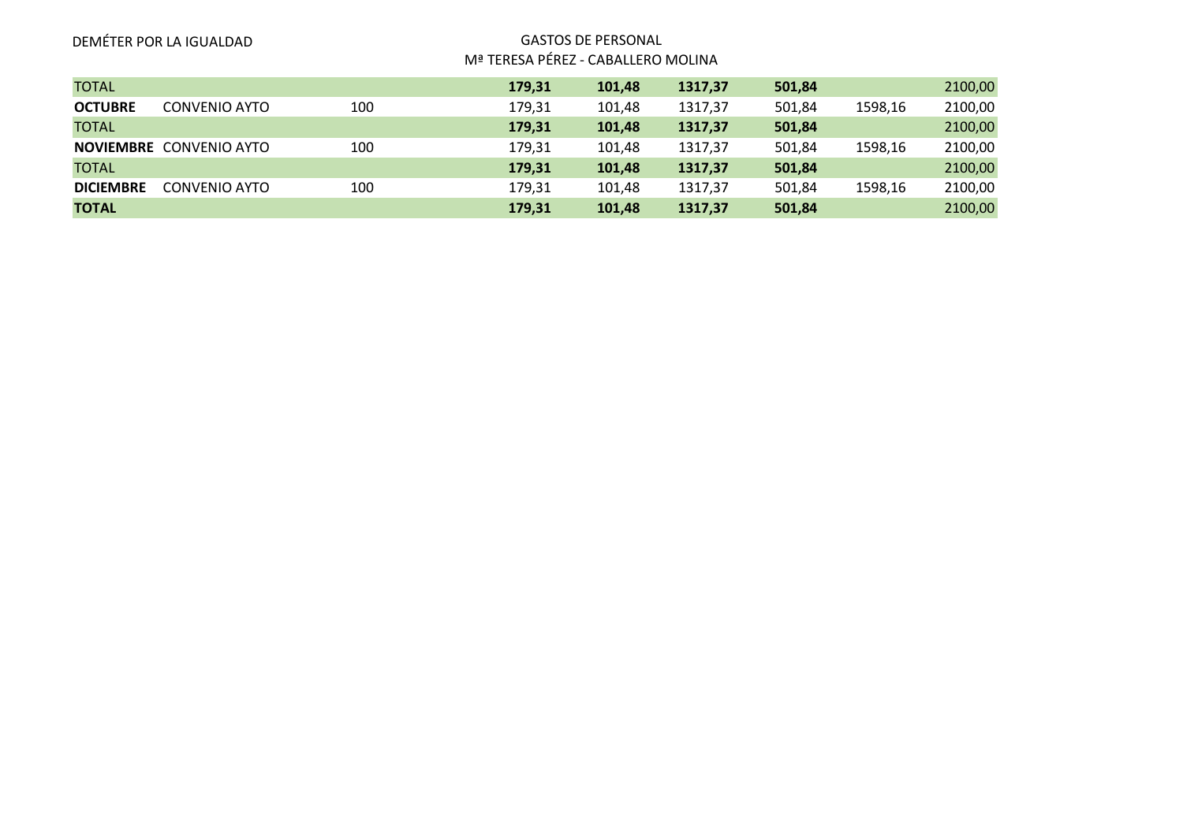DEMÉTER POR LA IGUALDAD

GASTOS DE PERSONAL

Mª TERESA PÉREZ - CABALLERO MOLINA

| | | | | | | | | |
|---|---|---|---|---|---|---|---|---|
| TOTAL | | | **179,31** | **101,48** | **1317,37** | **501,84** | | 2100,00 |
| **OCTUBRE** | CONVENIO AYTO | 100 | 179,31 | 101,48 | 1317,37 | 501,84 | 1598,16 | 2100,00 |
| TOTAL | | | **179,31** | **101,48** | **1317,37** | **501,84** | | 2100,00 |
| **NOVIEMBRE** | CONVENIO AYTO | 100 | 179,31 | 101,48 | 1317,37 | 501,84 | 1598,16 | 2100,00 |
| TOTAL | | | **179,31** | **101,48** | **1317,37** | **501,84** | | 2100,00 |
| **DICIEMBRE** | CONVENIO AYTO | 100 | 179,31 | 101,48 | 1317,37 | 501,84 | 1598,16 | 2100,00 |
| **TOTAL** | | | **179,31** | **101,48** | **1317,37** | **501,84** | | 2100,00 |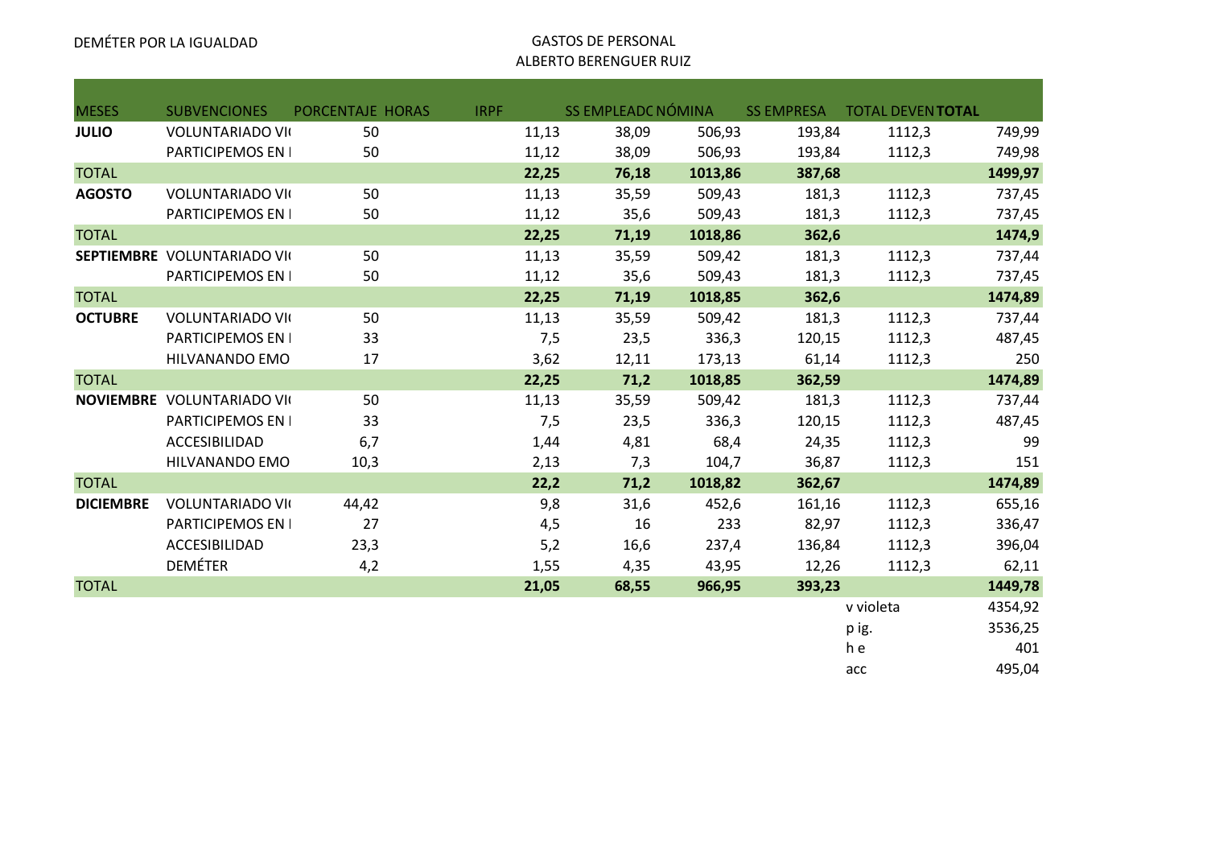DEMÉTER POR LA IGUALDAD

GASTOS DE PERSONAL
ALBERTO BERENGUER RUIZ

| MESES | SUBVENCIONES | PORCENTAJE HORAS | IRPF | SS EMPLEADC | NÓMINA | SS EMPRESA | TOTAL DEVEN | TOTAL |
|---|---|---|---|---|---|---|---|---|
| **JULIO** | VOLUNTARIADO VI( | 50 | 11,13 | 38,09 | 506,93 | 193,84 | 1112,3 | 749,99 |
| | PARTICIPEMOS EN I | 50 | 11,12 | 38,09 | 506,93 | 193,84 | 1112,3 | 749,98 |
| TOTAL | | | **22,25** | **76,18** | **1013,86** | **387,68** | | **1499,97** |
| **AGOSTO** | VOLUNTARIADO VI( | 50 | 11,13 | 35,59 | 509,43 | 181,3 | 1112,3 | 737,45 |
| | PARTICIPEMOS EN I | 50 | 11,12 | 35,6 | 509,43 | 181,3 | 1112,3 | 737,45 |
| TOTAL | | | **22,25** | **71,19** | **1018,86** | **362,6** | | **1474,9** |
| **SEPTIEMBRE** | VOLUNTARIADO VI( | 50 | 11,13 | 35,59 | 509,42 | 181,3 | 1112,3 | 737,44 |
| | PARTICIPEMOS EN I | 50 | 11,12 | 35,6 | 509,43 | 181,3 | 1112,3 | 737,45 |
| TOTAL | | | **22,25** | **71,19** | **1018,85** | **362,6** | | **1474,89** |
| **OCTUBRE** | VOLUNTARIADO VI( | 50 | 11,13 | 35,59 | 509,42 | 181,3 | 1112,3 | 737,44 |
| | PARTICIPEMOS EN I | 33 | 7,5 | 23,5 | 336,3 | 120,15 | 1112,3 | 487,45 |
| | HILVANANDO EMO | 17 | 3,62 | 12,11 | 173,13 | 61,14 | 1112,3 | 250 |
| TOTAL | | | **22,25** | **71,2** | **1018,85** | **362,59** | | **1474,89** |
| **NOVIEMBRE** | VOLUNTARIADO VI( | 50 | 11,13 | 35,59 | 509,42 | 181,3 | 1112,3 | 737,44 |
| | PARTICIPEMOS EN I | 33 | 7,5 | 23,5 | 336,3 | 120,15 | 1112,3 | 487,45 |
| | ACCESIBILIDAD | 6,7 | 1,44 | 4,81 | 68,4 | 24,35 | 1112,3 | 99 |
| | HILVANANDO EMO | 10,3 | 2,13 | 7,3 | 104,7 | 36,87 | 1112,3 | 151 |
| TOTAL | | | **22,2** | **71,2** | **1018,82** | **362,67** | | **1474,89** |
| **DICIEMBRE** | VOLUNTARIADO VI( | 44,42 | 9,8 | 31,6 | 452,6 | 161,16 | 1112,3 | 655,16 |
| | PARTICIPEMOS EN I | 27 | 4,5 | 16 | 233 | 82,97 | 1112,3 | 336,47 |
| | ACCESIBILIDAD | 23,3 | 5,2 | 16,6 | 237,4 | 136,84 | 1112,3 | 396,04 |
| | DEMÉTER | 4,2 | 1,55 | 4,35 | 43,95 | 12,26 | 1112,3 | 62,11 |
| TOTAL | | | **21,05** | **68,55** | **966,95** | **393,23** | | **1449,78** |
| | | | | | | | v violeta | 4354,92 |
| | | | | | | | p ig. | 3536,25 |
| | | | | | | | h e | 401 |
| | | | | | | | acc | 495,04 |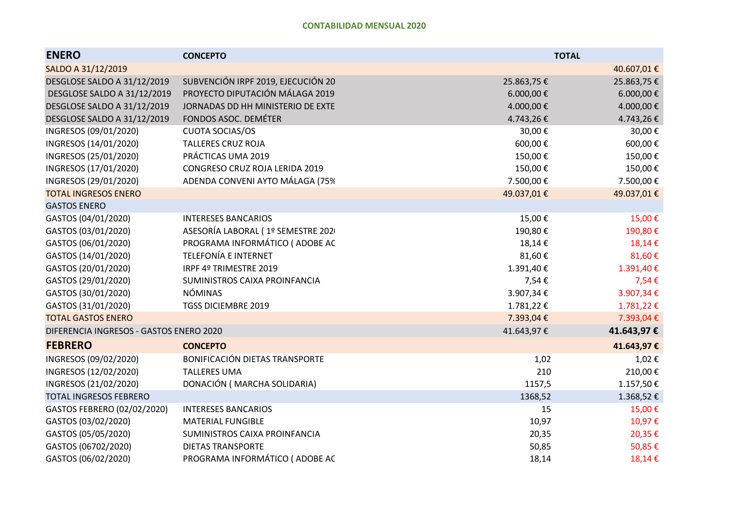**CONTABILIDAD MENSUAL 2020**

| ENERO | CONCEPTO | | TOTAL |
|---|---|---|---|
| SALDO A 31/12/2019 | | | 40.607,01 € |
| DESGLOSE SALDO A 31/12/2019 | SUBVENCIÓN IRPF 2019, EJECUCIÓN 20 | 25.863,75 € | 25.863,75 € |
| DESGLOSE SALDO A 31/12/2019 | PROYECTO DIPUTACIÓN MÁLAGA 2019 | 6.000,00 € | 6.000,00 € |
| DESGLOSE SALDO A 31/12/2019 | JORNADAS DD HH MINISTERIO DE EXTE | 4.000,00 € | 4.000,00 € |
| DESGLOSE SALDO A 31/12/2019 | FONDOS ASOC. DEMÉTER | 4.743,26 € | 4.743,26 € |
| INGRESOS (09/01/2020) | CUOTA SOCIAS/OS | 30,00 € | 30,00 € |
| INGRESOS (14/01/2020) | TALLERES CRUZ ROJA | 600,00 € | 600,00 € |
| INGRESOS (25/01/2020) | PRÁCTICAS UMA 2019 | 150,00 € | 150,00 € |
| INGRESOS (17/01/2020) | CONGRESO CRUZ ROJA LERIDA 2019 | 150,00 € | 150,00 € |
| INGRESOS (29/01/2020) | ADENDA CONVENI AYTO MÁLAGA (75% | 7.500,00 € | 7.500,00 € |
| TOTAL INGRESOS ENERO | | 49.037,01 € | 49.037,01 € |
| GASTOS ENERO | | | |
| GASTOS (04/01/2020) | INTERESES BANCARIOS | 15,00 € | 15,00 € |
| GASTOS (03/01/2020) | ASESORÍA LABORAL ( 1º SEMESTRE 202 | 190,80 € | 190,80 € |
| GASTOS (06/01/2020) | PROGRAMA INFORMÁTICO ( ADOBE AC | 18,14 € | 18,14 € |
| GASTOS (14/01/2020) | TELEFONÍA E INTERNET | 81,60 € | 81,60 € |
| GASTOS (20/01/2020) | IRPF 4º TRIMESTRE 2019 | 1.391,40 € | 1.391,40 € |
| GASTOS (29/01/2020) | SUMINISTROS CAIXA PROINFANCIA | 7,54 € | 7,54 € |
| GASTOS (30/01/2020) | NÓMINAS | 3.907,34 € | 3.907,34 € |
| GASTOS (31/01/2020) | TGSS DICIEMBRE 2019 | 1.781,22 € | 1.781,22 € |
| TOTAL GASTOS ENERO | | 7.393,04 € | 7.393,04 € |
| DIFERENCIA INGRESOS - GASTOS ENERO 2020 | | 41.643,97 € | **41.643,97 €** |
| **FEBRERO** | **CONCEPTO** | | **41.643,97 €** |
| INGRESOS (09/02/2020) | BONIFICACIÓN DIETAS TRANSPORTE | 1,02 | 1,02 € |
| INGRESOS (12/02/2020) | TALLERES UMA | 210 | 210,00 € |
| INGRESOS (21/02/2020) | DONACIÓN ( MARCHA SOLIDARIA) | 1157,5 | 1.157,50 € |
| TOTAL INGRESOS FEBRERO | | 1368,52 | 1.368,52 € |
| GASTOS FEBRERO (02/02/2020) | INTERESES BANCARIOS | 15 | 15,00 € |
| GASTOS (03/02/2020) | MATERIAL FUNGIBLE | 10,97 | 10,97 € |
| GASTOS (05/05/2020) | SUMINISTROS CAIXA PROINFANCIA | 20,35 | 20,35 € |
| GASTOS (06702/2020) | DIETAS TRANSPORTE | 50,85 | 50,85 € |
| GASTOS (06/02/2020) | PROGRAMA INFORMÁTICO ( ADOBE AC | 18,14 | 18,14 € |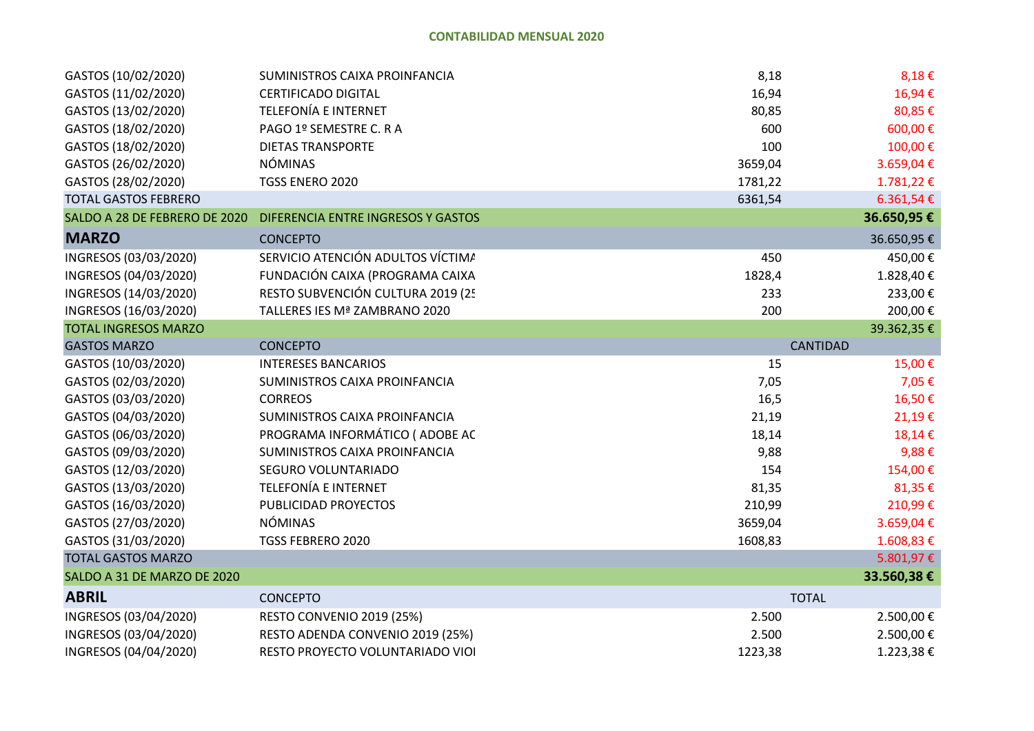## CONTABILIDAD MENSUAL 2020

| | | | |
|---|---|---|---|
| GASTOS (10/02/2020) | SUMINISTROS CAIXA PROINFANCIA | 8,18 | 8,18 € |
| GASTOS (11/02/2020) | CERTIFICADO DIGITAL | 16,94 | 16,94 € |
| GASTOS (13/02/2020) | TELEFONÍA E INTERNET | 80,85 | 80,85 € |
| GASTOS (18/02/2020) | PAGO 1º SEMESTRE C. R A | 600 | 600,00 € |
| GASTOS (18/02/2020) | DIETAS TRANSPORTE | 100 | 100,00 € |
| GASTOS (26/02/2020) | NÓMINAS | 3659,04 | 3.659,04 € |
| GASTOS (28/02/2020) | TGSS ENERO 2020 | 1781,22 | 1.781,22 € |
| TOTAL GASTOS FEBRERO | | 6361,54 | 6.361,54 € |
| SALDO A 28 DE FEBRERO DE 2020 | DIFERENCIA ENTRE INGRESOS Y GASTOS | | **36.650,95 €** |
| **MARZO** | CONCEPTO | | 36.650,95 € |
| INGRESOS (03/03/2020) | SERVICIO ATENCIÓN ADULTOS VÍCTIMA | 450 | 450,00 € |
| INGRESOS (04/03/2020) | FUNDACIÓN CAIXA (PROGRAMA CAIXA | 1828,4 | 1.828,40 € |
| INGRESOS (14/03/2020) | RESTO SUBVENCIÓN CULTURA 2019 (25 | 233 | 233,00 € |
| INGRESOS (16/03/2020) | TALLERES IES Mª ZAMBRANO 2020 | 200 | 200,00 € |
| TOTAL INGRESOS MARZO | | | 39.362,35 € |
| GASTOS MARZO | CONCEPTO | CANTIDAD | |
| GASTOS (10/03/2020) | INTERESES BANCARIOS | 15 | 15,00 € |
| GASTOS (02/03/2020) | SUMINISTROS CAIXA PROINFANCIA | 7,05 | 7,05 € |
| GASTOS (03/03/2020) | CORREOS | 16,5 | 16,50 € |
| GASTOS (04/03/2020) | SUMINISTROS CAIXA PROINFANCIA | 21,19 | 21,19 € |
| GASTOS (06/03/2020) | PROGRAMA INFORMÁTICO ( ADOBE AC | 18,14 | 18,14 € |
| GASTOS (09/03/2020) | SUMINISTROS CAIXA PROINFANCIA | 9,88 | 9,88 € |
| GASTOS (12/03/2020) | SEGURO VOLUNTARIADO | 154 | 154,00 € |
| GASTOS (13/03/2020) | TELEFONÍA E INTERNET | 81,35 | 81,35 € |
| GASTOS (16/03/2020) | PUBLICIDAD PROYECTOS | 210,99 | 210,99 € |
| GASTOS (27/03/2020) | NÓMINAS | 3659,04 | 3.659,04 € |
| GASTOS (31/03/2020) | TGSS FEBRERO 2020 | 1608,83 | 1.608,83 € |
| TOTAL GASTOS MARZO | | | 5.801,97 € |
| SALDO A 31 DE MARZO DE 2020 | | | **33.560,38 €** |
| **ABRIL** | CONCEPTO | TOTAL | |
| INGRESOS (03/04/2020) | RESTO CONVENIO 2019 (25%) | 2.500 | 2.500,00 € |
| INGRESOS (03/04/2020) | RESTO ADENDA CONVENIO 2019 (25%) | 2.500 | 2.500,00 € |
| INGRESOS (04/04/2020) | RESTO PROYECTO VOLUNTARIADO VIOI | 1223,38 | 1.223,38 € |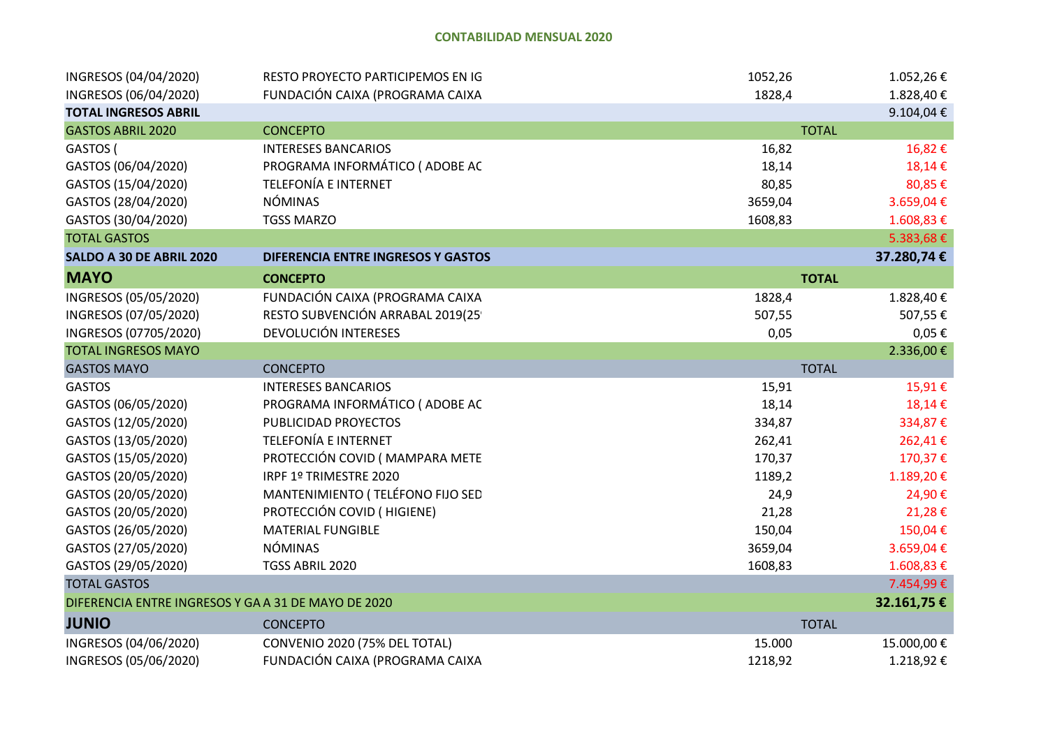## CONTABILIDAD MENSUAL 2020

| | | | |
|---|---|---|---|
| INGRESOS (04/04/2020) | RESTO PROYECTO PARTICIPEMOS EN IG | 1052,26 | 1.052,26 € |
| INGRESOS (06/04/2020) | FUNDACIÓN CAIXA (PROGRAMA CAIXA | 1828,4 | 1.828,40 € |
| **TOTAL INGRESOS ABRIL** | | | 9.104,04 € |
| GASTOS ABRIL 2020 | CONCEPTO | TOTAL | |
| GASTOS ( | INTERESES BANCARIOS | 16,82 | 16,82 € |
| GASTOS (06/04/2020) | PROGRAMA INFORMÁTICO ( ADOBE AC | 18,14 | 18,14 € |
| GASTOS (15/04/2020) | TELEFONÍA E INTERNET | 80,85 | 80,85 € |
| GASTOS (28/04/2020) | NÓMINAS | 3659,04 | 3.659,04 € |
| GASTOS (30/04/2020) | TGSS MARZO | 1608,83 | 1.608,83 € |
| TOTAL GASTOS | | | 5.383,68 € |
| **SALDO A 30 DE ABRIL 2020** | **DIFERENCIA ENTRE INGRESOS Y GASTOS** | | **37.280,74 €** |
| **MAYO** | **CONCEPTO** | **TOTAL** | |
| INGRESOS (05/05/2020) | FUNDACIÓN CAIXA (PROGRAMA CAIXA | 1828,4 | 1.828,40 € |
| INGRESOS (07/05/2020) | RESTO SUBVENCIÓN ARRABAL 2019(25 | 507,55 | 507,55 € |
| INGRESOS (07705/2020) | DEVOLUCIÓN INTERESES | 0,05 | 0,05 € |
| TOTAL INGRESOS MAYO | | | 2.336,00 € |
| GASTOS MAYO | CONCEPTO | TOTAL | |
| GASTOS | INTERESES BANCARIOS | 15,91 | 15,91 € |
| GASTOS (06/05/2020) | PROGRAMA INFORMÁTICO ( ADOBE AC | 18,14 | 18,14 € |
| GASTOS (12/05/2020) | PUBLICIDAD PROYECTOS | 334,87 | 334,87 € |
| GASTOS (13/05/2020) | TELEFONÍA E INTERNET | 262,41 | 262,41 € |
| GASTOS (15/05/2020) | PROTECCIÓN COVID ( MAMPARA METE | 170,37 | 170,37 € |
| GASTOS (20/05/2020) | IRPF 1º TRIMESTRE 2020 | 1189,2 | 1.189,20 € |
| GASTOS (20/05/2020) | MANTENIMIENTO ( TELÉFONO FIJO SED | 24,9 | 24,90 € |
| GASTOS (20/05/2020) | PROTECCIÓN COVID ( HIGIENE) | 21,28 | 21,28 € |
| GASTOS (26/05/2020) | MATERIAL FUNGIBLE | 150,04 | 150,04 € |
| GASTOS (27/05/2020) | NÓMINAS | 3659,04 | 3.659,04 € |
| GASTOS (29/05/2020) | TGSS ABRIL 2020 | 1608,83 | 1.608,83 € |
| TOTAL GASTOS | | | 7.454,99 € |
| DIFERENCIA ENTRE INGRESOS Y GA A 31 DE MAYO DE 2020 | | | **32.161,75 €** |
| **JUNIO** | CONCEPTO | TOTAL | |
| INGRESOS (04/06/2020) | CONVENIO 2020 (75% DEL TOTAL) | 15.000 | 15.000,00 € |
| INGRESOS (05/06/2020) | FUNDACIÓN CAIXA (PROGRAMA CAIXA | 1218,92 | 1.218,92 € |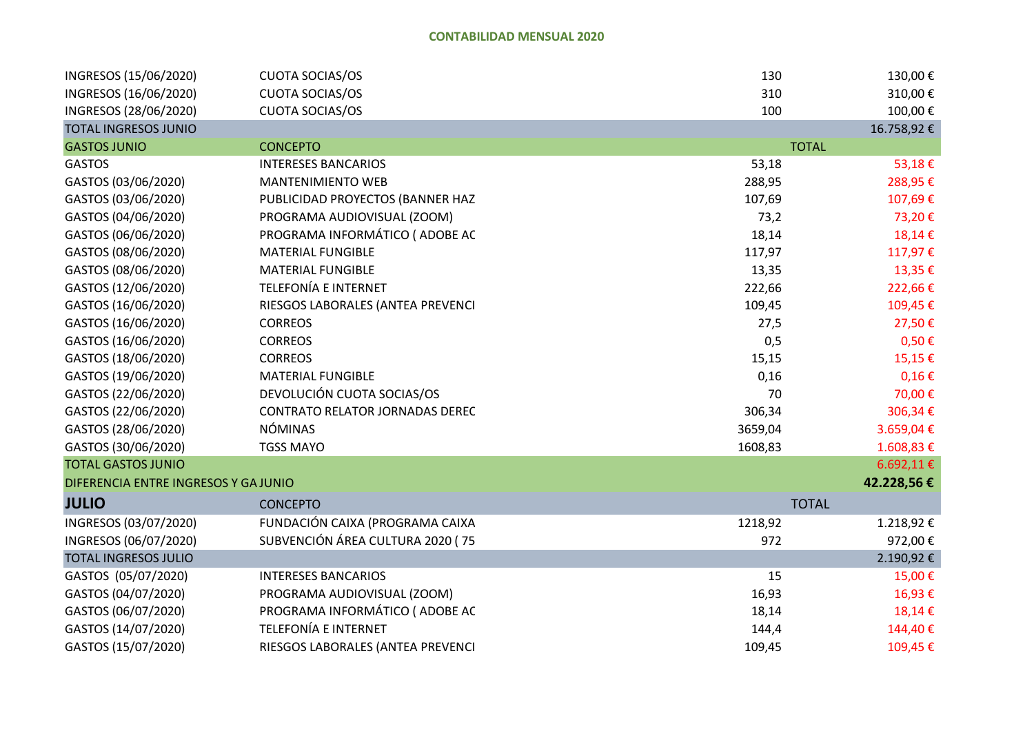**CONTABILIDAD MENSUAL 2020**

| | | | |
|---|---|---|---|
| INGRESOS (15/06/2020) | CUOTA SOCIAS/OS | 130 | 130,00 € |
| INGRESOS (16/06/2020) | CUOTA SOCIAS/OS | 310 | 310,00 € |
| INGRESOS (28/06/2020) | CUOTA SOCIAS/OS | 100 | 100,00 € |
| TOTAL INGRESOS JUNIO | | | 16.758,92 € |
| GASTOS JUNIO | CONCEPTO | TOTAL | |
| GASTOS | INTERESES BANCARIOS | 53,18 | 53,18 € |
| GASTOS (03/06/2020) | MANTENIMIENTO WEB | 288,95 | 288,95 € |
| GASTOS (03/06/2020) | PUBLICIDAD PROYECTOS (BANNER HAZ | 107,69 | 107,69 € |
| GASTOS (04/06/2020) | PROGRAMA AUDIOVISUAL (ZOOM) | 73,2 | 73,20 € |
| GASTOS (06/06/2020) | PROGRAMA INFORMÁTICO ( ADOBE AC | 18,14 | 18,14 € |
| GASTOS (08/06/2020) | MATERIAL FUNGIBLE | 117,97 | 117,97 € |
| GASTOS (08/06/2020) | MATERIAL FUNGIBLE | 13,35 | 13,35 € |
| GASTOS (12/06/2020) | TELEFONÍA E INTERNET | 222,66 | 222,66 € |
| GASTOS (16/06/2020) | RIESGOS LABORALES (ANTEA PREVENCI | 109,45 | 109,45 € |
| GASTOS (16/06/2020) | CORREOS | 27,5 | 27,50 € |
| GASTOS (16/06/2020) | CORREOS | 0,5 | 0,50 € |
| GASTOS (18/06/2020) | CORREOS | 15,15 | 15,15 € |
| GASTOS (19/06/2020) | MATERIAL FUNGIBLE | 0,16 | 0,16 € |
| GASTOS (22/06/2020) | DEVOLUCIÓN CUOTA SOCIAS/OS | 70 | 70,00 € |
| GASTOS (22/06/2020) | CONTRATO RELATOR JORNADAS DEREC | 306,34 | 306,34 € |
| GASTOS (28/06/2020) | NÓMINAS | 3659,04 | 3.659,04 € |
| GASTOS (30/06/2020) | TGSS MAYO | 1608,83 | 1.608,83 € |
| TOTAL GASTOS JUNIO | | | 6.692,11 € |
| DIFERENCIA ENTRE INGRESOS Y GA JUNIO | | | **42.228,56 €** |
| **JULIO** | CONCEPTO | TOTAL | |
| INGRESOS (03/07/2020) | FUNDACIÓN CAIXA (PROGRAMA CAIXA | 1218,92 | 1.218,92 € |
| INGRESOS (06/07/2020) | SUBVENCIÓN ÁREA CULTURA 2020 ( 75 | 972 | 972,00 € |
| TOTAL INGRESOS JULIO | | | 2.190,92 € |
| GASTOS (05/07/2020) | INTERESES BANCARIOS | 15 | 15,00 € |
| GASTOS (04/07/2020) | PROGRAMA AUDIOVISUAL (ZOOM) | 16,93 | 16,93 € |
| GASTOS (06/07/2020) | PROGRAMA INFORMÁTICO ( ADOBE AC | 18,14 | 18,14 € |
| GASTOS (14/07/2020) | TELEFONÍA E INTERNET | 144,4 | 144,40 € |
| GASTOS (15/07/2020) | RIESGOS LABORALES (ANTEA PREVENCI | 109,45 | 109,45 € |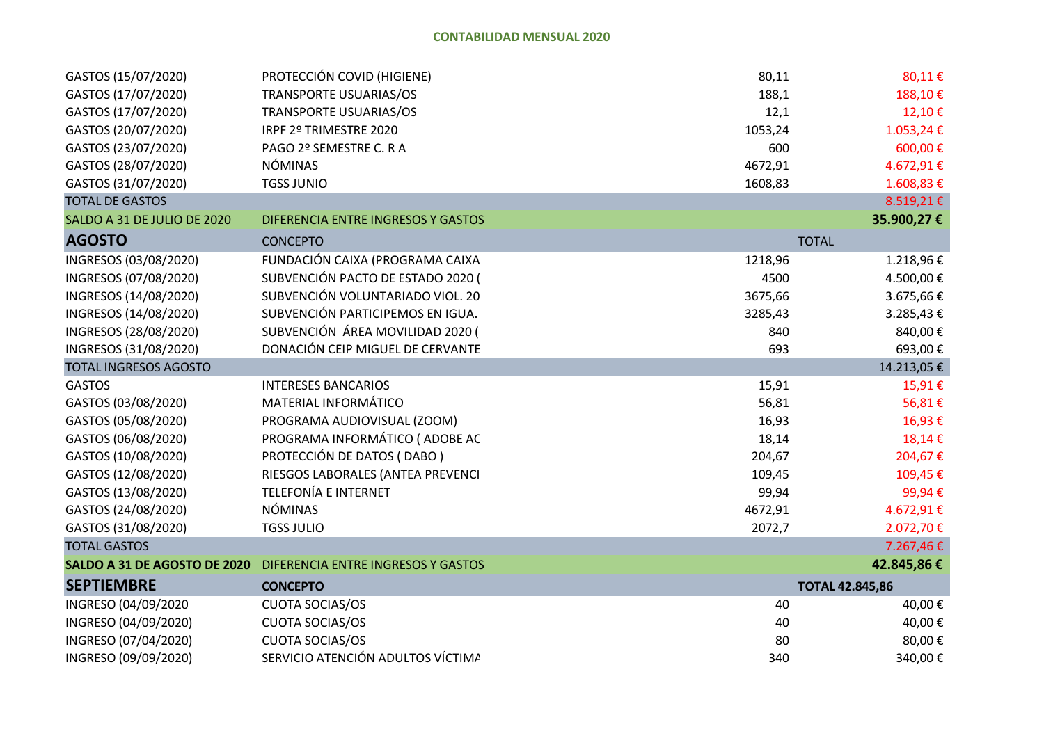**CONTABILIDAD MENSUAL 2020**

| | | | |
|---|---|---|---|
| GASTOS (15/07/2020) | PROTECCIÓN COVID (HIGIENE) | 80,11 | 80,11 € |
| GASTOS (17/07/2020) | TRANSPORTE USUARIAS/OS | 188,1 | 188,10 € |
| GASTOS (17/07/2020) | TRANSPORTE USUARIAS/OS | 12,1 | 12,10 € |
| GASTOS (20/07/2020) | IRPF 2º TRIMESTRE 2020 | 1053,24 | 1.053,24 € |
| GASTOS (23/07/2020) | PAGO 2º SEMESTRE C. R A | 600 | 600,00 € |
| GASTOS (28/07/2020) | NÓMINAS | 4672,91 | 4.672,91 € |
| GASTOS (31/07/2020) | TGSS JUNIO | 1608,83 | 1.608,83 € |
| TOTAL DE GASTOS | | | 8.519,21 € |
| SALDO A 31 DE JULIO DE 2020 | DIFERENCIA ENTRE INGRESOS Y GASTOS | | **35.900,27 €** |
| **AGOSTO** | CONCEPTO | TOTAL | |
| INGRESOS (03/08/2020) | FUNDACIÓN CAIXA (PROGRAMA CAIXA | 1218,96 | 1.218,96 € |
| INGRESOS (07/08/2020) | SUBVENCIÓN PACTO DE ESTADO 2020 ( | 4500 | 4.500,00 € |
| INGRESOS (14/08/2020) | SUBVENCIÓN VOLUNTARIADO VIOL. 20 | 3675,66 | 3.675,66 € |
| INGRESOS (14/08/2020) | SUBVENCIÓN PARTICIPEMOS EN IGUA. | 3285,43 | 3.285,43 € |
| INGRESOS (28/08/2020) | SUBVENCIÓN ÁREA MOVILIDAD 2020 ( | 840 | 840,00 € |
| INGRESOS (31/08/2020) | DONACIÓN CEIP MIGUEL DE CERVANTE | 693 | 693,00 € |
| TOTAL INGRESOS AGOSTO | | | 14.213,05 € |
| GASTOS | INTERESES BANCARIOS | 15,91 | 15,91 € |
| GASTOS (03/08/2020) | MATERIAL INFORMÁTICO | 56,81 | 56,81 € |
| GASTOS (05/08/2020) | PROGRAMA AUDIOVISUAL (ZOOM) | 16,93 | 16,93 € |
| GASTOS (06/08/2020) | PROGRAMA INFORMÁTICO ( ADOBE AC | 18,14 | 18,14 € |
| GASTOS (10/08/2020) | PROTECCIÓN DE DATOS ( DABO ) | 204,67 | 204,67 € |
| GASTOS (12/08/2020) | RIESGOS LABORALES (ANTEA PREVENCI | 109,45 | 109,45 € |
| GASTOS (13/08/2020) | TELEFONÍA E INTERNET | 99,94 | 99,94 € |
| GASTOS (24/08/2020) | NÓMINAS | 4672,91 | 4.672,91 € |
| GASTOS (31/08/2020) | TGSS JULIO | 2072,7 | 2.072,70 € |
| TOTAL GASTOS | | | 7.267,46 € |
| **SALDO A 31 DE AGOSTO DE 2020** | DIFERENCIA ENTRE INGRESOS Y GASTOS | | **42.845,86 €** |
| **SEPTIEMBRE** | **CONCEPTO** | **TOTAL 42.845,86** | |
| INGRESO (04/09/2020 | CUOTA SOCIAS/OS | 40 | 40,00 € |
| INGRESO (04/09/2020) | CUOTA SOCIAS/OS | 40 | 40,00 € |
| INGRESO (07/04/2020) | CUOTA SOCIAS/OS | 80 | 80,00 € |
| INGRESO (09/09/2020) | SERVICIO ATENCIÓN ADULTOS VÍCTIMA | 340 | 340,00 € |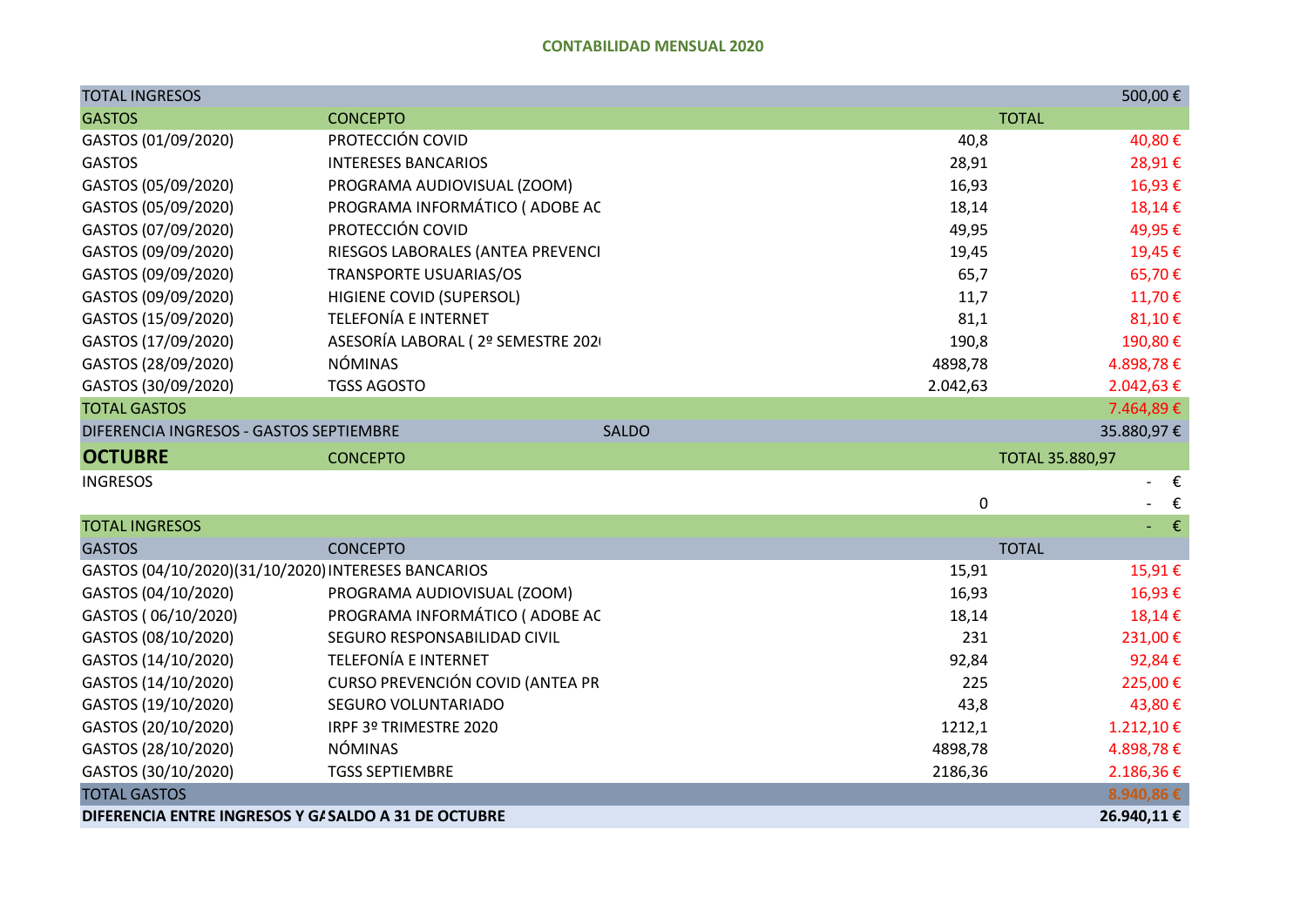**CONTABILIDAD MENSUAL 2020**

| | | | |
|---|---|---|---|
| TOTAL INGRESOS | | | 500,00 € |
| GASTOS | CONCEPTO | | TOTAL |
| GASTOS (01/09/2020) | PROTECCIÓN COVID | 40,8 | 40,80 € |
| GASTOS | INTERESES BANCARIOS | 28,91 | 28,91 € |
| GASTOS (05/09/2020) | PROGRAMA AUDIOVISUAL (ZOOM) | 16,93 | 16,93 € |
| GASTOS (05/09/2020) | PROGRAMA INFORMÁTICO ( ADOBE AC | 18,14 | 18,14 € |
| GASTOS (07/09/2020) | PROTECCIÓN COVID | 49,95 | 49,95 € |
| GASTOS (09/09/2020) | RIESGOS LABORALES (ANTEA PREVENCI | 19,45 | 19,45 € |
| GASTOS (09/09/2020) | TRANSPORTE USUARIAS/OS | 65,7 | 65,70 € |
| GASTOS (09/09/2020) | HIGIENE COVID (SUPERSOL) | 11,7 | 11,70 € |
| GASTOS (15/09/2020) | TELEFONÍA E INTERNET | 81,1 | 81,10 € |
| GASTOS (17/09/2020) | ASESORÍA LABORAL ( 2º SEMESTRE 202 | 190,8 | 190,80 € |
| GASTOS (28/09/2020) | NÓMINAS | 4898,78 | 4.898,78 € |
| GASTOS (30/09/2020) | TGSS AGOSTO | 2.042,63 | 2.042,63 € |
| TOTAL GASTOS | | | 7.464,89 € |
| DIFERENCIA INGRESOS - GASTOS SEPTIEMBRE | SALDO | | 35.880,97 € |
| **OCTUBRE** | CONCEPTO | | TOTAL 35.880,97 |
| INGRESOS | | | - € |
| | | 0 | - € |
| TOTAL INGRESOS | | | - € |
| GASTOS | CONCEPTO | | TOTAL |
| GASTOS (04/10/2020)(31/10/2020) | INTERESES BANCARIOS | 15,91 | 15,91 € |
| GASTOS (04/10/2020) | PROGRAMA AUDIOVISUAL (ZOOM) | 16,93 | 16,93 € |
| GASTOS ( 06/10/2020) | PROGRAMA INFORMÁTICO ( ADOBE AC | 18,14 | 18,14 € |
| GASTOS (08/10/2020) | SEGURO RESPONSABILIDAD CIVIL | 231 | 231,00 € |
| GASTOS (14/10/2020) | TELEFONÍA E INTERNET | 92,84 | 92,84 € |
| GASTOS (14/10/2020) | CURSO PREVENCIÓN COVID (ANTEA PR | 225 | 225,00 € |
| GASTOS (19/10/2020) | SEGURO VOLUNTARIADO | 43,8 | 43,80 € |
| GASTOS (20/10/2020) | IRPF 3º TRIMESTRE 2020 | 1212,1 | 1.212,10 € |
| GASTOS (28/10/2020) | NÓMINAS | 4898,78 | 4.898,78 € |
| GASTOS (30/10/2020) | TGSS SEPTIEMBRE | 2186,36 | 2.186,36 € |
| TOTAL GASTOS | | | **8.940,86 €** |
| **DIFERENCIA ENTRE INGRESOS Y GA** | **SALDO A 31 DE OCTUBRE** | | **26.940,11 €** |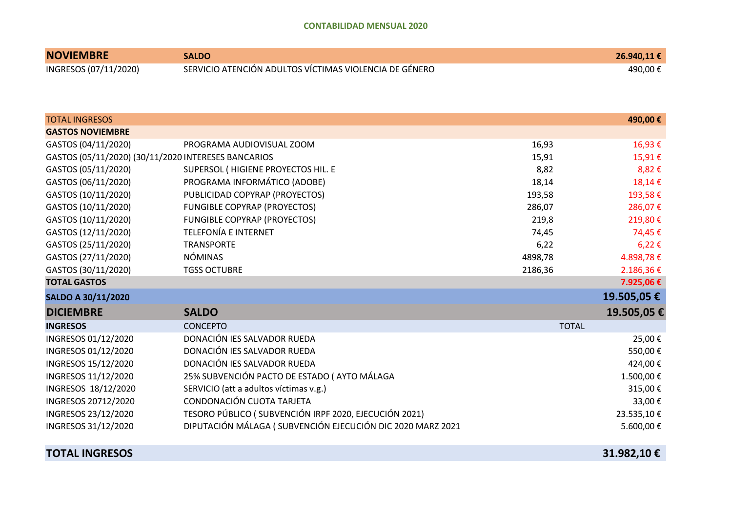**CONTABILIDAD MENSUAL 2020**

| | | | |
|---|---|---|---|
| **NOVIEMBRE** | **SALDO** | | **26.940,11 €** |
| INGRESOS (07/11/2020) | SERVICIO ATENCIÓN ADULTOS VÍCTIMAS VIOLENCIA DE GÉNERO | | 490,00 € |
| | | | |
| TOTAL INGRESOS | | | **490,00 €** |
| **GASTOS NOVIEMBRE** | | | |
| GASTOS (04/11/2020) | PROGRAMA AUDIOVISUAL ZOOM | 16,93 | 16,93 € |
| GASTOS (05/11/2020) (30/11/2020 | INTERESES BANCARIOS | 15,91 | 15,91 € |
| GASTOS (05/11/2020) | SUPERSOL ( HIGIENE PROYECTOS HIL. E | 8,82 | 8,82 € |
| GASTOS (06/11/2020) | PROGRAMA INFORMÁTICO (ADOBE) | 18,14 | 18,14 € |
| GASTOS (10/11/2020) | PUBLICIDAD COPYRAP (PROYECTOS) | 193,58 | 193,58 € |
| GASTOS (10/11/2020) | FUNGIBLE COPYRAP (PROYECTOS) | 286,07 | 286,07 € |
| GASTOS (10/11/2020) | FUNGIBLE COPYRAP (PROYECTOS) | 219,8 | 219,80 € |
| GASTOS (12/11/2020) | TELEFONÍA E INTERNET | 74,45 | 74,45 € |
| GASTOS (25/11/2020) | TRANSPORTE | 6,22 | 6,22 € |
| GASTOS (27/11/2020) | NÓMINAS | 4898,78 | 4.898,78 € |
| GASTOS (30/11/2020) | TGSS OCTUBRE | 2186,36 | 2.186,36 € |
| **TOTAL GASTOS** | | | **7.925,06 €** |
| **SALDO A 30/11/2020** | | | **19.505,05 €** |
| **DICIEMBRE** | **SALDO** | | **19.505,05 €** |
| **INGRESOS** | CONCEPTO | TOTAL | |
| INGRESOS 01/12/2020 | DONACIÓN IES SALVADOR RUEDA | | 25,00 € |
| INGRESOS 01/12/2020 | DONACIÓN IES SALVADOR RUEDA | | 550,00 € |
| INGRESOS 15/12/2020 | DONACIÓN IES SALVADOR RUEDA | | 424,00 € |
| INGRESOS 11/12/2020 | 25% SUBVENCIÓN PACTO DE ESTADO ( AYTO MÁLAGA | | 1.500,00 € |
| INGRESOS 18/12/2020 | SERVICIO (att a adultos víctimas v.g.) | | 315,00 € |
| INGRESOS 20712/2020 | CONDONACIÓN CUOTA TARJETA | | 33,00 € |
| INGRESOS 23/12/2020 | TESORO PÚBLICO ( SUBVENCIÓN IRPF 2020, EJECUCIÓN 2021) | | 23.535,10 € |
| INGRESOS 31/12/2020 | DIPUTACIÓN MÁLAGA ( SUBVENCIÓN EJECUCIÓN DIC 2020 MARZ 2021 | | 5.600,00 € |
| | | | |
| **TOTAL INGRESOS** | | | **31.982,10 €** |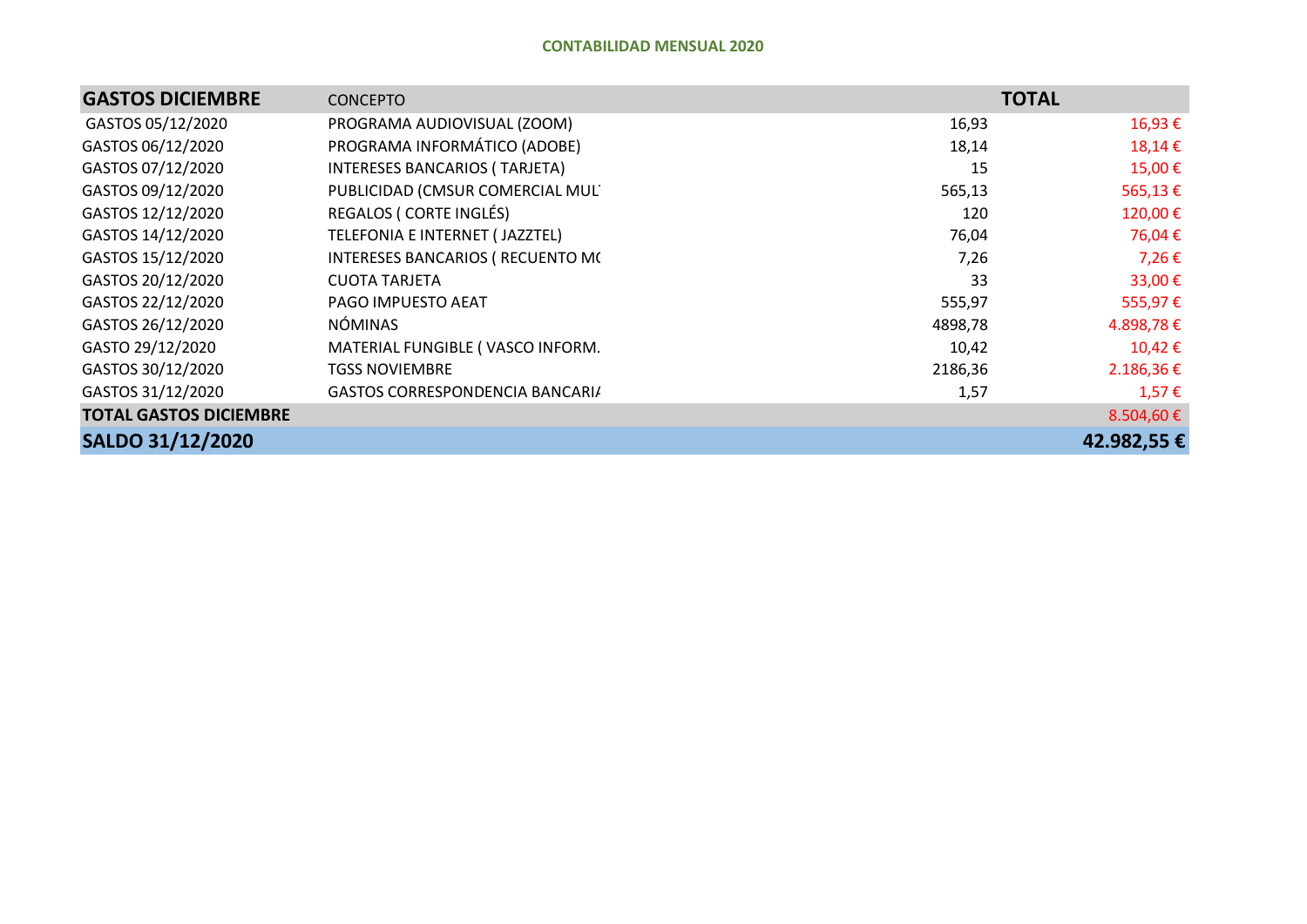**CONTABILIDAD MENSUAL 2020**

| GASTOS DICIEMBRE | CONCEPTO | | TOTAL |
|---|---|---|---|
| GASTOS 05/12/2020 | PROGRAMA AUDIOVISUAL (ZOOM) | 16,93 | 16,93 € |
| GASTOS 06/12/2020 | PROGRAMA INFORMÁTICO (ADOBE) | 18,14 | 18,14 € |
| GASTOS 07/12/2020 | INTERESES BANCARIOS ( TARJETA) | 15 | 15,00 € |
| GASTOS 09/12/2020 | PUBLICIDAD (CMSUR COMERCIAL MUL | 565,13 | 565,13 € |
| GASTOS 12/12/2020 | REGALOS ( CORTE INGLÉS) | 120 | 120,00 € |
| GASTOS 14/12/2020 | TELEFONIA E INTERNET ( JAZZTEL) | 76,04 | 76,04 € |
| GASTOS 15/12/2020 | INTERESES BANCARIOS ( RECUENTO M( | 7,26 | 7,26 € |
| GASTOS 20/12/2020 | CUOTA TARJETA | 33 | 33,00 € |
| GASTOS 22/12/2020 | PAGO IMPUESTO AEAT | 555,97 | 555,97 € |
| GASTOS 26/12/2020 | NÓMINAS | 4898,78 | 4.898,78 € |
| GASTO 29/12/2020 | MATERIAL FUNGIBLE ( VASCO INFORM. | 10,42 | 10,42 € |
| GASTOS 30/12/2020 | TGSS NOVIEMBRE | 2186,36 | 2.186,36 € |
| GASTOS 31/12/2020 | GASTOS CORRESPONDENCIA BANCARI/ | 1,57 | 1,57 € |
| **TOTAL GASTOS DICIEMBRE** | | | 8.504,60 € |
| **SALDO 31/12/2020** | | | **42.982,55 €** |